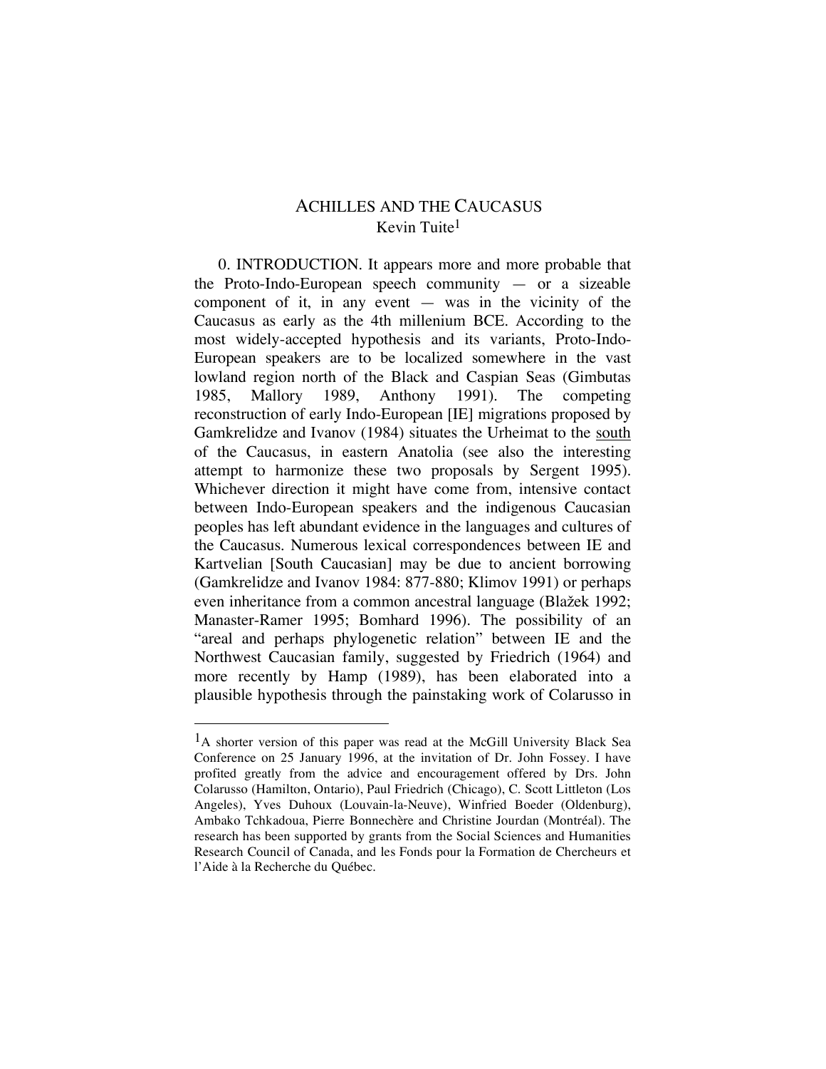# ACHILLES AND THE CAUCASUS

Kevin Tuite[1]

0. INTRODUCTION. It appears more and more probable that the Proto-Indo-European speech community — or a sizeable component of it, in any event — was in the vicinity of the Caucasus as early as the 4th millenium BCE. According to the most widely-accepted hypothesis and its variants, Proto-Indo-European speakers are to be localized somewhere in the vast lowland region north of the Black and Caspian Seas (Gimbutas 1985, Mallory 1989, Anthony 1991). The competing reconstruction of early Indo-European [IE] migrations proposed by Gamkrelidze and Ivanov (1984) situates the Urheimat to the <u>south</u> of the Caucasus, in eastern Anatolia (see also the interesting attempt to harmonize these two proposals by Sergent 1995). Whichever direction it might have come from, intensive contact between Indo-European speakers and the indigenous Caucasian peoples has left abundant evidence in the languages and cultures of the Caucasus. Numerous lexical correspondences between IE and Kartvelian [South Caucasian] may be due to ancient borrowing (Gamkrelidze and Ivanov 1984: 877-880; Klimov 1991) or perhaps even inheritance from a common ancestral language (Blažek 1992; Manaster-Ramer 1995; Bomhard 1996). The possibility of an "areal and perhaps phylogenetic relation" between IE and the Northwest Caucasian family, suggested by Friedrich (1964) and more recently by Hamp (1989), has been elaborated into a plausible hypothesis through the painstaking work of Colarusso in

---

[1] A shorter version of this paper was read at the McGill University Black Sea Conference on 25 January 1996, at the invitation of Dr. John Fossey. I have profited greatly from the advice and encouragement offered by Drs. John Colarusso (Hamilton, Ontario), Paul Friedrich (Chicago), C. Scott Littleton (Los Angeles), Yves Duhoux (Louvain-la-Neuve), Winfried Boeder (Oldenburg), Ambako Tchkadoua, Pierre Bonnechère and Christine Jourdan (Montréal). The research has been supported by grants from the Social Sciences and Humanities Research Council of Canada, and les Fonds pour la Formation de Chercheurs et l'Aide à la Recherche du Québec.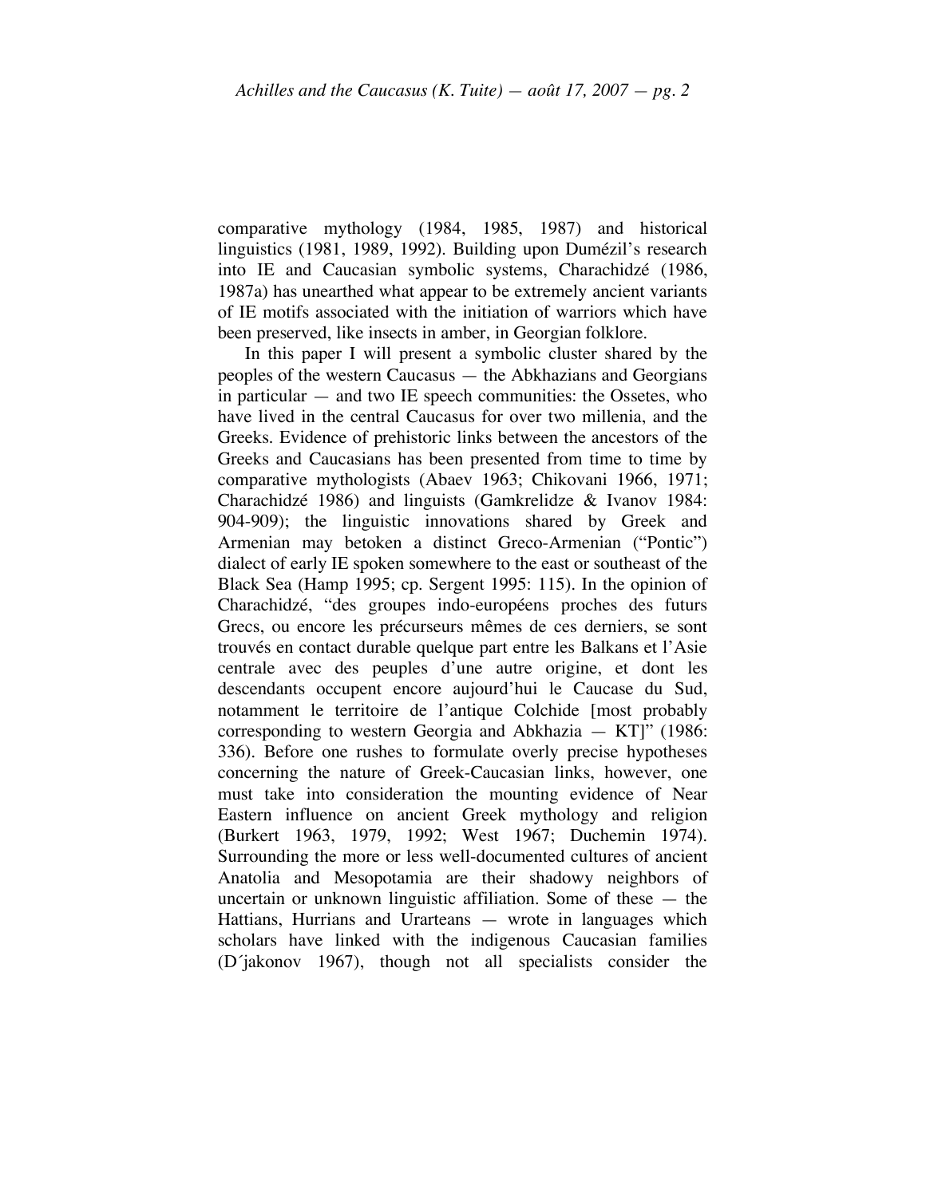comparative mythology (1984, 1985, 1987) and historical linguistics (1981, 1989, 1992). Building upon Dumézil's research into IE and Caucasian symbolic systems, Charachidzé (1986, 1987a) has unearthed what appear to be extremely ancient variants of IE motifs associated with the initiation of warriors which have been preserved, like insects in amber, in Georgian folklore.

In this paper I will present a symbolic cluster shared by the peoples of the western Caucasus — the Abkhazians and Georgians in particular — and two IE speech communities: the Ossetes, who have lived in the central Caucasus for over two millenia, and the Greeks. Evidence of prehistoric links between the ancestors of the Greeks and Caucasians has been presented from time to time by comparative mythologists (Abaev 1963; Chikovani 1966, 1971; Charachidzé 1986) and linguists (Gamkrelidze & Ivanov 1984: 904-909); the linguistic innovations shared by Greek and Armenian may betoken a distinct Greco-Armenian ("Pontic") dialect of early IE spoken somewhere to the east or southeast of the Black Sea (Hamp 1995; cp. Sergent 1995: 115). In the opinion of Charachidzé, "des groupes indo-européens proches des futurs Grecs, ou encore les précurseurs mêmes de ces derniers, se sont trouvés en contact durable quelque part entre les Balkans et l'Asie centrale avec des peuples d'une autre origine, et dont les descendants occupent encore aujourd'hui le Caucase du Sud, notamment le territoire de l'antique Colchide [most probably corresponding to western Georgia and Abkhazia — KT]" (1986: 336). Before one rushes to formulate overly precise hypotheses concerning the nature of Greek-Caucasian links, however, one must take into consideration the mounting evidence of Near Eastern influence on ancient Greek mythology and religion (Burkert 1963, 1979, 1992; West 1967; Duchemin 1974). Surrounding the more or less well-documented cultures of ancient Anatolia and Mesopotamia are their shadowy neighbors of uncertain or unknown linguistic affiliation. Some of these — the Hattians, Hurrians and Urarteans — wrote in languages which scholars have linked with the indigenous Caucasian families (D´jakonov 1967), though not all specialists consider the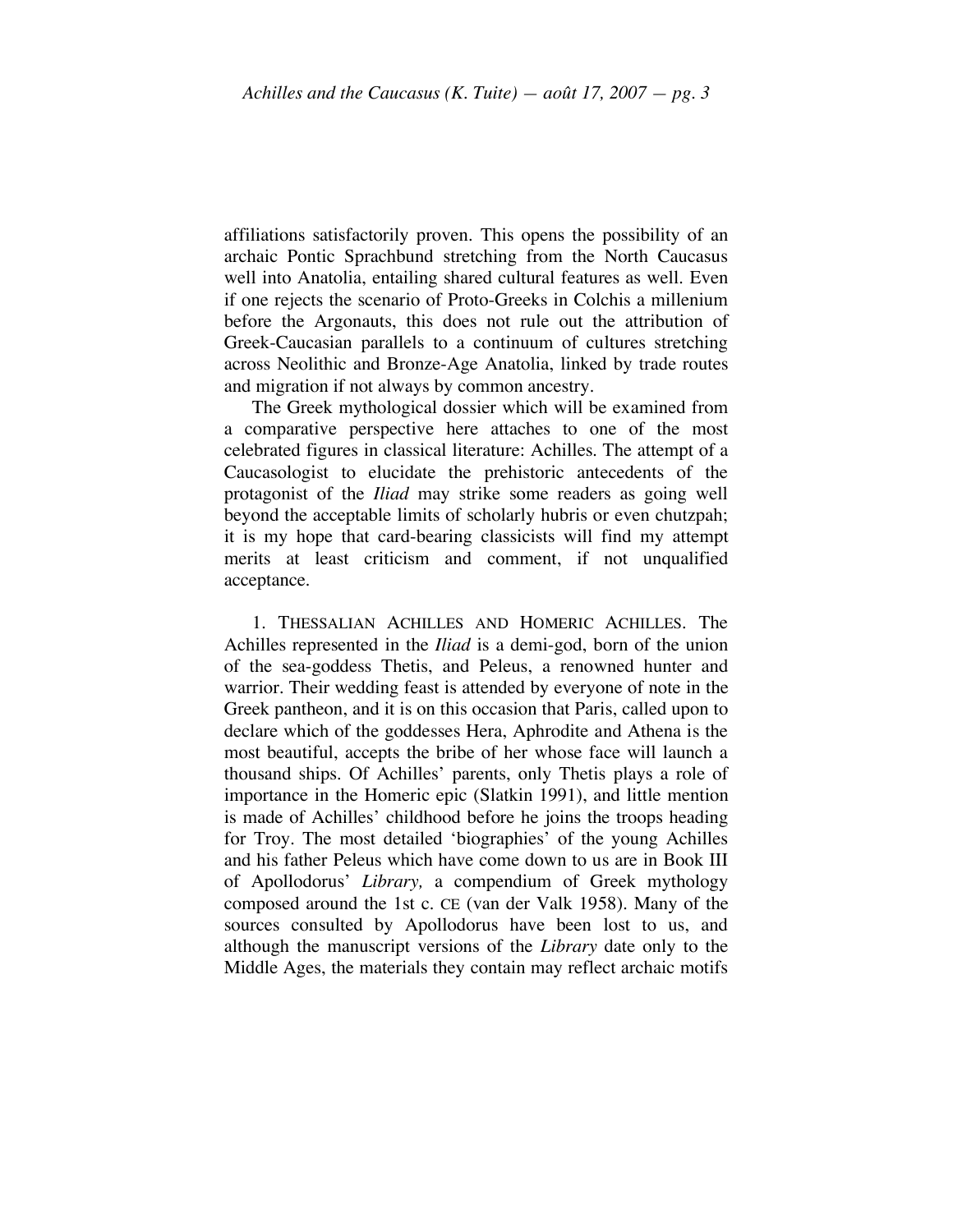affiliations satisfactorily proven. This opens the possibility of an archaic Pontic Sprachbund stretching from the North Caucasus well into Anatolia, entailing shared cultural features as well. Even if one rejects the scenario of Proto-Greeks in Colchis a millenium before the Argonauts, this does not rule out the attribution of Greek-Caucasian parallels to a continuum of cultures stretching across Neolithic and Bronze-Age Anatolia, linked by trade routes and migration if not always by common ancestry.

The Greek mythological dossier which will be examined from a comparative perspective here attaches to one of the most celebrated figures in classical literature: Achilles. The attempt of a Caucasologist to elucidate the prehistoric antecedents of the protagonist of the *Iliad* may strike some readers as going well beyond the acceptable limits of scholarly hubris or even chutzpah; it is my hope that card-bearing classicists will find my attempt merits at least criticism and comment, if not unqualified acceptance.

1. THESSALIAN ACHILLES AND HOMERIC ACHILLES. The Achilles represented in the *Iliad* is a demi-god, born of the union of the sea-goddess Thetis, and Peleus, a renowned hunter and warrior. Their wedding feast is attended by everyone of note in the Greek pantheon, and it is on this occasion that Paris, called upon to declare which of the goddesses Hera, Aphrodite and Athena is the most beautiful, accepts the bribe of her whose face will launch a thousand ships. Of Achilles' parents, only Thetis plays a role of importance in the Homeric epic (Slatkin 1991), and little mention is made of Achilles' childhood before he joins the troops heading for Troy. The most detailed 'biographies' of the young Achilles and his father Peleus which have come down to us are in Book III of Apollodorus' *Library,* a compendium of Greek mythology composed around the 1st c. CE (van der Valk 1958). Many of the sources consulted by Apollodorus have been lost to us, and although the manuscript versions of the *Library* date only to the Middle Ages, the materials they contain may reflect archaic motifs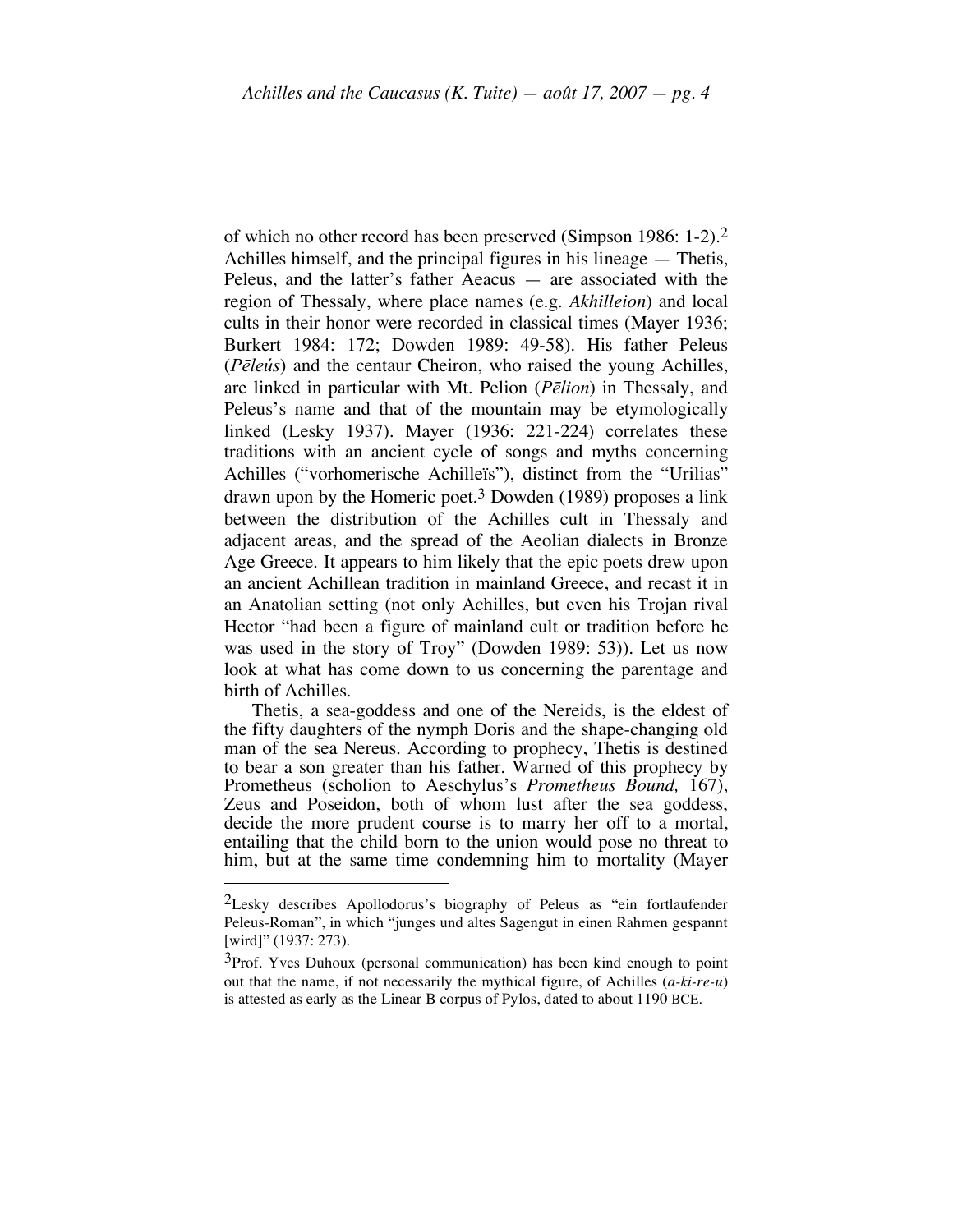of which no other record has been preserved (Simpson 1986: 1-2).[2] Achilles himself, and the principal figures in his lineage — Thetis, Peleus, and the latter's father Aeacus — are associated with the region of Thessaly, where place names (e.g. *Akhilleion*) and local cults in their honor were recorded in classical times (Mayer 1936; Burkert 1984: 172; Dowden 1989: 49-58). His father Peleus (*Pēleús*) and the centaur Cheiron, who raised the young Achilles, are linked in particular with Mt. Pelion (*Pēlion*) in Thessaly, and Peleus's name and that of the mountain may be etymologically linked (Lesky 1937). Mayer (1936: 221-224) correlates these traditions with an ancient cycle of songs and myths concerning Achilles ("vorhomerische Achilleïs"), distinct from the "Urilias" drawn upon by the Homeric poet.[3] Dowden (1989) proposes a link between the distribution of the Achilles cult in Thessaly and adjacent areas, and the spread of the Aeolian dialects in Bronze Age Greece. It appears to him likely that the epic poets drew upon an ancient Achillean tradition in mainland Greece, and recast it in an Anatolian setting (not only Achilles, but even his Trojan rival Hector "had been a figure of mainland cult or tradition before he was used in the story of Troy" (Dowden 1989: 53)). Let us now look at what has come down to us concerning the parentage and birth of Achilles.

Thetis, a sea-goddess and one of the Nereids, is the eldest of the fifty daughters of the nymph Doris and the shape-changing old man of the sea Nereus. According to prophecy, Thetis is destined to bear a son greater than his father. Warned of this prophecy by Prometheus (scholion to Aeschylus's *Prometheus Bound,* 167), Zeus and Poseidon, both of whom lust after the sea goddess, decide the more prudent course is to marry her off to a mortal, entailing that the child born to the union would pose no threat to him, but at the same time condemning him to mortality (Mayer

---

[2] Lesky describes Apollodorus's biography of Peleus as "ein fortlaufender Peleus-Roman", in which "junges und altes Sagengut in einen Rahmen gespannt [wird]" (1937: 273).

[3] Prof. Yves Duhoux (personal communication) has been kind enough to point out that the name, if not necessarily the mythical figure, of Achilles (*a-ki-re-u*) is attested as early as the Linear B corpus of Pylos, dated to about 1190 BCE.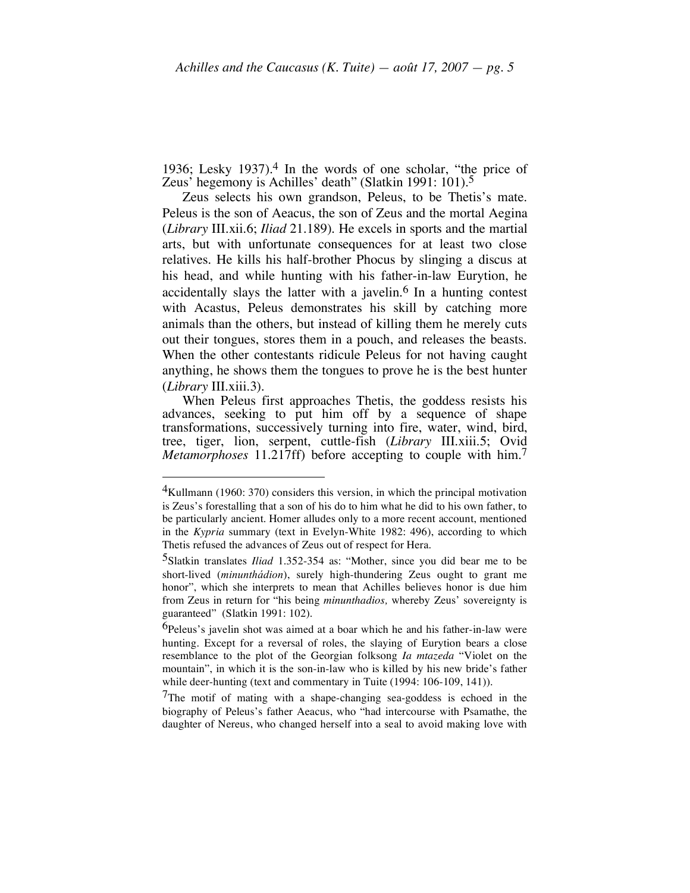1936; Lesky 1937).[4] In the words of one scholar, "the price of Zeus' hegemony is Achilles' death" (Slatkin 1991: 101).[5]

Zeus selects his own grandson, Peleus, to be Thetis's mate. Peleus is the son of Aeacus, the son of Zeus and the mortal Aegina (*Library* III.xii.6; *Iliad* 21.189). He excels in sports and the martial arts, but with unfortunate consequences for at least two close relatives. He kills his half-brother Phocus by slinging a discus at his head, and while hunting with his father-in-law Eurytion, he accidentally slays the latter with a javelin.[6] In a hunting contest with Acastus, Peleus demonstrates his skill by catching more animals than the others, but instead of killing them he merely cuts out their tongues, stores them in a pouch, and releases the beasts. When the other contestants ridicule Peleus for not having caught anything, he shows them the tongues to prove he is the best hunter (*Library* III.xiii.3).

When Peleus first approaches Thetis, the goddess resists his advances, seeking to put him off by a sequence of shape transformations, successively turning into fire, water, wind, bird, tree, tiger, lion, serpent, cuttle-fish (*Library* III.xiii.5; Ovid *Metamorphoses* 11.217ff) before accepting to couple with him.[7]

---

[4]Kullmann (1960: 370) considers this version, in which the principal motivation is Zeus's forestalling that a son of his do to him what he did to his own father, to be particularly ancient. Homer alludes only to a more recent account, mentioned in the *Kypria* summary (text in Evelyn-White 1982: 496), according to which Thetis refused the advances of Zeus out of respect for Hera.

[5]Slatkin translates *Iliad* 1.352-354 as: "Mother, since you did bear me to be short-lived (*minunthádion*), surely high-thundering Zeus ought to grant me honor", which she interprets to mean that Achilles believes honor is due him from Zeus in return for "his being *minunthadios,* whereby Zeus' sovereignty is guaranteed" (Slatkin 1991: 102).

[6]Peleus's javelin shot was aimed at a boar which he and his father-in-law were hunting. Except for a reversal of roles, the slaying of Eurytion bears a close resemblance to the plot of the Georgian folksong *Ia mtazeda* "Violet on the mountain", in which it is the son-in-law who is killed by his new bride's father while deer-hunting (text and commentary in Tuite (1994: 106-109, 141)).

[7]The motif of mating with a shape-changing sea-goddess is echoed in the biography of Peleus's father Aeacus, who "had intercourse with Psamathe, the daughter of Nereus, who changed herself into a seal to avoid making love with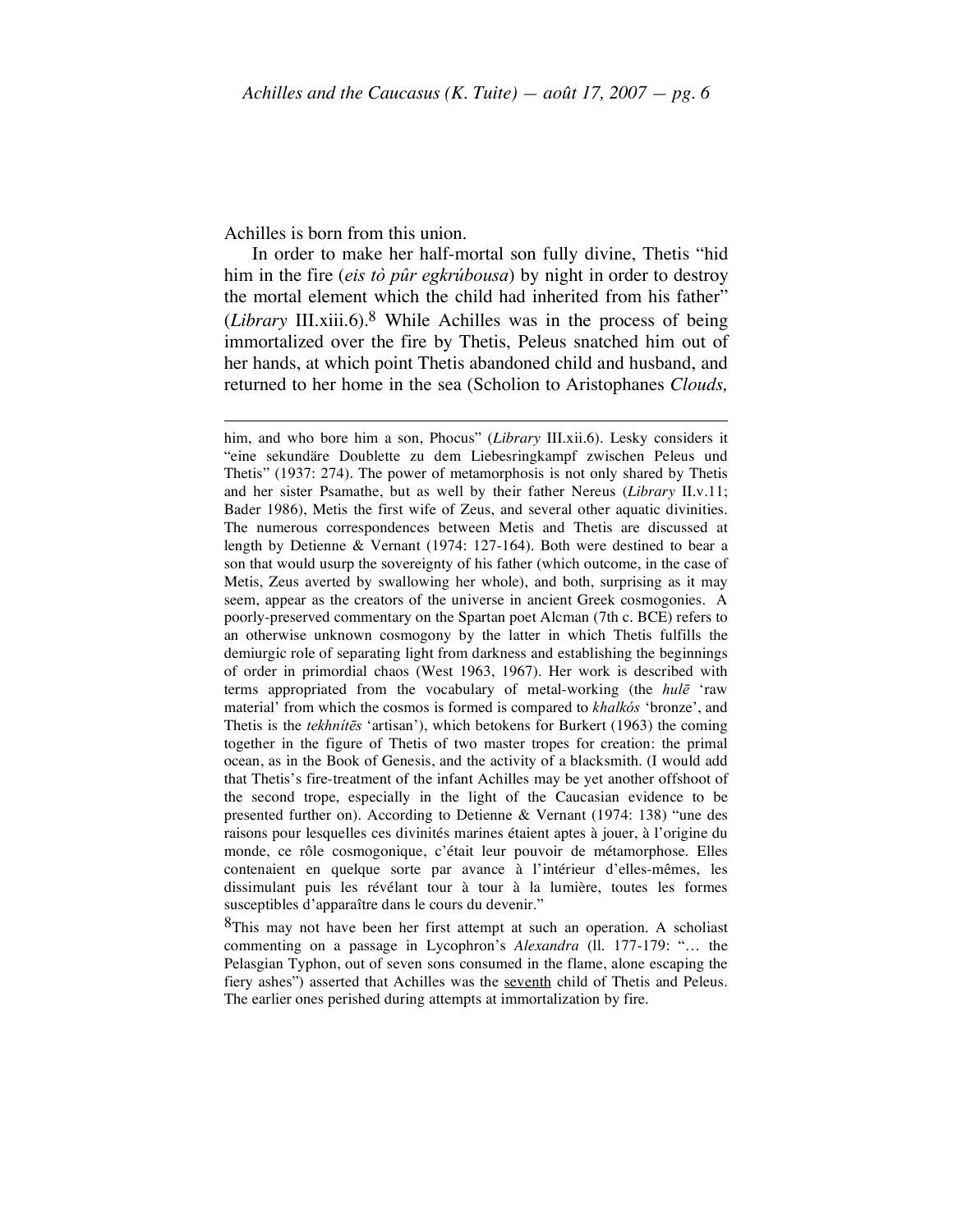Achilles is born from this union.

In order to make her half-mortal son fully divine, Thetis "hid him in the fire (*eis tò pûr egkrúbousa*) by night in order to destroy the mortal element which the child had inherited from his father" (*Library* III.xiii.6).[8] While Achilles was in the process of being immortalized over the fire by Thetis, Peleus snatched him out of her hands, at which point Thetis abandoned child and husband, and returned to her home in the sea (Scholion to Aristophanes *Clouds,*

---

him, and who bore him a son, Phocus" (*Library* III.xii.6). Lesky considers it "eine sekundäre Doublette zu dem Liebesringkampf zwischen Peleus und Thetis" (1937: 274). The power of metamorphosis is not only shared by Thetis and her sister Psamathe, but as well by their father Nereus (*Library* II.v.11; Bader 1986), Metis the first wife of Zeus, and several other aquatic divinities. The numerous correspondences between Metis and Thetis are discussed at length by Detienne & Vernant (1974: 127-164). Both were destined to bear a son that would usurp the sovereignty of his father (which outcome, in the case of Metis, Zeus averted by swallowing her whole), and both, surprising as it may seem, appear as the creators of the universe in ancient Greek cosmogonies. A poorly-preserved commentary on the Spartan poet Alcman (7th c. BCE) refers to an otherwise unknown cosmogony by the latter in which Thetis fulfills the demiurgic role of separating light from darkness and establishing the beginnings of order in primordial chaos (West 1963, 1967). Her work is described with terms appropriated from the vocabulary of metal-working (the *hulē* 'raw material' from which the cosmos is formed is compared to *khalkós* 'bronze', and Thetis is the *tekhnítēs* 'artisan'), which betokens for Burkert (1963) the coming together in the figure of Thetis of two master tropes for creation: the primal ocean, as in the Book of Genesis, and the activity of a blacksmith. (I would add that Thetis's fire-treatment of the infant Achilles may be yet another offshoot of the second trope, especially in the light of the Caucasian evidence to be presented further on). According to Detienne & Vernant (1974: 138) "une des raisons pour lesquelles ces divinités marines étaient aptes à jouer, à l'origine du monde, ce rôle cosmogonique, c'était leur pouvoir de métamorphose. Elles contenaient en quelque sorte par avance à l'intérieur d'elles-mêmes, les dissimulant puis les révélant tour à tour à la lumière, toutes les formes susceptibles d'apparaître dans le cours du devenir."

[8] This may not have been her first attempt at such an operation. A scholiast commenting on a passage in Lycophron's *Alexandra* (ll. 177-179: "… the Pelasgian Typhon, out of seven sons consumed in the flame, alone escaping the fiery ashes") asserted that Achilles was the <u>seventh</u> child of Thetis and Peleus. The earlier ones perished during attempts at immortalization by fire.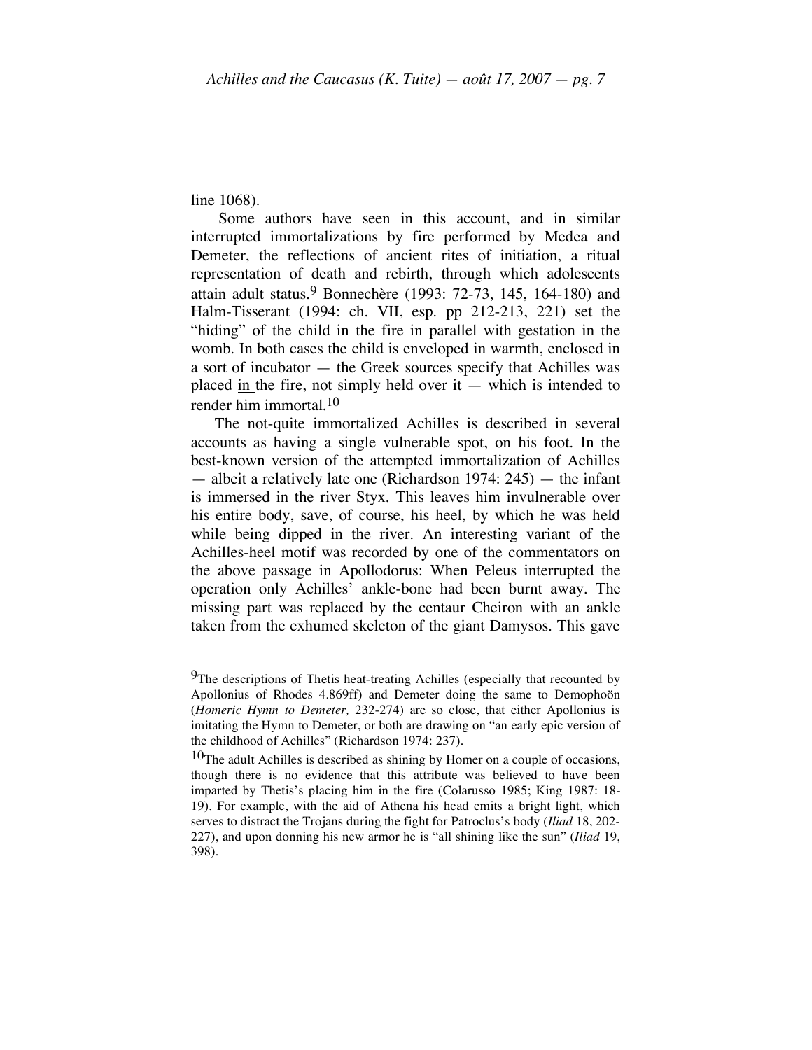line 1068).

Some authors have seen in this account, and in similar interrupted immortalizations by fire performed by Medea and Demeter, the reflections of ancient rites of initiation, a ritual representation of death and rebirth, through which adolescents attain adult status.[9] Bonnechère (1993: 72-73, 145, 164-180) and Halm-Tisserant (1994: ch. VII, esp. pp 212-213, 221) set the "hiding" of the child in the fire in parallel with gestation in the womb. In both cases the child is enveloped in warmth, enclosed in a sort of incubator — the Greek sources specify that Achilles was placed in the fire, not simply held over it — which is intended to render him immortal.[10]

The not-quite immortalized Achilles is described in several accounts as having a single vulnerable spot, on his foot. In the best-known version of the attempted immortalization of Achilles — albeit a relatively late one (Richardson 1974: 245) — the infant is immersed in the river Styx. This leaves him invulnerable over his entire body, save, of course, his heel, by which he was held while being dipped in the river. An interesting variant of the Achilles-heel motif was recorded by one of the commentators on the above passage in Apollodorus: When Peleus interrupted the operation only Achilles' ankle-bone had been burnt away. The missing part was replaced by the centaur Cheiron with an ankle taken from the exhumed skeleton of the giant Damysos. This gave

---

[9] The descriptions of Thetis heat-treating Achilles (especially that recounted by Apollonius of Rhodes 4.869ff) and Demeter doing the same to Demophoön (*Homeric Hymn to Demeter,* 232-274) are so close, that either Apollonius is imitating the Hymn to Demeter, or both are drawing on "an early epic version of the childhood of Achilles" (Richardson 1974: 237).

[10] The adult Achilles is described as shining by Homer on a couple of occasions, though there is no evidence that this attribute was believed to have been imparted by Thetis's placing him in the fire (Colarusso 1985; King 1987: 18-19). For example, with the aid of Athena his head emits a bright light, which serves to distract the Trojans during the fight for Patroclus's body (*Iliad* 18, 202-227), and upon donning his new armor he is "all shining like the sun" (*Iliad* 19, 398).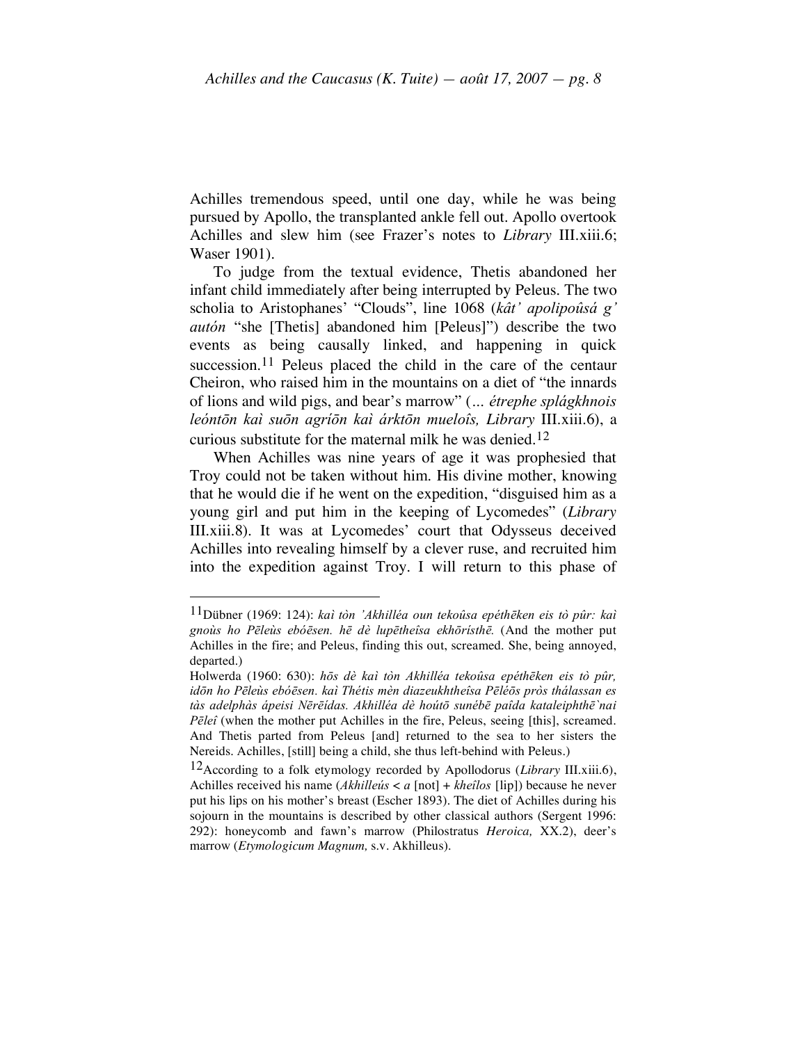Achilles tremendous speed, until one day, while he was being pursued by Apollo, the transplanted ankle fell out. Apollo overtook Achilles and slew him (see Frazer's notes to *Library* III.xiii.6; Waser 1901).

To judge from the textual evidence, Thetis abandoned her infant child immediately after being interrupted by Peleus. The two scholia to Aristophanes' "Clouds", line 1068 (*kât' apolipoûsá g' autón* "she [Thetis] abandoned him [Peleus]") describe the two events as being causally linked, and happening in quick succession.[11] Peleus placed the child in the care of the centaur Cheiron, who raised him in the mountains on a diet of "the innards of lions and wild pigs, and bear's marrow" (*... étrephe splágkhnois leóntōn kaì suōn agríōn kaì árktōn mueloîs, Library* III.xiii.6), a curious substitute for the maternal milk he was denied.[12]

When Achilles was nine years of age it was prophesied that Troy could not be taken without him. His divine mother, knowing that he would die if he went on the expedition, "disguised him as a young girl and put him in the keeping of Lycomedes" (*Library* III.xiii.8). It was at Lycomedes' court that Odysseus deceived Achilles into revealing himself by a clever ruse, and recruited him into the expedition against Troy. I will return to this phase of

---

[11]Dübner (1969: 124): *kaì tòn 'Akhilléa oun tekoûsa epéthēken eis tò pûr: kaì gnoùs ho Pēleùs ebóēsen. hē dè lupētheîsa ekhōrísthē.* (And the mother put Achilles in the fire; and Peleus, finding this out, screamed. She, being annoyed, departed.)

Holwerda (1960: 630): *hōs dè kaì tòn Akhilléa tekoûsa epéthēken eis tò pûr, idōn ho Pēleùs ebóēsen. kaì Thétis mèn diazeukhtheîsa Pēléōs pròs thálassan es tàs adelphàs ápeisi Nērēḯdas. Akhilléa dè hoútō sunébē paîda kataleiphthē`nai Pēleî* (when the mother put Achilles in the fire, Peleus, seeing [this], screamed. And Thetis parted from Peleus [and] returned to the sea to her sisters the Nereids. Achilles, [still] being a child, she thus left-behind with Peleus.)

[12]According to a folk etymology recorded by Apollodorus (*Library* III.xiii.6), Achilles received his name (*Akhilleús* < *a* [not] + *kheîlos* [lip]) because he never put his lips on his mother's breast (Escher 1893). The diet of Achilles during his sojourn in the mountains is described by other classical authors (Sergent 1996: 292): honeycomb and fawn's marrow (Philostratus *Heroica,* XX.2), deer's marrow (*Etymologicum Magnum,* s.v. Akhilleus).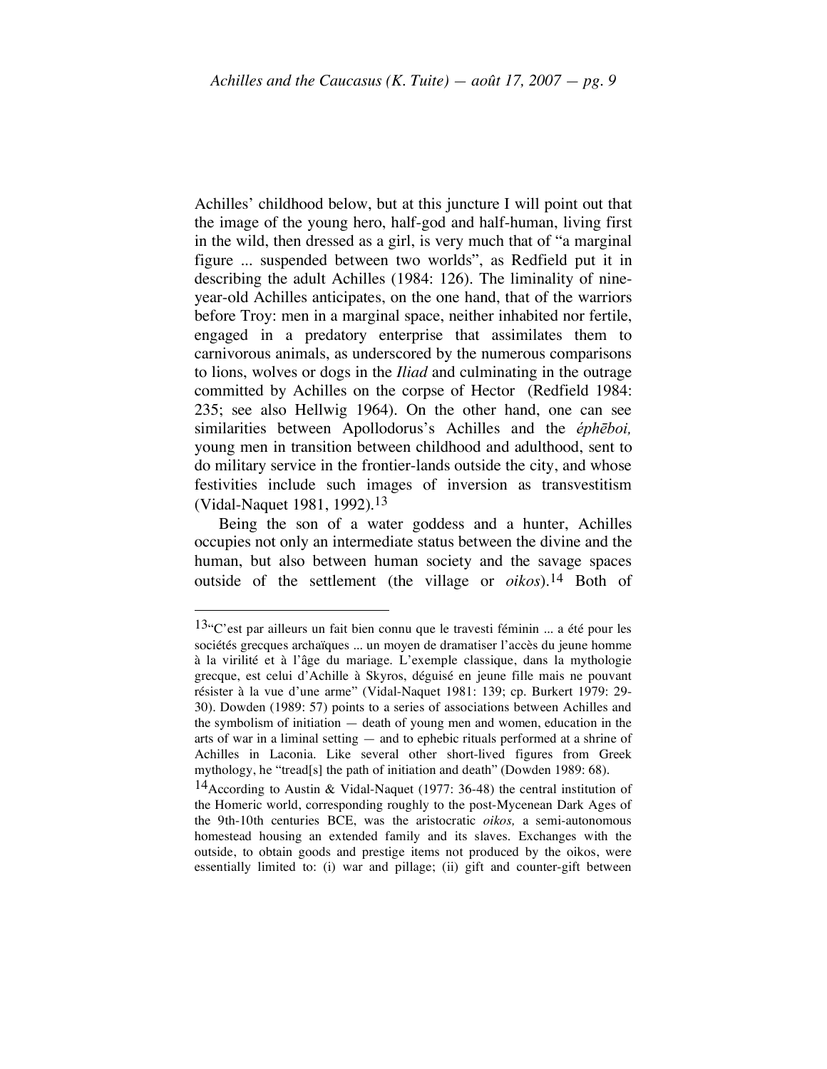Achilles' childhood below, but at this juncture I will point out that the image of the young hero, half-god and half-human, living first in the wild, then dressed as a girl, is very much that of "a marginal figure ... suspended between two worlds", as Redfield put it in describing the adult Achilles (1984: 126). The liminality of nine-year-old Achilles anticipates, on the one hand, that of the warriors before Troy: men in a marginal space, neither inhabited nor fertile, engaged in a predatory enterprise that assimilates them to carnivorous animals, as underscored by the numerous comparisons to lions, wolves or dogs in the *Iliad* and culminating in the outrage committed by Achilles on the corpse of Hector (Redfield 1984: 235; see also Hellwig 1964). On the other hand, one can see similarities between Apollodorus's Achilles and the *éphēboi,* young men in transition between childhood and adulthood, sent to do military service in the frontier-lands outside the city, and whose festivities include such images of inversion as transvestitism (Vidal-Naquet 1981, 1992).[13]

Being the son of a water goddess and a hunter, Achilles occupies not only an intermediate status between the divine and the human, but also between human society and the savage spaces outside of the settlement (the village or *oikos*).[14] Both of

---

[13] "C'est par ailleurs un fait bien connu que le travesti féminin ... a été pour les sociétés grecques archaïques ... un moyen de dramatiser l'accès du jeune homme à la virilité et à l'âge du mariage. L'exemple classique, dans la mythologie grecque, est celui d'Achille à Skyros, déguisé en jeune fille mais ne pouvant résister à la vue d'une arme" (Vidal-Naquet 1981: 139; cp. Burkert 1979: 29-30). Dowden (1989: 57) points to a series of associations between Achilles and the symbolism of initiation — death of young men and women, education in the arts of war in a liminal setting — and to ephebic rituals performed at a shrine of Achilles in Laconia. Like several other short-lived figures from Greek mythology, he "tread[s] the path of initiation and death" (Dowden 1989: 68).

[14] According to Austin & Vidal-Naquet (1977: 36-48) the central institution of the Homeric world, corresponding roughly to the post-Mycenean Dark Ages of the 9th-10th centuries BCE, was the aristocratic *oikos,* a semi-autonomous homestead housing an extended family and its slaves. Exchanges with the outside, to obtain goods and prestige items not produced by the oikos, were essentially limited to: (i) war and pillage; (ii) gift and counter-gift between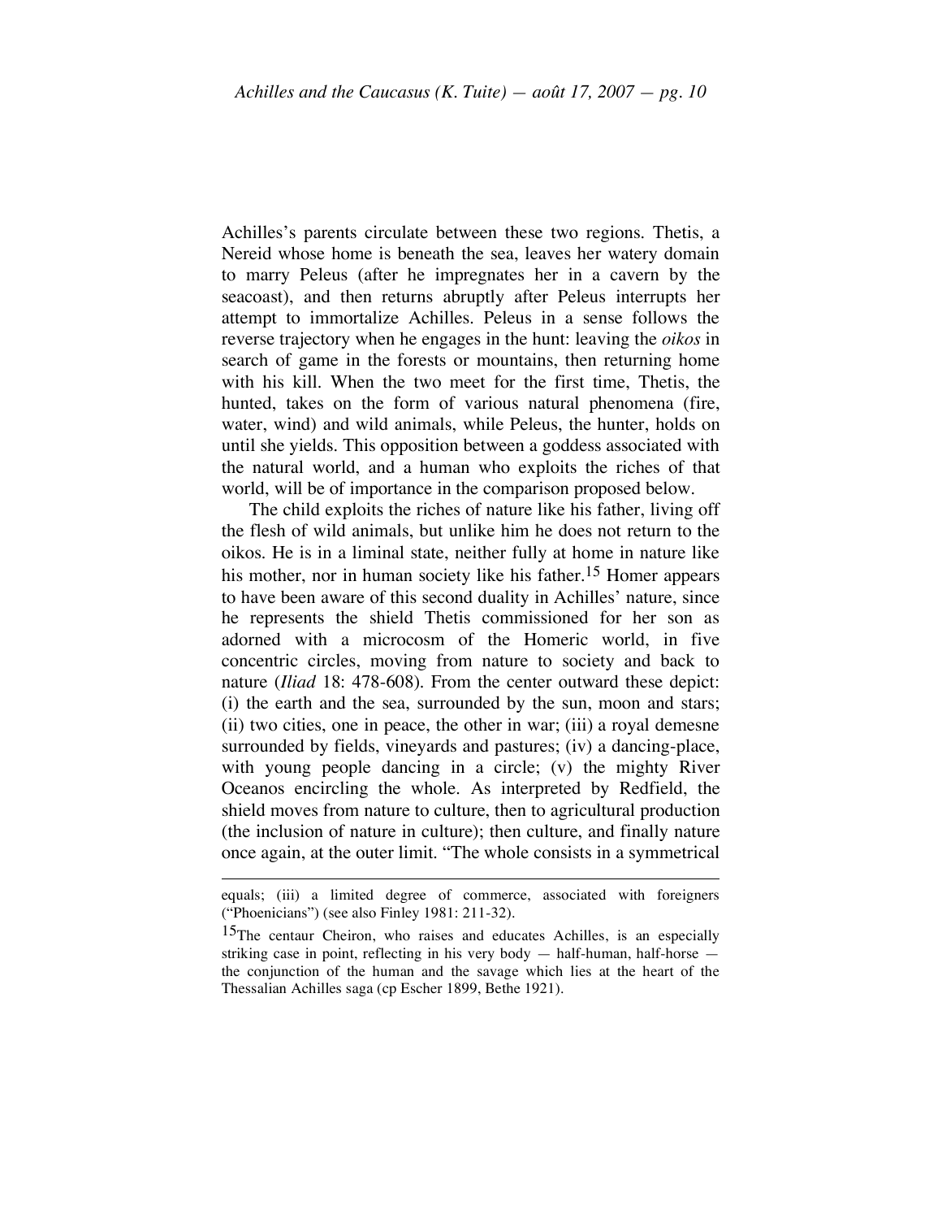Achilles's parents circulate between these two regions. Thetis, a Nereid whose home is beneath the sea, leaves her watery domain to marry Peleus (after he impregnates her in a cavern by the seacoast), and then returns abruptly after Peleus interrupts her attempt to immortalize Achilles. Peleus in a sense follows the reverse trajectory when he engages in the hunt: leaving the *oikos* in search of game in the forests or mountains, then returning home with his kill. When the two meet for the first time, Thetis, the hunted, takes on the form of various natural phenomena (fire, water, wind) and wild animals, while Peleus, the hunter, holds on until she yields. This opposition between a goddess associated with the natural world, and a human who exploits the riches of that world, will be of importance in the comparison proposed below.

The child exploits the riches of nature like his father, living off the flesh of wild animals, but unlike him he does not return to the oikos. He is in a liminal state, neither fully at home in nature like his mother, nor in human society like his father.[15] Homer appears to have been aware of this second duality in Achilles' nature, since he represents the shield Thetis commissioned for her son as adorned with a microcosm of the Homeric world, in five concentric circles, moving from nature to society and back to nature (*Iliad* 18: 478-608). From the center outward these depict: (i) the earth and the sea, surrounded by the sun, moon and stars; (ii) two cities, one in peace, the other in war; (iii) a royal demesne surrounded by fields, vineyards and pastures; (iv) a dancing-place, with young people dancing in a circle; (v) the mighty River Oceanos encircling the whole. As interpreted by Redfield, the shield moves from nature to culture, then to agricultural production (the inclusion of nature in culture); then culture, and finally nature once again, at the outer limit. "The whole consists in a symmetrical

---

equals; (iii) a limited degree of commerce, associated with foreigners ("Phoenicians") (see also Finley 1981: 211-32).

[15] The centaur Cheiron, who raises and educates Achilles, is an especially striking case in point, reflecting in his very body — half-human, half-horse — the conjunction of the human and the savage which lies at the heart of the Thessalian Achilles saga (cp Escher 1899, Bethe 1921).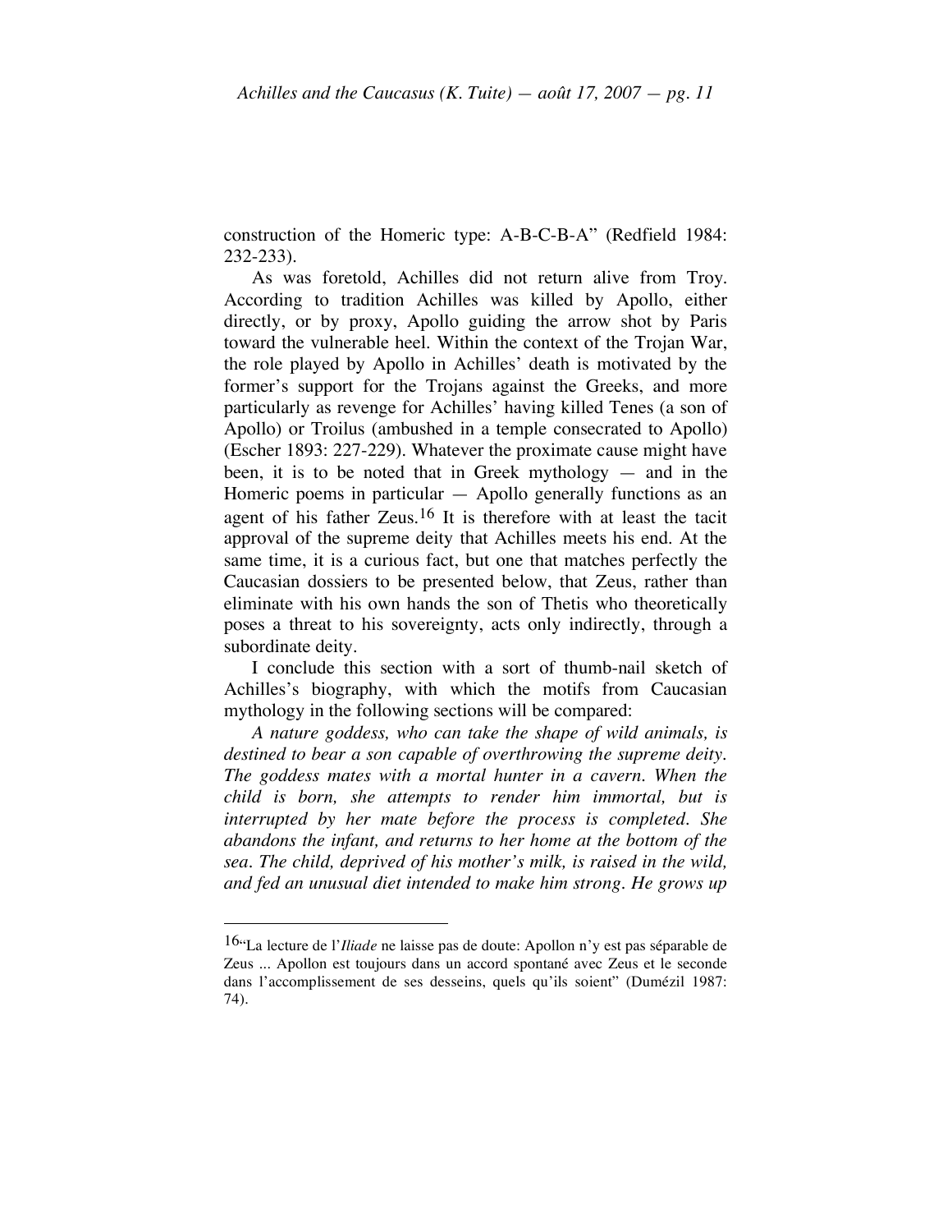construction of the Homeric type: A-B-C-B-A" (Redfield 1984: 232-233).

As was foretold, Achilles did not return alive from Troy. According to tradition Achilles was killed by Apollo, either directly, or by proxy, Apollo guiding the arrow shot by Paris toward the vulnerable heel. Within the context of the Trojan War, the role played by Apollo in Achilles' death is motivated by the former's support for the Trojans against the Greeks, and more particularly as revenge for Achilles' having killed Tenes (a son of Apollo) or Troilus (ambushed in a temple consecrated to Apollo) (Escher 1893: 227-229). Whatever the proximate cause might have been, it is to be noted that in Greek mythology — and in the Homeric poems in particular — Apollo generally functions as an agent of his father Zeus.[16] It is therefore with at least the tacit approval of the supreme deity that Achilles meets his end. At the same time, it is a curious fact, but one that matches perfectly the Caucasian dossiers to be presented below, that Zeus, rather than eliminate with his own hands the son of Thetis who theoretically poses a threat to his sovereignty, acts only indirectly, through a subordinate deity.

I conclude this section with a sort of thumb-nail sketch of Achilles's biography, with which the motifs from Caucasian mythology in the following sections will be compared:

*A nature goddess, who can take the shape of wild animals, is destined to bear a son capable of overthrowing the supreme deity. The goddess mates with a mortal hunter in a cavern. When the child is born, she attempts to render him immortal, but is interrupted by her mate before the process is completed. She abandons the infant, and returns to her home at the bottom of the sea. The child, deprived of his mother's milk, is raised in the wild, and fed an unusual diet intended to make him strong. He grows up*

---

[16] "La lecture de l'*Iliade* ne laisse pas de doute: Apollon n'y est pas séparable de Zeus ... Apollon est toujours dans un accord spontané avec Zeus et le seconde dans l'accomplissement de ses desseins, quels qu'ils soient" (Dumézil 1987: 74).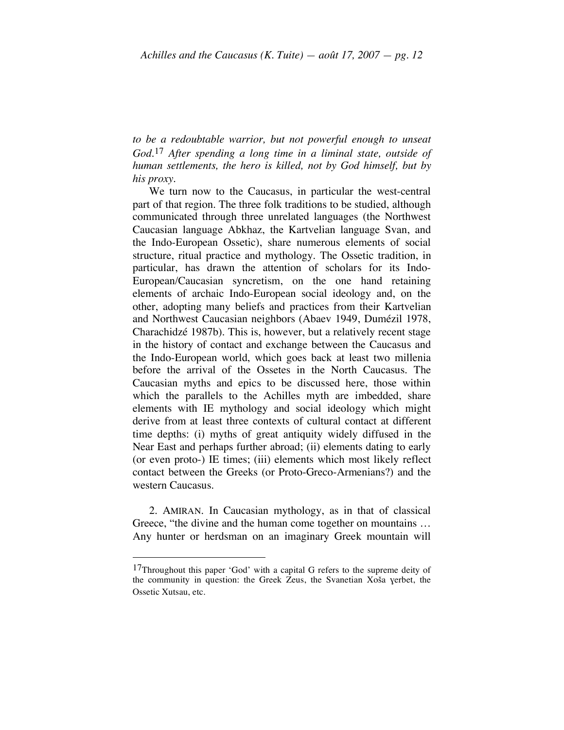*to be a redoubtable warrior, but not powerful enough to unseat God.*[17] *After spending a long time in a liminal state, outside of human settlements, the hero is killed, not by God himself, but by his proxy.*

We turn now to the Caucasus, in particular the west-central part of that region. The three folk traditions to be studied, although communicated through three unrelated languages (the Northwest Caucasian language Abkhaz, the Kartvelian language Svan, and the Indo-European Ossetic), share numerous elements of social structure, ritual practice and mythology. The Ossetic tradition, in particular, has drawn the attention of scholars for its Indo-European/Caucasian syncretism, on the one hand retaining elements of archaic Indo-European social ideology and, on the other, adopting many beliefs and practices from their Kartvelian and Northwest Caucasian neighbors (Abaev 1949, Dumézil 1978, Charachidzé 1987b). This is, however, but a relatively recent stage in the history of contact and exchange between the Caucasus and the Indo-European world, which goes back at least two millenia before the arrival of the Ossetes in the North Caucasus. The Caucasian myths and epics to be discussed here, those within which the parallels to the Achilles myth are imbedded, share elements with IE mythology and social ideology which might derive from at least three contexts of cultural contact at different time depths: (i) myths of great antiquity widely diffused in the Near East and perhaps further abroad; (ii) elements dating to early (or even proto-) IE times; (iii) elements which most likely reflect contact between the Greeks (or Proto-Greco-Armenians?) and the western Caucasus.

2. AMIRAN. In Caucasian mythology, as in that of classical Greece, "the divine and the human come together on mountains … Any hunter or herdsman on an imaginary Greek mountain will

---

[17] Throughout this paper 'God' with a capital G refers to the supreme deity of the community in question: the Greek Zeus, the Svanetian Xoša ɣerbet, the Ossetic Xutsau, etc.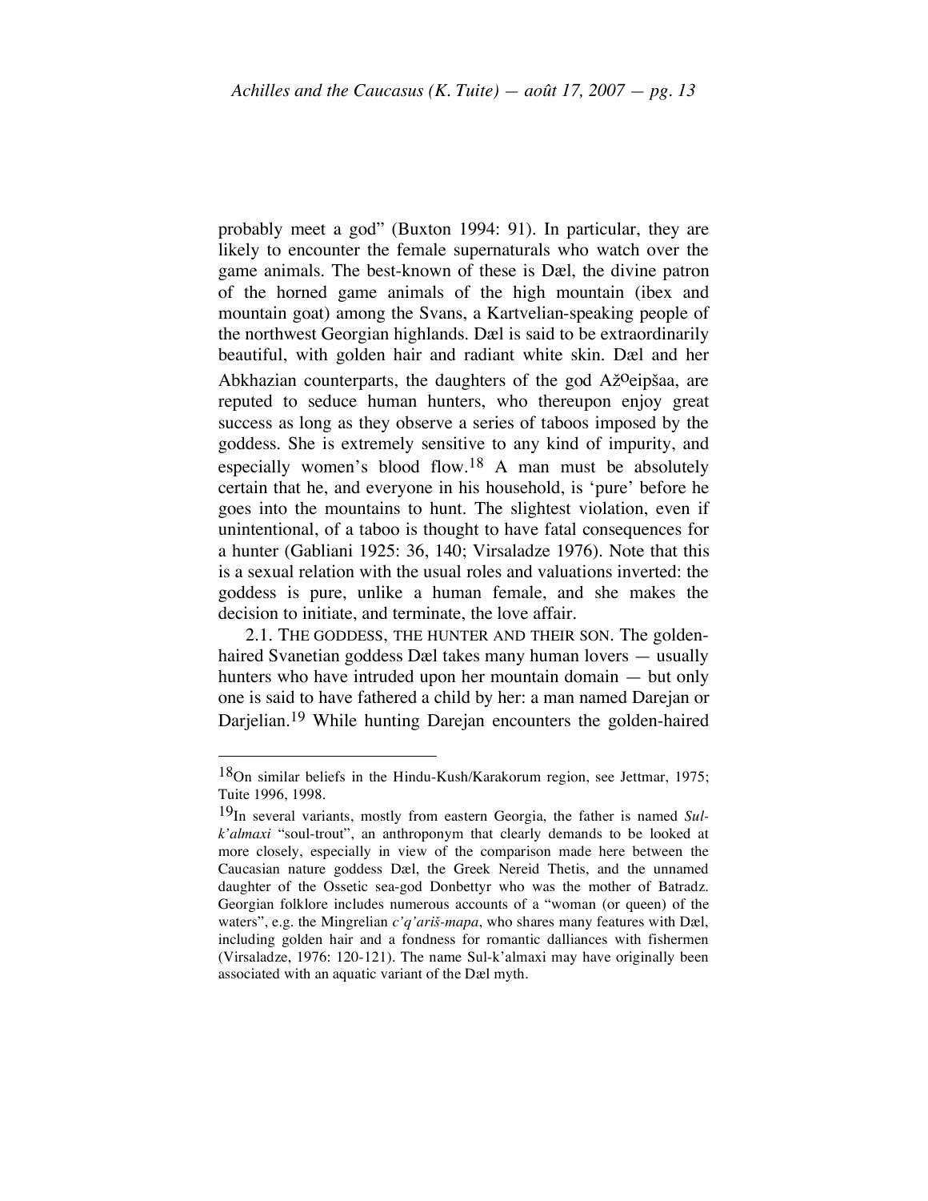probably meet a god" (Buxton 1994: 91). In particular, they are likely to encounter the female supernaturals who watch over the game animals. The best-known of these is Dæl, the divine patron of the horned game animals of the high mountain (ibex and mountain goat) among the Svans, a Kartvelian-speaking people of the northwest Georgian highlands. Dæl is said to be extraordinarily beautiful, with golden hair and radiant white skin. Dæl and her Abkhazian counterparts, the daughters of the god Až^o^eipšaa, are reputed to seduce human hunters, who thereupon enjoy great success as long as they observe a series of taboos imposed by the goddess. She is extremely sensitive to any kind of impurity, and especially women's blood flow.[18] A man must be absolutely certain that he, and everyone in his household, is 'pure' before he goes into the mountains to hunt. The slightest violation, even if unintentional, of a taboo is thought to have fatal consequences for a hunter (Gabliani 1925: 36, 140; Virsaladze 1976). Note that this is a sexual relation with the usual roles and valuations inverted: the goddess is pure, unlike a human female, and she makes the decision to initiate, and terminate, the love affair.

2.1. THE GODDESS, THE HUNTER AND THEIR SON. The golden-haired Svanetian goddess Dæl takes many human lovers — usually hunters who have intruded upon her mountain domain — but only one is said to have fathered a child by her: a man named Darejan or Darjelian.[19] While hunting Darejan encounters the golden-haired

---

[18] On similar beliefs in the Hindu-Kush/Karakorum region, see Jettmar, 1975; Tuite 1996, 1998.

[19] In several variants, mostly from eastern Georgia, the father is named *Sul-k'almaxi* "soul-trout", an anthroponym that clearly demands to be looked at more closely, especially in view of the comparison made here between the Caucasian nature goddess Dæl, the Greek Nereid Thetis, and the unnamed daughter of the Ossetic sea-god Donbettyr who was the mother of Batradz. Georgian folklore includes numerous accounts of a "woman (or queen) of the waters", e.g. the Mingrelian *c'q'ariš-mapa*, who shares many features with Dæl, including golden hair and a fondness for romantic dalliances with fishermen (Virsaladze, 1976: 120-121). The name Sul-k'almaxi may have originally been associated with an aquatic variant of the Dæl myth.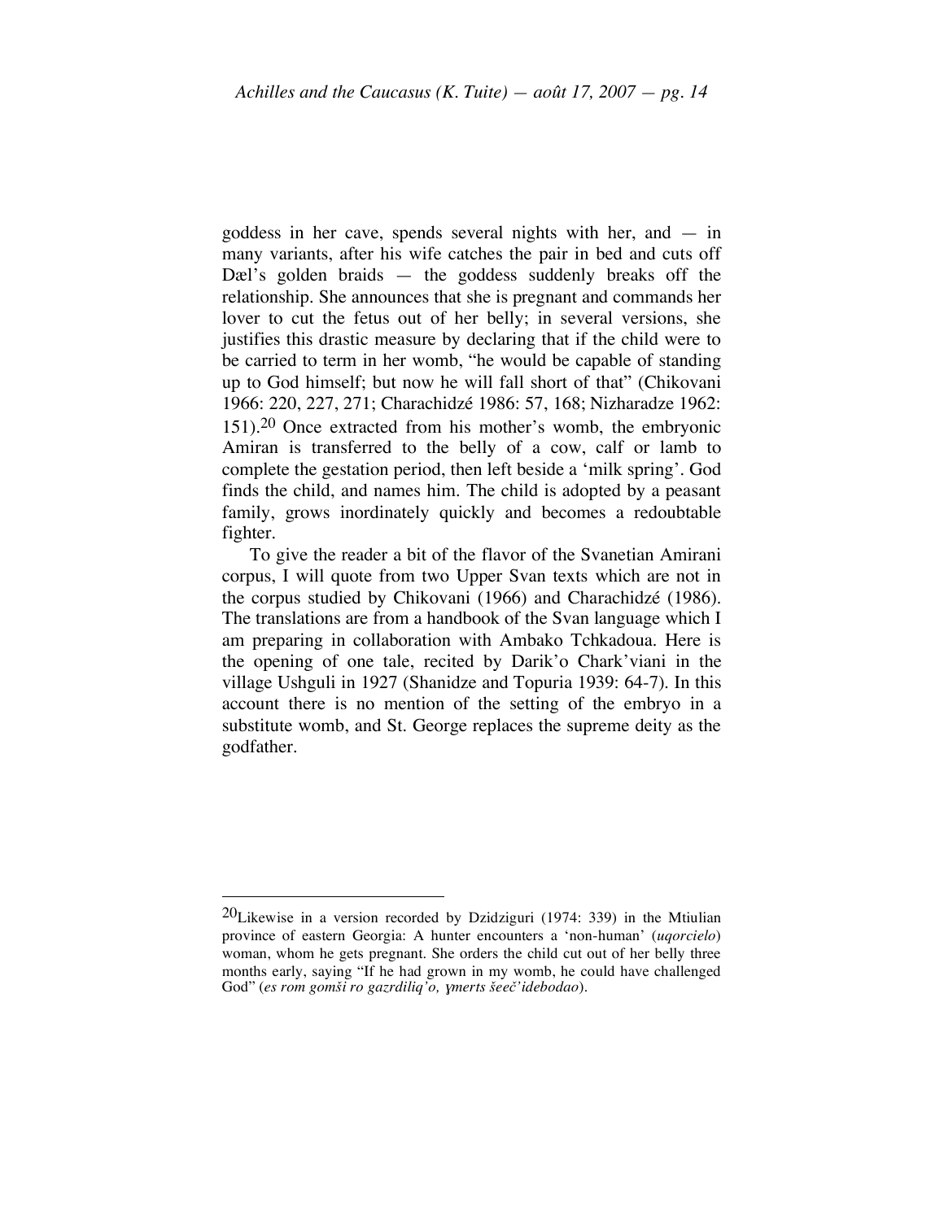goddess in her cave, spends several nights with her, and — in many variants, after his wife catches the pair in bed and cuts off Dæl's golden braids — the goddess suddenly breaks off the relationship. She announces that she is pregnant and commands her lover to cut the fetus out of her belly; in several versions, she justifies this drastic measure by declaring that if the child were to be carried to term in her womb, "he would be capable of standing up to God himself; but now he will fall short of that" (Chikovani 1966: 220, 227, 271; Charachidzé 1986: 57, 168; Nizharadze 1962: 151).[20] Once extracted from his mother's womb, the embryonic Amiran is transferred to the belly of a cow, calf or lamb to complete the gestation period, then left beside a 'milk spring'. God finds the child, and names him. The child is adopted by a peasant family, grows inordinately quickly and becomes a redoubtable fighter.

To give the reader a bit of the flavor of the Svanetian Amirani corpus, I will quote from two Upper Svan texts which are not in the corpus studied by Chikovani (1966) and Charachidzé (1986). The translations are from a handbook of the Svan language which I am preparing in collaboration with Ambako Tchkadoua. Here is the opening of one tale, recited by Darik'o Chark'viani in the village Ushguli in 1927 (Shanidze and Topuria 1939: 64-7). In this account there is no mention of the setting of the embryo in a substitute womb, and St. George replaces the supreme deity as the godfather.

---

[20] Likewise in a version recorded by Dzidziguri (1974: 339) in the Mtiulian province of eastern Georgia: A hunter encounters a 'non-human' (*uqorcielo*) woman, whom he gets pregnant. She orders the child cut out of her belly three months early, saying "If he had grown in my womb, he could have challenged God" (*es rom gomši ro gazrdiliq'o, ɣmerts šeeč'idebodao*).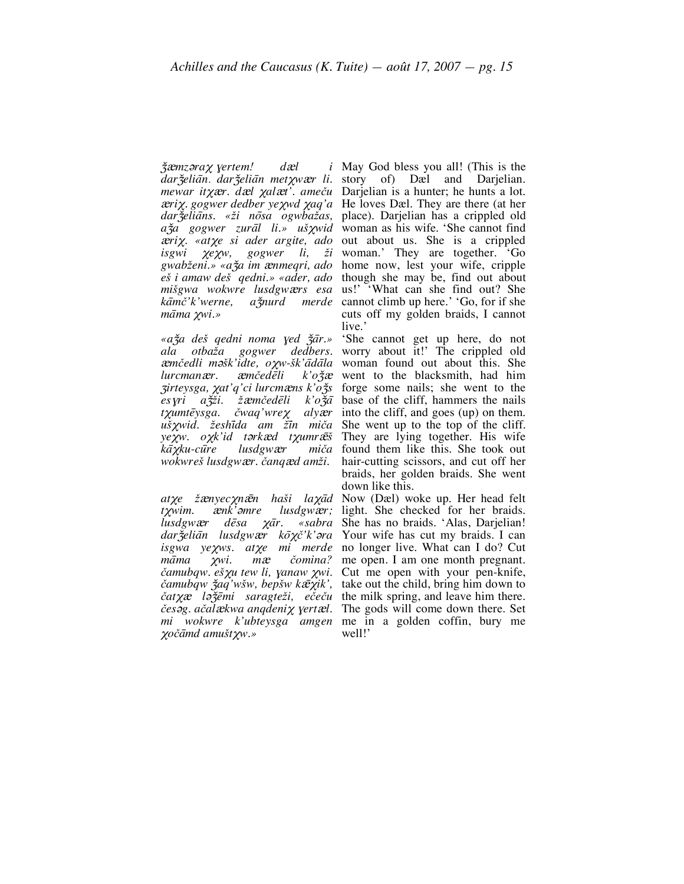| | |
|---|---|
| *ǯæmzəraχ ɣertem! dæl i darǯeliān. darǯeliān metχwær li. mewar itχær. dæl χalæt'. ameču æriχ. gogwer dedber yeχwd χaq'a darǯeliāns. «ži nōsa ogwbažas, aǯa gogwer zurāl li.» ušχwid æriχ. «atχe si ader argite, ado isgwi χeχw, gogwer li, ži gwabženi.» «aǯa im ænmeqri, ado eš i amaw deš qedni.» «ader, ado mišgwa wokwre lusdgwærs esa kāmč'k'werne, aǯnurd merde māma χwi.»* | May God bless you all! (This is the story of) Dæl and Darjelian. Darjelian is a hunter; he hunts a lot. He loves Dæl. They are there (at her place). Darjelian has a crippled old woman as his wife. 'She cannot find out about us. She is a crippled woman.' They are together. 'Go home now, lest your wife, cripple though she may be, find out about us!' 'What can she find out? She cannot climb up here.' 'Go, for if she cuts off my golden braids, I cannot live.' |
| *«aǯa deš qedni noma ɣed ǯār.» ala otbaža gogwer dedbers. æmčedli məšk'idte, oχw-šk'ādāla lurcmanær. æmčedēli k'oǯæ ʒirteysga, χat'q'ci lurcmæns k'oǯs esɣri aǯži. žæmčedēli k'oǯā tχumtēysga. čwaq'wreχ alyær ušχwid. žeshīda am žīn miča yeχw. oχk'id tərkæd tχumræš kāχku-cūre lusdgwær miča wokwreš lusdgwær. čanqæd amži.* | 'She cannot get up here, do not worry about it!' The crippled old woman found out about this. She went to the blacksmith, had him forge some nails; she went to the base of the cliff, hammers the nails into the cliff, and goes (up) on them. She went up to the top of the cliff. They are lying together. His wife found them like this. She took out hair-cutting scissors, and cut off her braids, her golden braids. She went down like this. |
| *atχe žænyecχnæn haši laχād tχwim. ænk'əmre lusdgwær; lusdgwær dēsa χār. «sabra darǯeliān lusdgwær kōχč'k'əra isgwa yeχws. atχe mi merde māma χwi. mæ čomina? čamubqw. ešχu tew li, ɣanaw χwi. čamubqw ǯaq'wšw, bepšw kæχik', čatχæ ləǯēmi saragteži, ečeču česəg. ačalækwa anqdeniχ ɣertæl. mi wokwre k'ubteysga amgen χočāmd amuštχw.»* | Now (Dæl) woke up. Her head felt light. She checked for her braids. She has no braids. 'Alas, Darjelian! Your wife has cut my braids. I can no longer live. What can I do? Cut me open. I am one month pregnant. Cut me open with your pen-knife, take out the child, bring him down to the milk spring, and leave him there. The gods will come down there. Set me in a golden coffin, bury me well!' |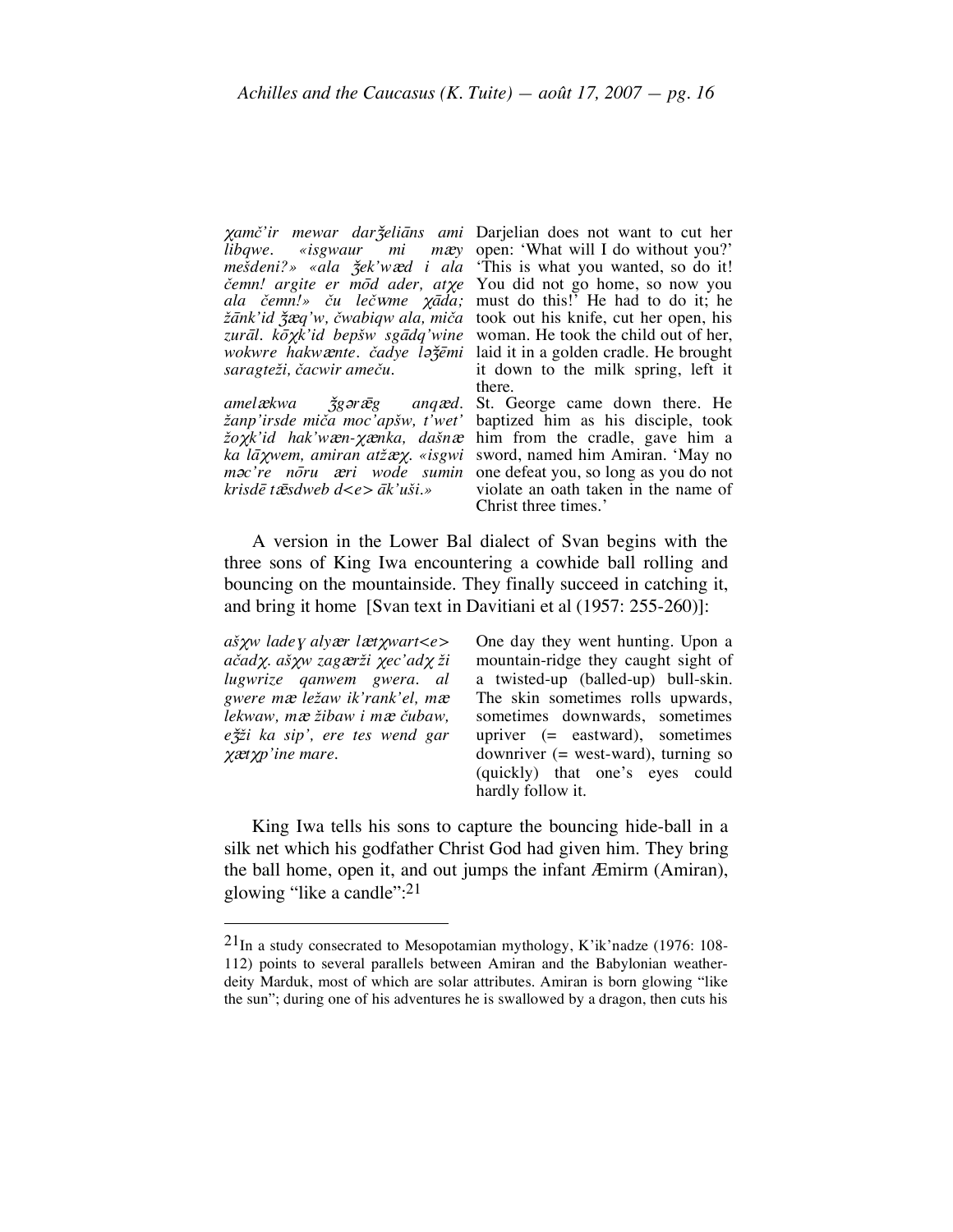| | |
|---|---|
| *χamč'ir mewar darželiāns ami libqwe. «isgwaur mi mæy mešdeni?» «ala ǯek'wæd i ala čemn! argite er mōd ader, atχe ala čemn!» ču lečwme χāda; žānk'id ǯæq'w, čwabiqw ala, miča zurāl. kōχk'id bepšw sgādq'wine wokwre hakwænte. čadye ləǯēmi saragteži, čacwir ameču.* | Darjelian does not want to cut her open: 'What will I do without you?' 'This is what you wanted, so do it! You did not go home, so now you must do this!' He had to do it; he took out his knife, cut her open, his woman. He took the child out of her, laid it in a golden cradle. He brought it down to the milk spring, left it there. |
| *amelækwa ǯgərǣg anqæd. žanp'irsde miča moc'apšw, t'wet' žoχk'id hak'wæn-χænka, dašnæ ka lāχwem, amiran atžæχ. «isgwi məc're nōru æri wode sumin krisdē tǣsdweb d<e> āk'uši.»* | St. George came down there. He baptized him as his disciple, took him from the cradle, gave him a sword, named him Amiran. 'May no one defeat you, so long as you do not violate an oath taken in the name of Christ three times.' |

A version in the Lower Bal dialect of Svan begins with the three sons of King Iwa encountering a cowhide ball rolling and bouncing on the mountainside. They finally succeed in catching it, and bring it home [Svan text in Davitiani et al (1957: 255-260)]:

| | |
|---|---|
| *ašχw ladeɣ alɣær lætχwart<e> ačadχ. ašχw zagærži χec'adχ ži lugwrize qanwem gwera. al gwere mæ ležaw ik'rank'el, mæ lekwaw, mæ žibaw i mæ čubaw, eǯži ka sip', ere tes wend gar χætχp'ine mare.* | One day they went hunting. Upon a mountain-ridge they caught sight of a twisted-up (balled-up) bull-skin. The skin sometimes rolls upwards, sometimes downwards, sometimes upriver (= eastward), sometimes downriver (= west-ward), turning so (quickly) that one's eyes could hardly follow it. |

King Iwa tells his sons to capture the bouncing hide-ball in a silk net which his godfather Christ God had given him. They bring the ball home, open it, and out jumps the infant Æmirm (Amiran), glowing "like a candle":[21]

[21] In a study consecrated to Mesopotamian mythology, K'ik'nadze (1976: 108-112) points to several parallels between Amiran and the Babylonian weather-deity Marduk, most of which are solar attributes. Amiran is born glowing "like the sun"; during one of his adventures he is swallowed by a dragon, then cuts his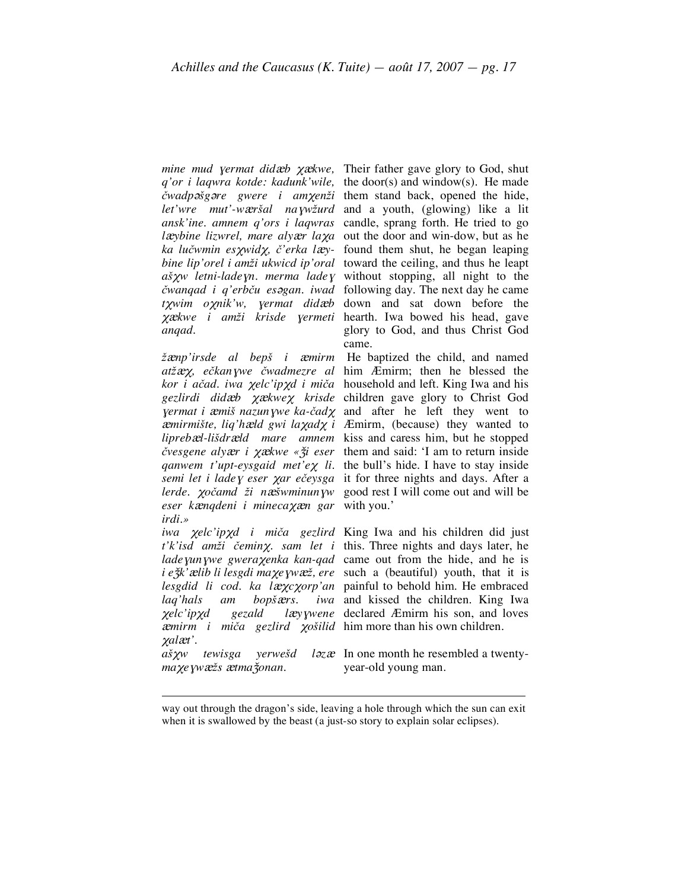| | |
|---|---|
| *mine mud ɣermat didæb χækwe, q'or i laqwra kotde: kadunk'wile, čwadpəšgəre gwere i amχenži let'wre mut'-wæršal naɣwžurd ansk'ine. amnem q'ors i laqwras læybine lizwrel, mare alyær laχa ka lučwmin esχwidχ, č'erka læybine lip'orel i amži ukwicd ip'oral ašχw letni-ladeɣn. merma ladeɣ čwanqad i q'erbču esəgan. iwad tχwim oχnik'w, ɣermat didæb χækwe i amži krisde ɣermeti anqad.* | Their father gave glory to God, shut the door(s) and window(s). He made them stand back, opened the hide, and a youth, (glowing) like a lit candle, sprang forth. He tried to go out the door and win-dow, but as he found them shut, he began leaping toward the ceiling, and thus he leapt without stopping, all night to the following day. The next day he came down and sat down before the hearth. Iwa bowed his head, gave glory to God, and thus Christ God came. |
| *žænp'irsde al bepš i æmirm atžæχ, ečkanɣwe čwadmezre al kor i ačad. iwa χelc'ipχd i miča gezlirdi didæb χækweχ krisde ɣermat i æmiš nazunɣwe ka-čadχ æmirmište, liq'hæld gwi laχadχ i liprebæl-lišdræld mare amnem čvesgene alyær i χækwe «ǯi eser qanwem t'upt-eysgaid met'eχ li. semi let i ladeɣ eser χar ečeysga lerde. χočamd ži næšwminunɣw eser kænqdeni i minecaχæn gar irdi.»* | He baptized the child, and named him Æmirm; then he blessed the household and left. King Iwa and his children gave glory to Christ God and after he left they went to Æmirm, (because) they wanted to kiss and caress him, but he stopped them and said: 'I am to return inside the bull's hide. I have to stay inside it for three nights and days. After a good rest I will come out and will be with you.' |
| *iwa χelc'ipχd i miča gezlird t'k'isd amži čeminχ. sam let i ladeɣunɣwe gweraχenka kan-qad i eǯk'ælib li lesgdi maχeɣwæž, ere lesgdid li cod. ka læχcχorp'an laq'hals am bopšærs. iwa χelc'ipχd gezald læɣɣwene æmirm i miča gezlird χošilid χalæt'.* | King Iwa and his children did just this. Three nights and days later, he came out from the hide, and he is such a (beautiful) youth, that it is painful to behold him. He embraced and kissed the children. King Iwa declared Æmirm his son, and loves him more than his own children. |
| *ašχw tewisga ɣerwešd ləzæ maχeɣwæžs ætmaǯonan.* | In one month he resembled a twenty-year-old young man. |

---

way out through the dragon's side, leaving a hole through which the sun can exit when it is swallowed by the beast (a just-so story to explain solar eclipses).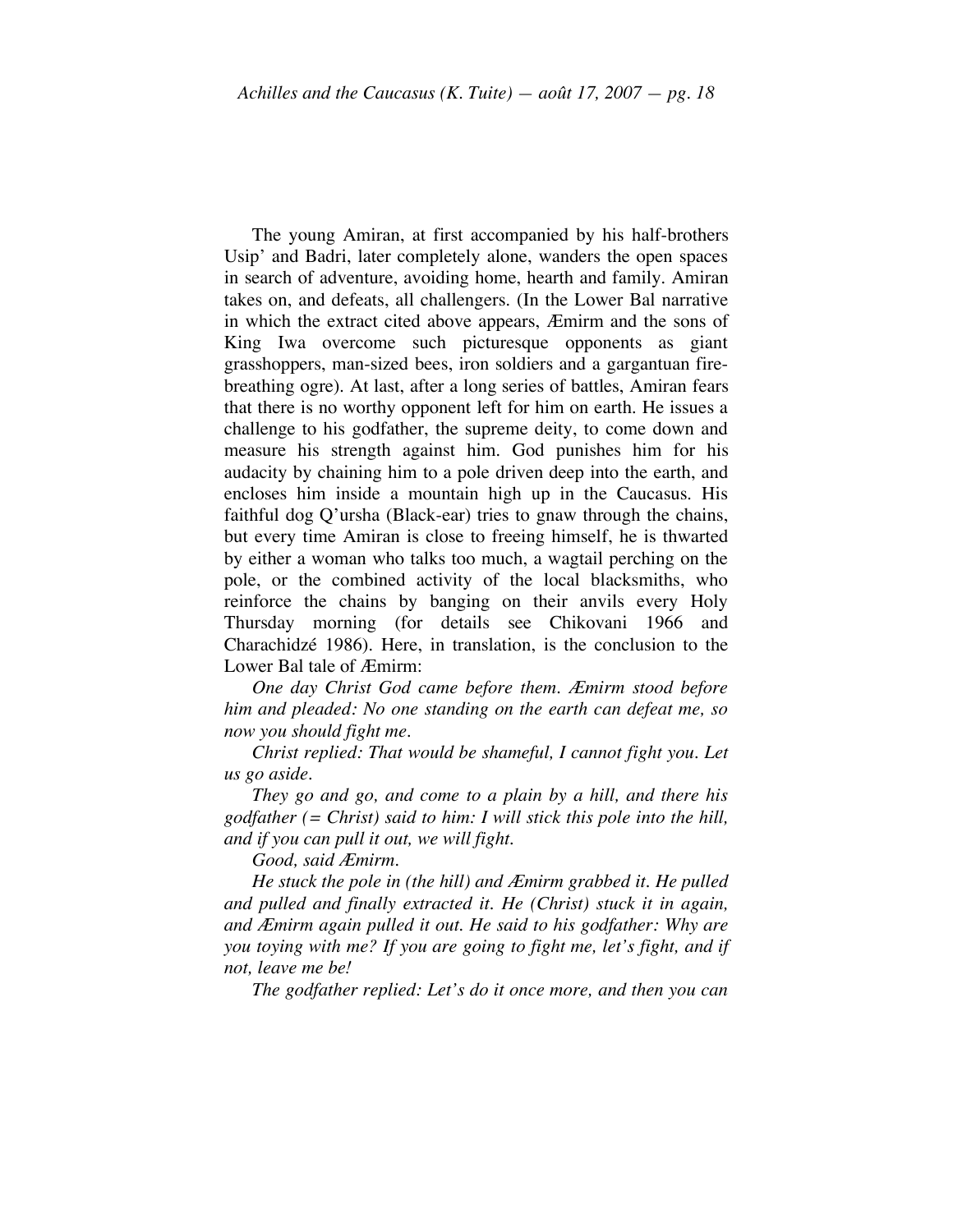The young Amiran, at first accompanied by his half-brothers Usip' and Badri, later completely alone, wanders the open spaces in search of adventure, avoiding home, hearth and family. Amiran takes on, and defeats, all challengers. (In the Lower Bal narrative in which the extract cited above appears, Æmirm and the sons of King Iwa overcome such picturesque opponents as giant grasshoppers, man-sized bees, iron soldiers and a gargantuan fire-breathing ogre). At last, after a long series of battles, Amiran fears that there is no worthy opponent left for him on earth. He issues a challenge to his godfather, the supreme deity, to come down and measure his strength against him. God punishes him for his audacity by chaining him to a pole driven deep into the earth, and encloses him inside a mountain high up in the Caucasus. His faithful dog Q'ursha (Black-ear) tries to gnaw through the chains, but every time Amiran is close to freeing himself, he is thwarted by either a woman who talks too much, a wagtail perching on the pole, or the combined activity of the local blacksmiths, who reinforce the chains by banging on their anvils every Holy Thursday morning (for details see Chikovani 1966 and Charachidzé 1986). Here, in translation, is the conclusion to the Lower Bal tale of Æmirm:

*One day Christ God came before them. Æmirm stood before him and pleaded: No one standing on the earth can defeat me, so now you should fight me.*

*Christ replied: That would be shameful, I cannot fight you. Let us go aside.*

*They go and go, and come to a plain by a hill, and there his godfather (= Christ) said to him: I will stick this pole into the hill, and if you can pull it out, we will fight.*

*Good, said Æmirm.*

*He stuck the pole in (the hill) and Æmirm grabbed it. He pulled and pulled and finally extracted it. He (Christ) stuck it in again, and Æmirm again pulled it out. He said to his godfather: Why are you toying with me? If you are going to fight me, let's fight, and if not, leave me be!*

*The godfather replied: Let's do it once more, and then you can*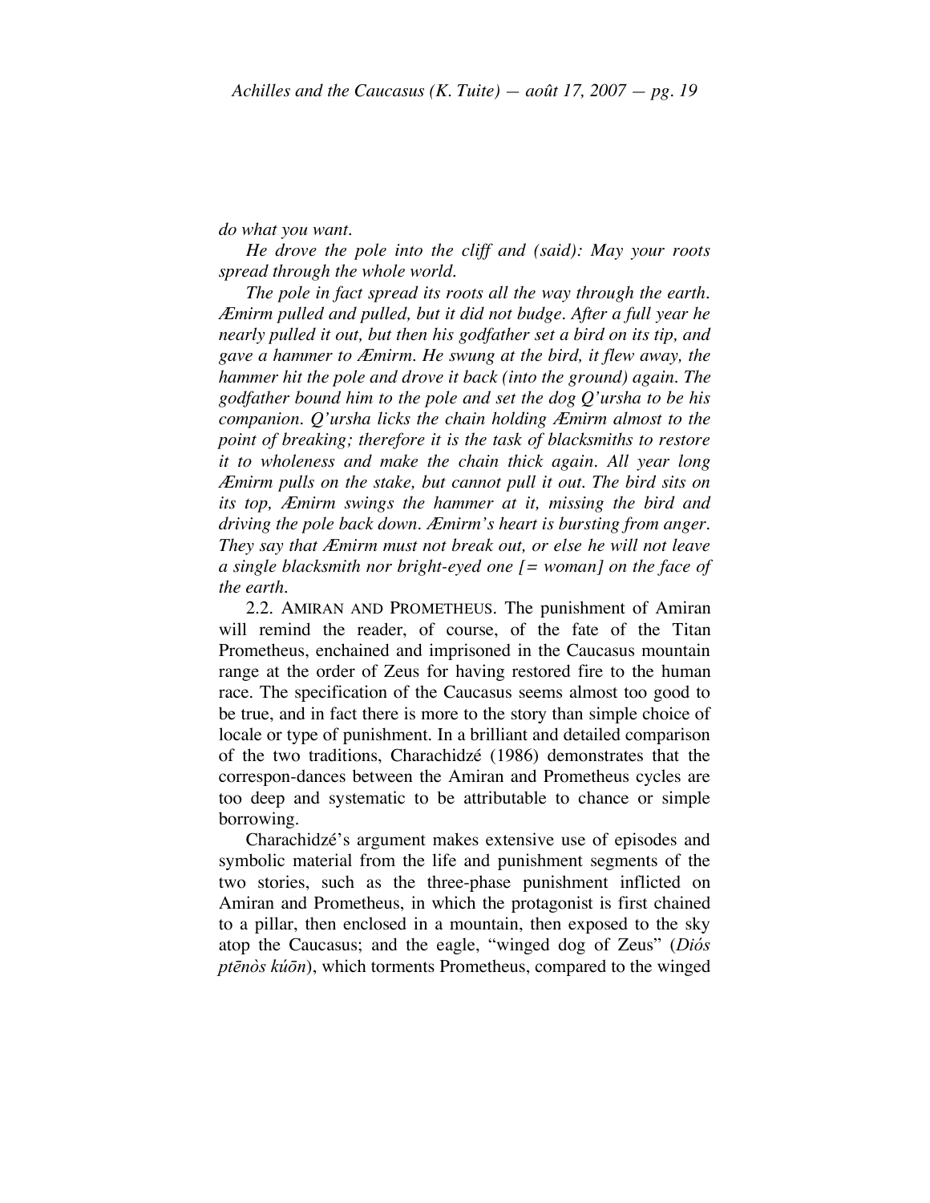*do what you want.*

*He drove the pole into the cliff and (said): May your roots spread through the whole world.*

*The pole in fact spread its roots all the way through the earth. Æmirm pulled and pulled, but it did not budge. After a full year he nearly pulled it out, but then his godfather set a bird on its tip, and gave a hammer to Æmirm. He swung at the bird, it flew away, the hammer hit the pole and drove it back (into the ground) again. The godfather bound him to the pole and set the dog Q'ursha to be his companion. Q'ursha licks the chain holding Æmirm almost to the point of breaking; therefore it is the task of blacksmiths to restore it to wholeness and make the chain thick again. All year long Æmirm pulls on the stake, but cannot pull it out. The bird sits on its top, Æmirm swings the hammer at it, missing the bird and driving the pole back down. Æmirm's heart is bursting from anger. They say that Æmirm must not break out, or else he will not leave a single blacksmith nor bright-eyed one [= woman] on the face of the earth.*

2.2. AMIRAN AND PROMETHEUS. The punishment of Amiran will remind the reader, of course, of the fate of the Titan Prometheus, enchained and imprisoned in the Caucasus mountain range at the order of Zeus for having restored fire to the human race. The specification of the Caucasus seems almost too good to be true, and in fact there is more to the story than simple choice of locale or type of punishment. In a brilliant and detailed comparison of the two traditions, Charachidzé (1986) demonstrates that the correspon-dances between the Amiran and Prometheus cycles are too deep and systematic to be attributable to chance or simple borrowing.

Charachidzé's argument makes extensive use of episodes and symbolic material from the life and punishment segments of the two stories, such as the three-phase punishment inflicted on Amiran and Prometheus, in which the protagonist is first chained to a pillar, then enclosed in a mountain, then exposed to the sky atop the Caucasus; and the eagle, "winged dog of Zeus" (*Diós ptēnòs kúōn*), which torments Prometheus, compared to the winged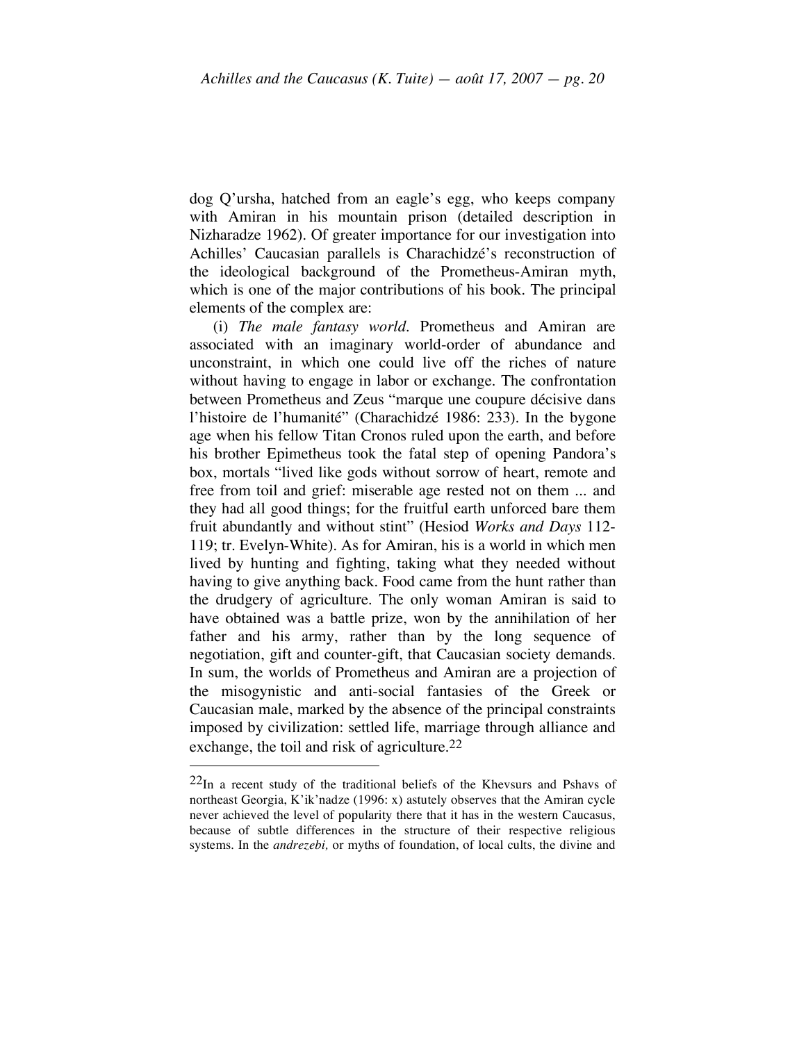dog Q'ursha, hatched from an eagle's egg, who keeps company with Amiran in his mountain prison (detailed description in Nizharadze 1962). Of greater importance for our investigation into Achilles' Caucasian parallels is Charachidzé's reconstruction of the ideological background of the Prometheus-Amiran myth, which is one of the major contributions of his book. The principal elements of the complex are:

(i) *The male fantasy world*. Prometheus and Amiran are associated with an imaginary world-order of abundance and unconstraint, in which one could live off the riches of nature without having to engage in labor or exchange. The confrontation between Prometheus and Zeus "marque une coupure décisive dans l'histoire de l'humanité" (Charachidzé 1986: 233). In the bygone age when his fellow Titan Cronos ruled upon the earth, and before his brother Epimetheus took the fatal step of opening Pandora's box, mortals "lived like gods without sorrow of heart, remote and free from toil and grief: miserable age rested not on them ... and they had all good things; for the fruitful earth unforced bare them fruit abundantly and without stint" (Hesiod *Works and Days* 112-119; tr. Evelyn-White). As for Amiran, his is a world in which men lived by hunting and fighting, taking what they needed without having to give anything back. Food came from the hunt rather than the drudgery of agriculture. The only woman Amiran is said to have obtained was a battle prize, won by the annihilation of her father and his army, rather than by the long sequence of negotiation, gift and counter-gift, that Caucasian society demands. In sum, the worlds of Prometheus and Amiran are a projection of the misogynistic and anti-social fantasies of the Greek or Caucasian male, marked by the absence of the principal constraints imposed by civilization: settled life, marriage through alliance and exchange, the toil and risk of agriculture.[22]

[22] In a recent study of the traditional beliefs of the Khevsurs and Pshavs of northeast Georgia, K'ik'nadze (1996: x) astutely observes that the Amiran cycle never achieved the level of popularity there that it has in the western Caucasus, because of subtle differences in the structure of their respective religious systems. In the *andrezebi,* or myths of foundation, of local cults, the divine and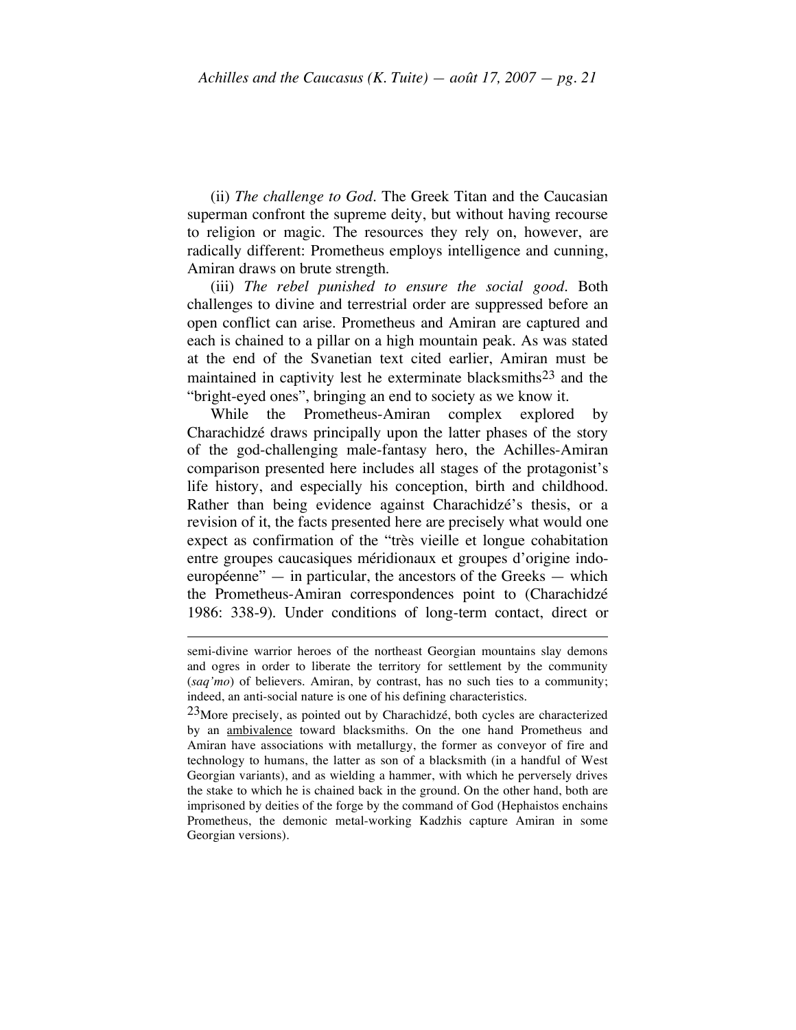(ii) *The challenge to God*. The Greek Titan and the Caucasian superman confront the supreme deity, but without having recourse to religion or magic. The resources they rely on, however, are radically different: Prometheus employs intelligence and cunning, Amiran draws on brute strength.

(iii) *The rebel punished to ensure the social good*. Both challenges to divine and terrestrial order are suppressed before an open conflict can arise. Prometheus and Amiran are captured and each is chained to a pillar on a high mountain peak. As was stated at the end of the Svanetian text cited earlier, Amiran must be maintained in captivity lest he exterminate blacksmiths[23] and the "bright-eyed ones", bringing an end to society as we know it.

While the Prometheus-Amiran complex explored by Charachidzé draws principally upon the latter phases of the story of the god-challenging male-fantasy hero, the Achilles-Amiran comparison presented here includes all stages of the protagonist's life history, and especially his conception, birth and childhood. Rather than being evidence against Charachidzé's thesis, or a revision of it, the facts presented here are precisely what would one expect as confirmation of the "très vieille et longue cohabitation entre groupes caucasiques méridionaux et groupes d'origine indo-européenne" — in particular, the ancestors of the Greeks — which the Prometheus-Amiran correspondences point to (Charachidzé 1986: 338-9). Under conditions of long-term contact, direct or

---

semi-divine warrior heroes of the northeast Georgian mountains slay demons and ogres in order to liberate the territory for settlement by the community (*saq'mo*) of believers. Amiran, by contrast, has no such ties to a community; indeed, an anti-social nature is one of his defining characteristics.

[23] More precisely, as pointed out by Charachidzé, both cycles are characterized by an ambivalence toward blacksmiths. On the one hand Prometheus and Amiran have associations with metallurgy, the former as conveyor of fire and technology to humans, the latter as son of a blacksmith (in a handful of West Georgian variants), and as wielding a hammer, with which he perversely drives the stake to which he is chained back in the ground. On the other hand, both are imprisoned by deities of the forge by the command of God (Hephaistos enchains Prometheus, the demonic metal-working Kadzhis capture Amiran in some Georgian versions).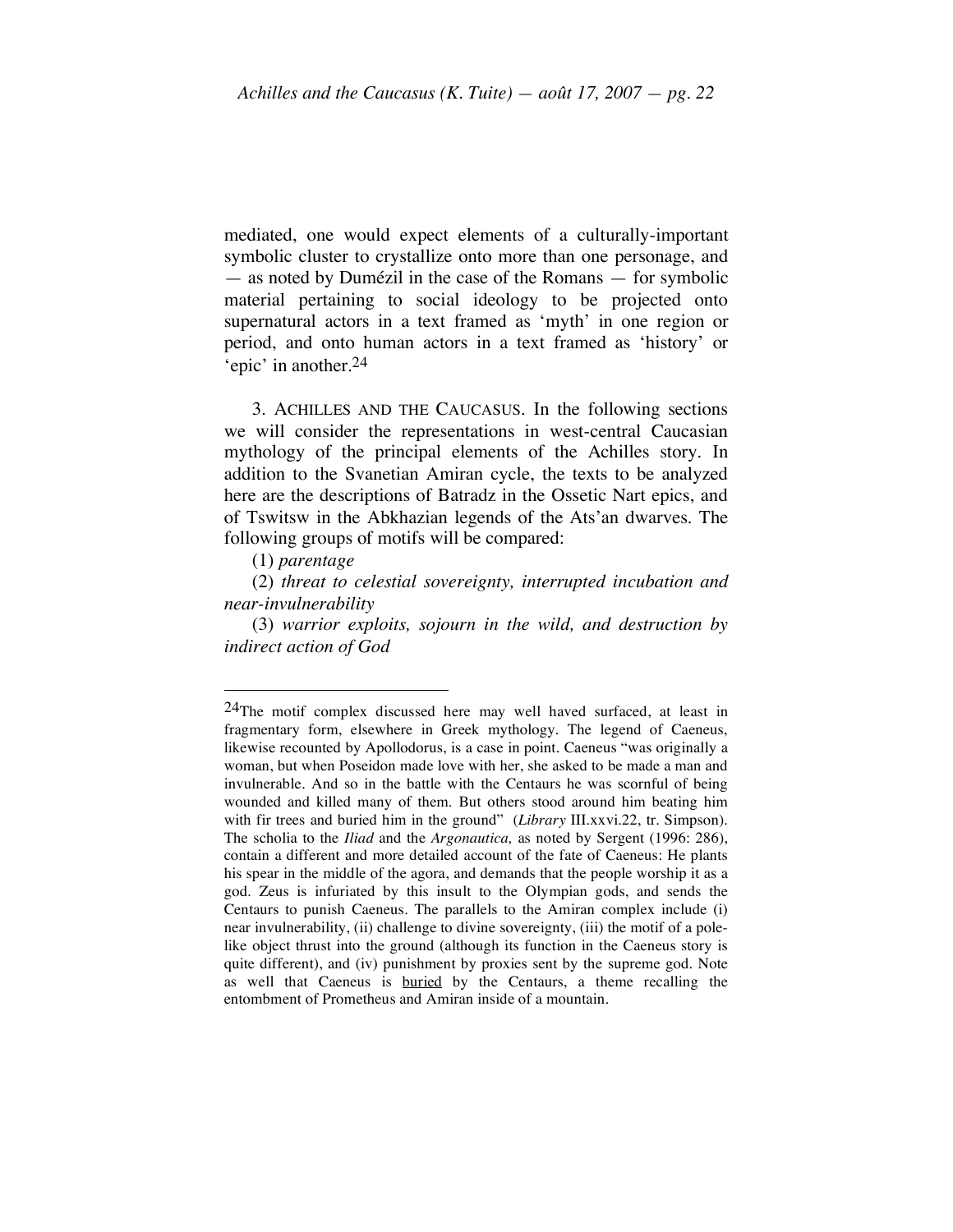mediated, one would expect elements of a culturally-important symbolic cluster to crystallize onto more than one personage, and — as noted by Dumézil in the case of the Romans — for symbolic material pertaining to social ideology to be projected onto supernatural actors in a text framed as 'myth' in one region or period, and onto human actors in a text framed as 'history' or 'epic' in another.[24]

3. ACHILLES AND THE CAUCASUS. In the following sections we will consider the representations in west-central Caucasian mythology of the principal elements of the Achilles story. In addition to the Svanetian Amiran cycle, the texts to be analyzed here are the descriptions of Batradz in the Ossetic Nart epics, and of Tswitsw in the Abkhazian legends of the Ats'an dwarves. The following groups of motifs will be compared:

(1) *parentage*

(2) *threat to celestial sovereignty, interrupted incubation and near-invulnerability*

(3) *warrior exploits, sojourn in the wild, and destruction by indirect action of God*

---

[24]The motif complex discussed here may well haved surfaced, at least in fragmentary form, elsewhere in Greek mythology. The legend of Caeneus, likewise recounted by Apollodorus, is a case in point. Caeneus "was originally a woman, but when Poseidon made love with her, she asked to be made a man and invulnerable. And so in the battle with the Centaurs he was scornful of being wounded and killed many of them. But others stood around him beating him with fir trees and buried him in the ground" (*Library* III.xxvi.22, tr. Simpson). The scholia to the *Iliad* and the *Argonautica,* as noted by Sergent (1996: 286), contain a different and more detailed account of the fate of Caeneus: He plants his spear in the middle of the agora, and demands that the people worship it as a god. Zeus is infuriated by this insult to the Olympian gods, and sends the Centaurs to punish Caeneus. The parallels to the Amiran complex include (i) near invulnerability, (ii) challenge to divine sovereignty, (iii) the motif of a pole-like object thrust into the ground (although its function in the Caeneus story is quite different), and (iv) punishment by proxies sent by the supreme god. Note as well that Caeneus is <u>buried</u> by the Centaurs, a theme recalling the entombment of Prometheus and Amiran inside of a mountain.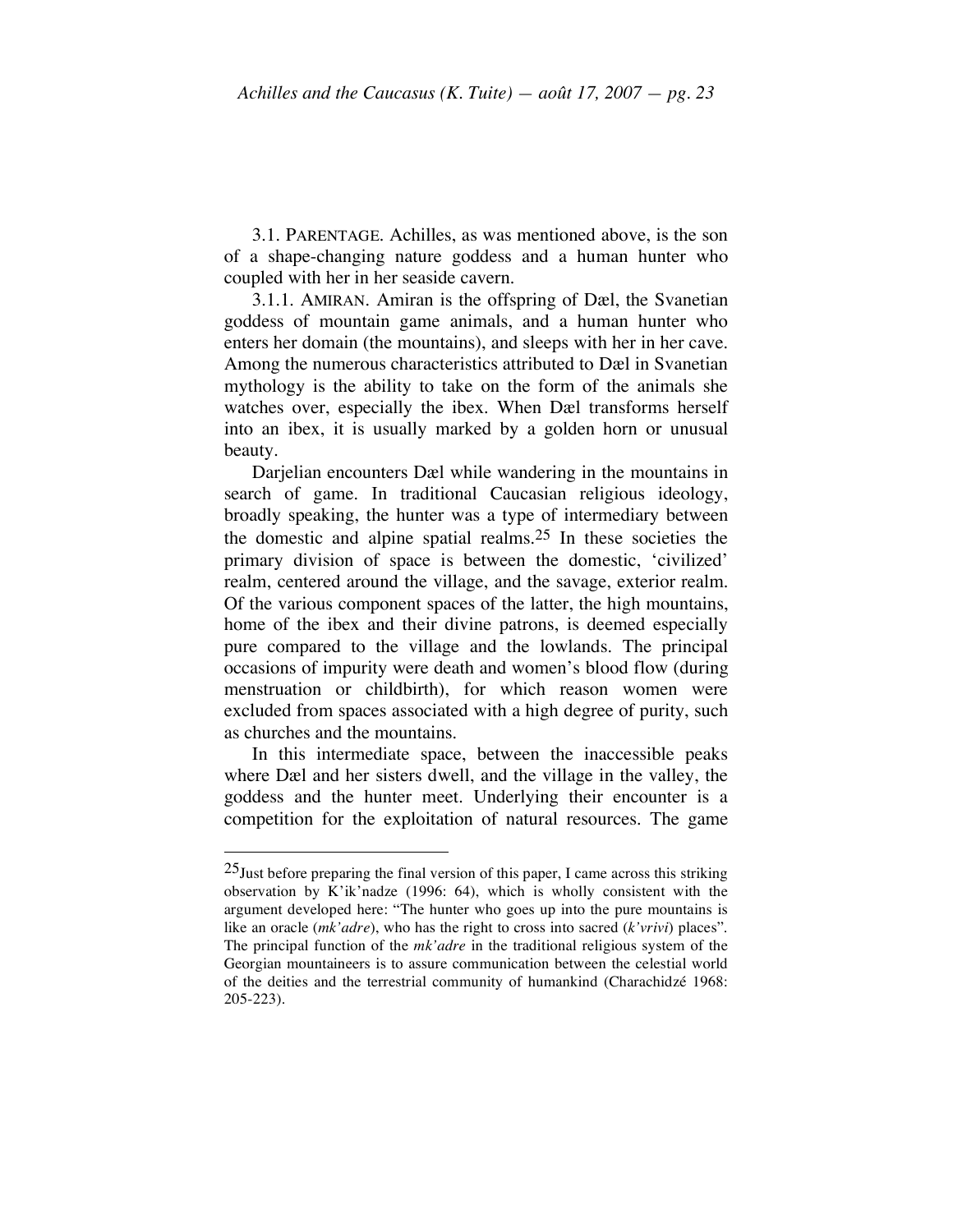3.1. PARENTAGE. Achilles, as was mentioned above, is the son of a shape-changing nature goddess and a human hunter who coupled with her in her seaside cavern.

3.1.1. AMIRAN. Amiran is the offspring of Dæl, the Svanetian goddess of mountain game animals, and a human hunter who enters her domain (the mountains), and sleeps with her in her cave. Among the numerous characteristics attributed to Dæl in Svanetian mythology is the ability to take on the form of the animals she watches over, especially the ibex. When Dæl transforms herself into an ibex, it is usually marked by a golden horn or unusual beauty.

Darjelian encounters Dæl while wandering in the mountains in search of game. In traditional Caucasian religious ideology, broadly speaking, the hunter was a type of intermediary between the domestic and alpine spatial realms.[25] In these societies the primary division of space is between the domestic, 'civilized' realm, centered around the village, and the savage, exterior realm. Of the various component spaces of the latter, the high mountains, home of the ibex and their divine patrons, is deemed especially pure compared to the village and the lowlands. The principal occasions of impurity were death and women's blood flow (during menstruation or childbirth), for which reason women were excluded from spaces associated with a high degree of purity, such as churches and the mountains.

In this intermediate space, between the inaccessible peaks where Dæl and her sisters dwell, and the village in the valley, the goddess and the hunter meet. Underlying their encounter is a competition for the exploitation of natural resources. The game

---

[25] Just before preparing the final version of this paper, I came across this striking observation by K'ik'nadze (1996: 64), which is wholly consistent with the argument developed here: "The hunter who goes up into the pure mountains is like an oracle (*mk'adre*), who has the right to cross into sacred (*k'vrivi*) places". The principal function of the *mk'adre* in the traditional religious system of the Georgian mountaineers is to assure communication between the celestial world of the deities and the terrestrial community of humankind (Charachidzé 1968: 205-223).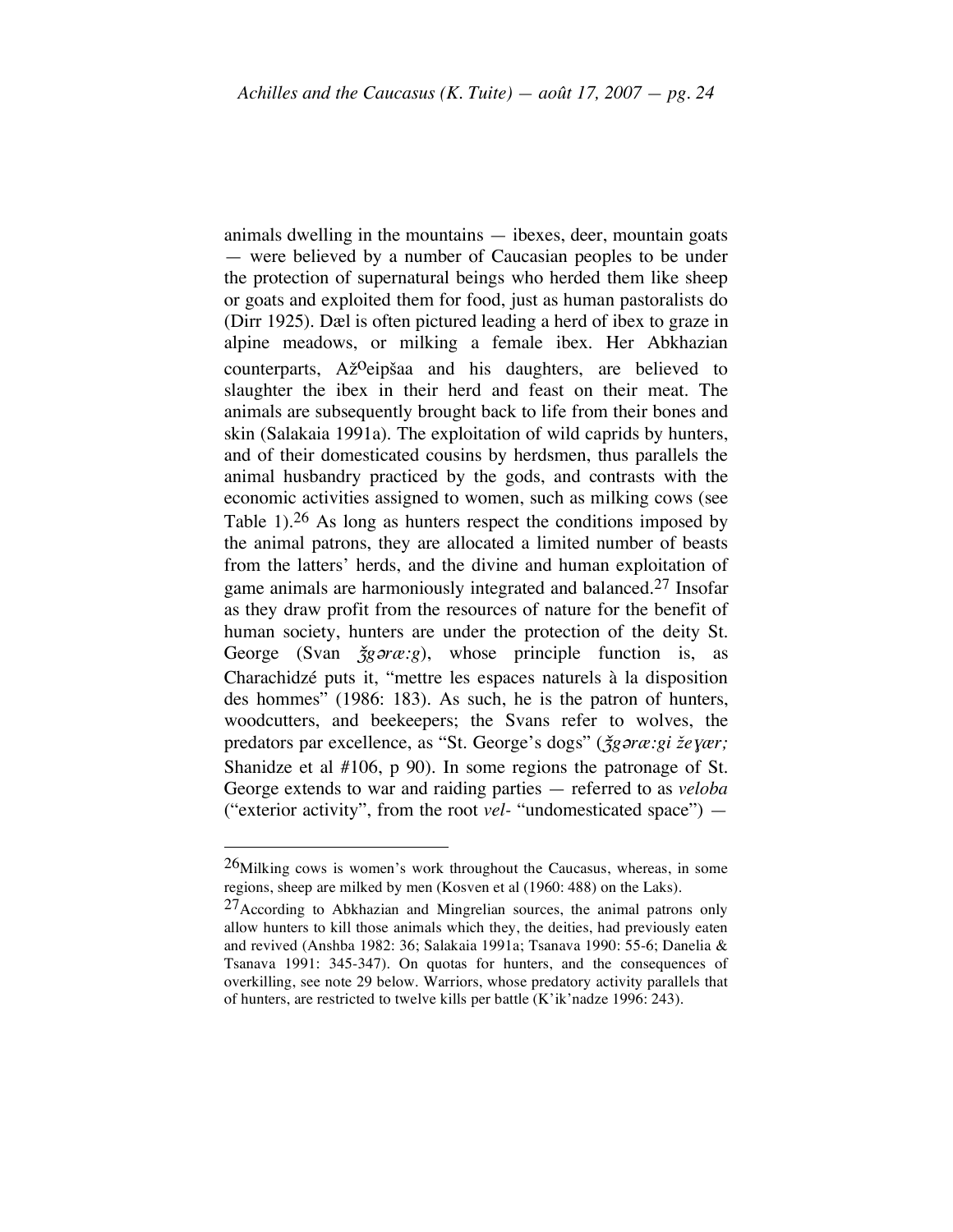animals dwelling in the mountains — ibexes, deer, mountain goats — were believed by a number of Caucasian peoples to be under the protection of supernatural beings who herded them like sheep or goats and exploited them for food, just as human pastoralists do (Dirr 1925). Dæl is often pictured leading a herd of ibex to graze in alpine meadows, or milking a female ibex. Her Abkhazian counterparts, Ažᵒeipšaa and his daughters, are believed to slaughter the ibex in their herd and feast on their meat. The animals are subsequently brought back to life from their bones and skin (Salakaia 1991a). The exploitation of wild caprids by hunters, and of their domesticated cousins by herdsmen, thus parallels the animal husbandry practiced by the gods, and contrasts with the economic activities assigned to women, such as milking cows (see Table 1).[26] As long as hunters respect the conditions imposed by the animal patrons, they are allocated a limited number of beasts from the latters' herds, and the divine and human exploitation of game animals are harmoniously integrated and balanced.[27] Insofar as they draw profit from the resources of nature for the benefit of human society, hunters are under the protection of the deity St. George (Svan *ǯgəræ:g*), whose principle function is, as Charachidzé puts it, "mettre les espaces naturels à la disposition des hommes" (1986: 183). As such, he is the patron of hunters, woodcutters, and beekeepers; the Svans refer to wolves, the predators par excellence, as "St. George's dogs" (*ǯgəræ:gi žeɣær;* Shanidze et al #106, p 90). In some regions the patronage of St. George extends to war and raiding parties — referred to as *veloba* ("exterior activity", from the root *vel-* "undomesticated space") —

---

[26]Milking cows is women's work throughout the Caucasus, whereas, in some regions, sheep are milked by men (Kosven et al (1960: 488) on the Laks).

[27]According to Abkhazian and Mingrelian sources, the animal patrons only allow hunters to kill those animals which they, the deities, had previously eaten and revived (Anshba 1982: 36; Salakaia 1991a; Tsanava 1990: 55-6; Danelia & Tsanava 1991: 345-347). On quotas for hunters, and the consequences of overkilling, see note 29 below. Warriors, whose predatory activity parallels that of hunters, are restricted to twelve kills per battle (K'ik'nadze 1996: 243).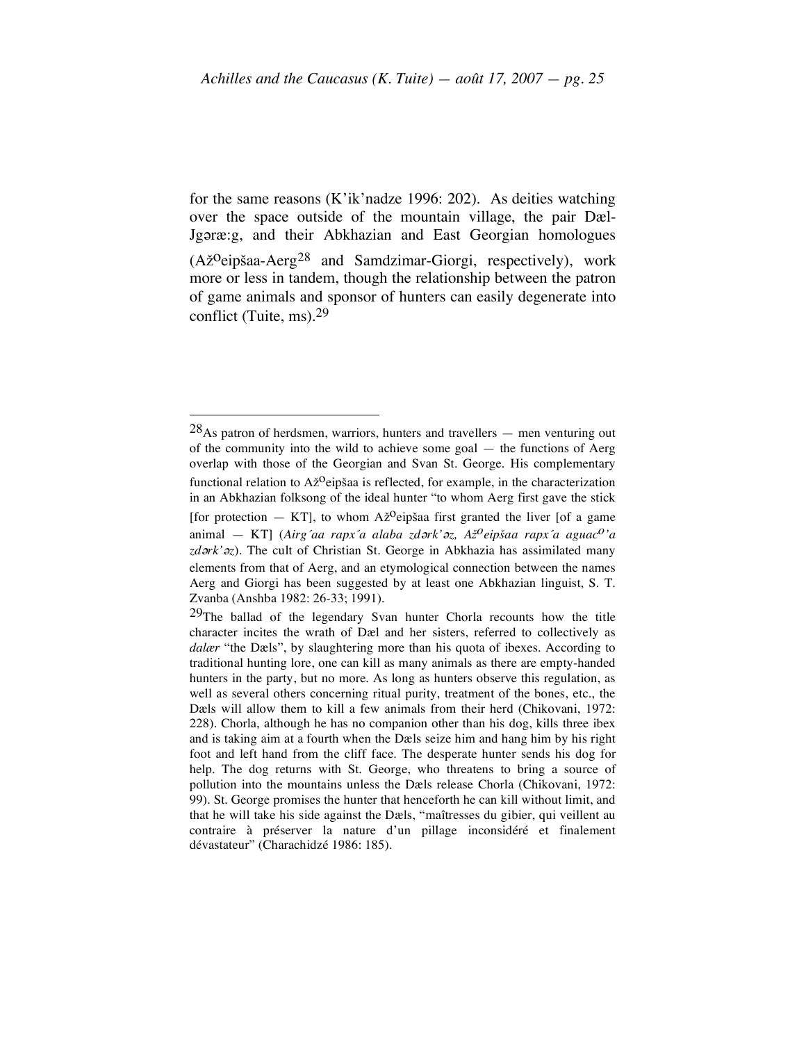for the same reasons (K'ik'nadze 1996: 202). As deities watching over the space outside of the mountain village, the pair Dæl-Jgəræ:g, and their Abkhazian and East Georgian homologues (Ažoeipšaa-Aerg[28] and Samdzimar-Giorgi, respectively), work more or less in tandem, though the relationship between the patron of game animals and sponsor of hunters can easily degenerate into conflict (Tuite, ms).[29]

---

[28]As patron of herdsmen, warriors, hunters and travellers — men venturing out of the community into the wild to achieve some goal — the functions of Aerg overlap with those of the Georgian and Svan St. George. His complementary functional relation to Ažoeipšaa is reflected, for example, in the characterization in an Abkhazian folksong of the ideal hunter "to whom Aerg first gave the stick [for protection — KT], to whom Ažoeipšaa first granted the liver [of a game animal — KT] (*Airg´aa rapx´a alaba zdərk'əz, Ažoeipšaa rapx´a aguacO'a zdərk'əz*). The cult of Christian St. George in Abkhazia has assimilated many elements from that of Aerg, and an etymological connection between the names Aerg and Giorgi has been suggested by at least one Abkhazian linguist, S. T. Zvanba (Anshba 1982: 26-33; 1991).

[29]The ballad of the legendary Svan hunter Chorla recounts how the title character incites the wrath of Dæl and her sisters, referred to collectively as *dalær* "the Dæls", by slaughtering more than his quota of ibexes. According to traditional hunting lore, one can kill as many animals as there are empty-handed hunters in the party, but no more. As long as hunters observe this regulation, as well as several others concerning ritual purity, treatment of the bones, etc., the Dæls will allow them to kill a few animals from their herd (Chikovani, 1972: 228). Chorla, although he has no companion other than his dog, kills three ibex and is taking aim at a fourth when the Dæls seize him and hang him by his right foot and left hand from the cliff face. The desperate hunter sends his dog for help. The dog returns with St. George, who threatens to bring a source of pollution into the mountains unless the Dæls release Chorla (Chikovani, 1972: 99). St. George promises the hunter that henceforth he can kill without limit, and that he will take his side against the Dæls, "maîtresses du gibier, qui veillent au contraire à préserver la nature d'un pillage inconsidéré et finalement dévastateur" (Charachidzé 1986: 185).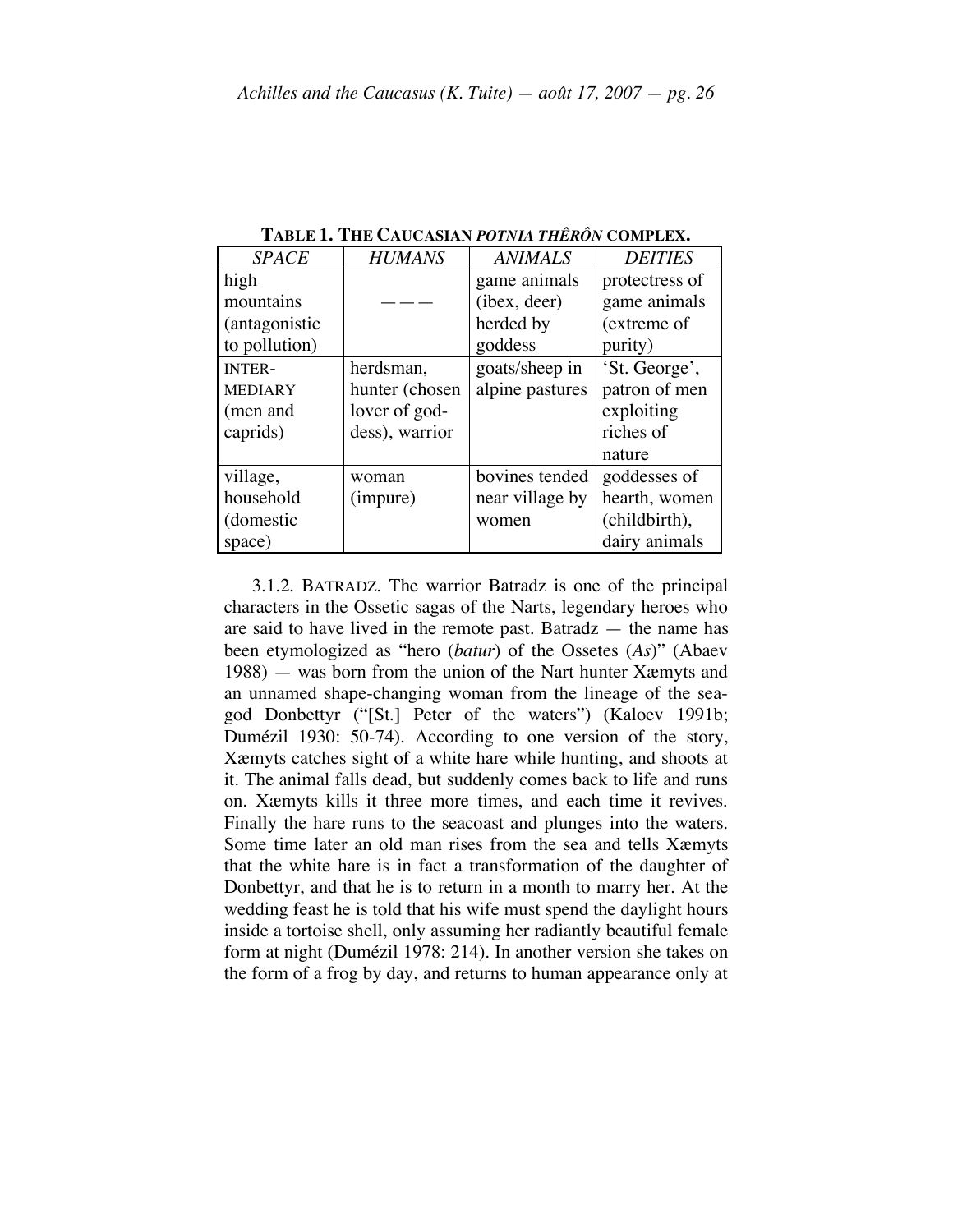**TABLE 1. THE CAUCASIAN *POTNIA THÊRÔN* COMPLEX.**

| *SPACE* | *HUMANS* | *ANIMALS* | *DEITIES* |
|---|---|---|---|
| high mountains (antagonistic to pollution) | — — — | game animals (ibex, deer) herded by goddess | protectress of game animals (extreme of purity) |
| INTER-MEDIARY (men and caprids) | herdsman, hunter (chosen lover of goddess), warrior | goats/sheep in alpine pastures | 'St. George', patron of men exploiting riches of nature |
| village, household (domestic space) | woman (impure) | bovines tended near village by women | goddesses of hearth, women (childbirth), dairy animals |

3.1.2. BATRADZ. The warrior Batradz is one of the principal characters in the Ossetic sagas of the Narts, legendary heroes who are said to have lived in the remote past. Batradz — the name has been etymologized as "hero (*batur*) of the Ossetes (*As*)" (Abaev 1988) — was born from the union of the Nart hunter Xæmyts and an unnamed shape-changing woman from the lineage of the sea-god Donbettyr ("[St.] Peter of the waters") (Kaloev 1991b; Dumézil 1930: 50-74). According to one version of the story, Xæmyts catches sight of a white hare while hunting, and shoots at it. The animal falls dead, but suddenly comes back to life and runs on. Xæmyts kills it three more times, and each time it revives. Finally the hare runs to the seacoast and plunges into the waters. Some time later an old man rises from the sea and tells Xæmyts that the white hare is in fact a transformation of the daughter of Donbettyr, and that he is to return in a month to marry her. At the wedding feast he is told that his wife must spend the daylight hours inside a tortoise shell, only assuming her radiantly beautiful female form at night (Dumézil 1978: 214). In another version she takes on the form of a frog by day, and returns to human appearance only at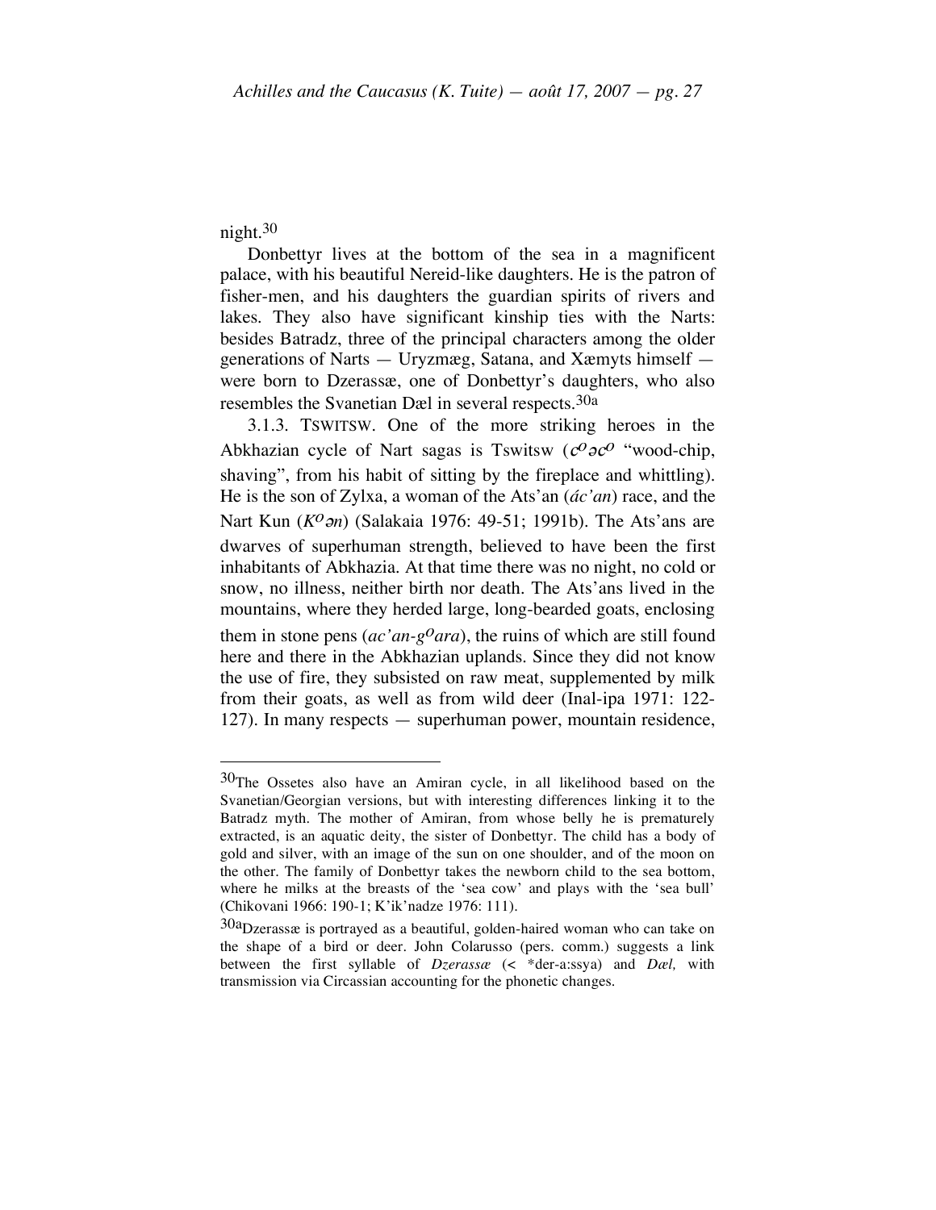night.[30]

Donbettyr lives at the bottom of the sea in a magnificent palace, with his beautiful Nereid-like daughters. He is the patron of fisher-men, and his daughters the guardian spirits of rivers and lakes. They also have significant kinship ties with the Narts: besides Batradz, three of the principal characters among the older generations of Narts — Uryzmæg, Satana, and Xæmyts himself — were born to Dzerassæ, one of Donbettyr's daughters, who also resembles the Svanetian Dæl in several respects.[30a]

3.1.3. TSWITSW. One of the more striking heroes in the Abkhazian cycle of Nart sagas is Tswitsw (*c*$^{o}$*əc*$^{o}$ "wood-chip, shaving", from his habit of sitting by the fireplace and whittling). He is the son of Zylxa, a woman of the Ats'an (*ác'an*) race, and the Nart Kun (*K*$^{o}$*ən*) (Salakaia 1976: 49-51; 1991b). The Ats'ans are dwarves of superhuman strength, believed to have been the first inhabitants of Abkhazia. At that time there was no night, no cold or snow, no illness, neither birth nor death. The Ats'ans lived in the mountains, where they herded large, long-bearded goats, enclosing them in stone pens (*ac'an-g*$^{o}$*ara*), the ruins of which are still found here and there in the Abkhazian uplands. Since they did not know the use of fire, they subsisted on raw meat, supplemented by milk from their goats, as well as from wild deer (Inal-ipa 1971: 122-127). In many respects — superhuman power, mountain residence,

---

[30] The Ossetes also have an Amiran cycle, in all likelihood based on the Svanetian/Georgian versions, but with interesting differences linking it to the Batradz myth. The mother of Amiran, from whose belly he is prematurely extracted, is an aquatic deity, the sister of Donbettyr. The child has a body of gold and silver, with an image of the sun on one shoulder, and of the moon on the other. The family of Donbettyr takes the newborn child to the sea bottom, where he milks at the breasts of the 'sea cow' and plays with the 'sea bull' (Chikovani 1966: 190-1; K'ik'nadze 1976: 111).

[30a] Dzerassæ is portrayed as a beautiful, golden-haired woman who can take on the shape of a bird or deer. John Colarusso (pers. comm.) suggests a link between the first syllable of *Dzerassæ* (< *der-a:ssya) and *Dæl,* with transmission via Circassian accounting for the phonetic changes.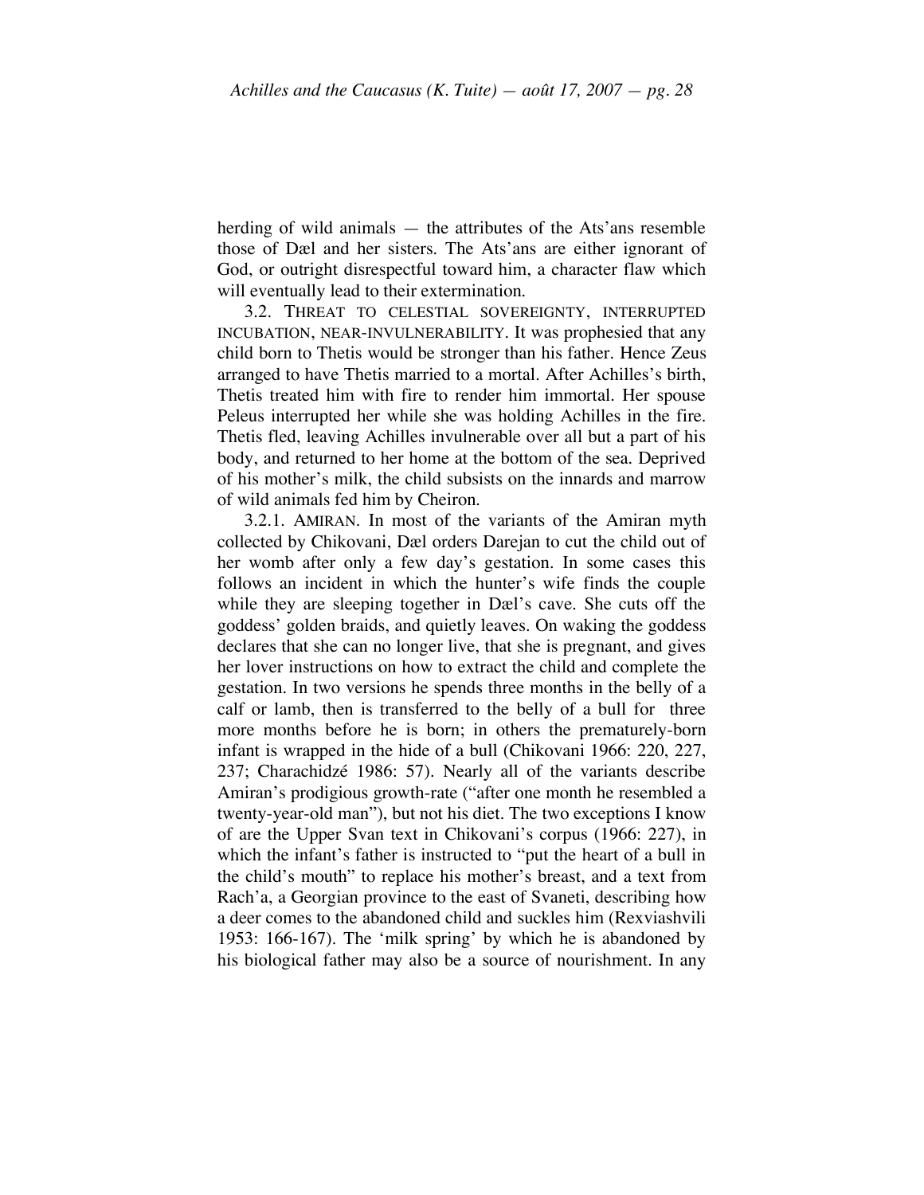herding of wild animals — the attributes of the Ats'ans resemble those of Dæl and her sisters. The Ats'ans are either ignorant of God, or outright disrespectful toward him, a character flaw which will eventually lead to their extermination.

3.2. THREAT TO CELESTIAL SOVEREIGNTY, INTERRUPTED INCUBATION, NEAR-INVULNERABILITY. It was prophesied that any child born to Thetis would be stronger than his father. Hence Zeus arranged to have Thetis married to a mortal. After Achilles's birth, Thetis treated him with fire to render him immortal. Her spouse Peleus interrupted her while she was holding Achilles in the fire. Thetis fled, leaving Achilles invulnerable over all but a part of his body, and returned to her home at the bottom of the sea. Deprived of his mother's milk, the child subsists on the innards and marrow of wild animals fed him by Cheiron.

3.2.1. AMIRAN. In most of the variants of the Amiran myth collected by Chikovani, Dæl orders Darejan to cut the child out of her womb after only a few day's gestation. In some cases this follows an incident in which the hunter's wife finds the couple while they are sleeping together in Dæl's cave. She cuts off the goddess' golden braids, and quietly leaves. On waking the goddess declares that she can no longer live, that she is pregnant, and gives her lover instructions on how to extract the child and complete the gestation. In two versions he spends three months in the belly of a calf or lamb, then is transferred to the belly of a bull for three more months before he is born; in others the prematurely-born infant is wrapped in the hide of a bull (Chikovani 1966: 220, 227, 237; Charachidzé 1986: 57). Nearly all of the variants describe Amiran's prodigious growth-rate ("after one month he resembled a twenty-year-old man"), but not his diet. The two exceptions I know of are the Upper Svan text in Chikovani's corpus (1966: 227), in which the infant's father is instructed to "put the heart of a bull in the child's mouth" to replace his mother's breast, and a text from Rach'a, a Georgian province to the east of Svaneti, describing how a deer comes to the abandoned child and suckles him (Rexviashvili 1953: 166-167). The 'milk spring' by which he is abandoned by his biological father may also be a source of nourishment. In any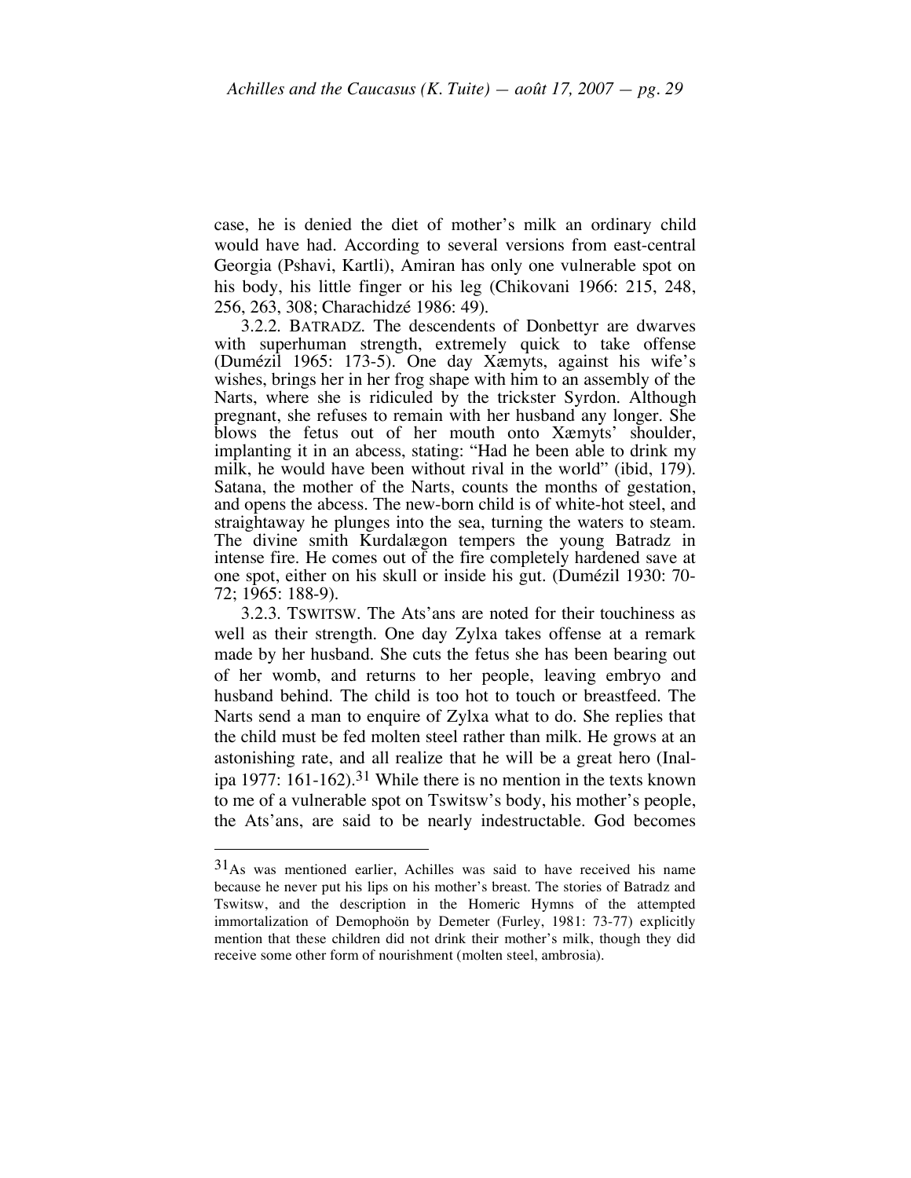case, he is denied the diet of mother's milk an ordinary child would have had. According to several versions from east-central Georgia (Pshavi, Kartli), Amiran has only one vulnerable spot on his body, his little finger or his leg (Chikovani 1966: 215, 248, 256, 263, 308; Charachidzé 1986: 49).

3.2.2. BATRADZ. The descendents of Donbettyr are dwarves with superhuman strength, extremely quick to take offense (Dumézil 1965: 173-5). One day Xæmyts, against his wife's wishes, brings her in her frog shape with him to an assembly of the Narts, where she is ridiculed by the trickster Syrdon. Although pregnant, she refuses to remain with her husband any longer. She blows the fetus out of her mouth onto Xæmyts' shoulder, implanting it in an abcess, stating: "Had he been able to drink my milk, he would have been without rival in the world" (ibid, 179). Satana, the mother of the Narts, counts the months of gestation, and opens the abcess. The new-born child is of white-hot steel, and straightaway he plunges into the sea, turning the waters to steam. The divine smith Kurdalægon tempers the young Batradz in intense fire. He comes out of the fire completely hardened save at one spot, either on his skull or inside his gut. (Dumézil 1930: 70-72; 1965: 188-9).

3.2.3. TSWITSW. The Ats'ans are noted for their touchiness as well as their strength. One day Zylxa takes offense at a remark made by her husband. She cuts the fetus she has been bearing out of her womb, and returns to her people, leaving embryo and husband behind. The child is too hot to touch or breastfeed. The Narts send a man to enquire of Zylxa what to do. She replies that the child must be fed molten steel rather than milk. He grows at an astonishing rate, and all realize that he will be a great hero (Inal-ipa 1977: 161-162).[31] While there is no mention in the texts known to me of a vulnerable spot on Tswitsw's body, his mother's people, the Ats'ans, are said to be nearly indestructable. God becomes

---

[31] As was mentioned earlier, Achilles was said to have received his name because he never put his lips on his mother's breast. The stories of Batradz and Tswitsw, and the description in the Homeric Hymns of the attempted immortalization of Demophoön by Demeter (Furley, 1981: 73-77) explicitly mention that these children did not drink their mother's milk, though they did receive some other form of nourishment (molten steel, ambrosia).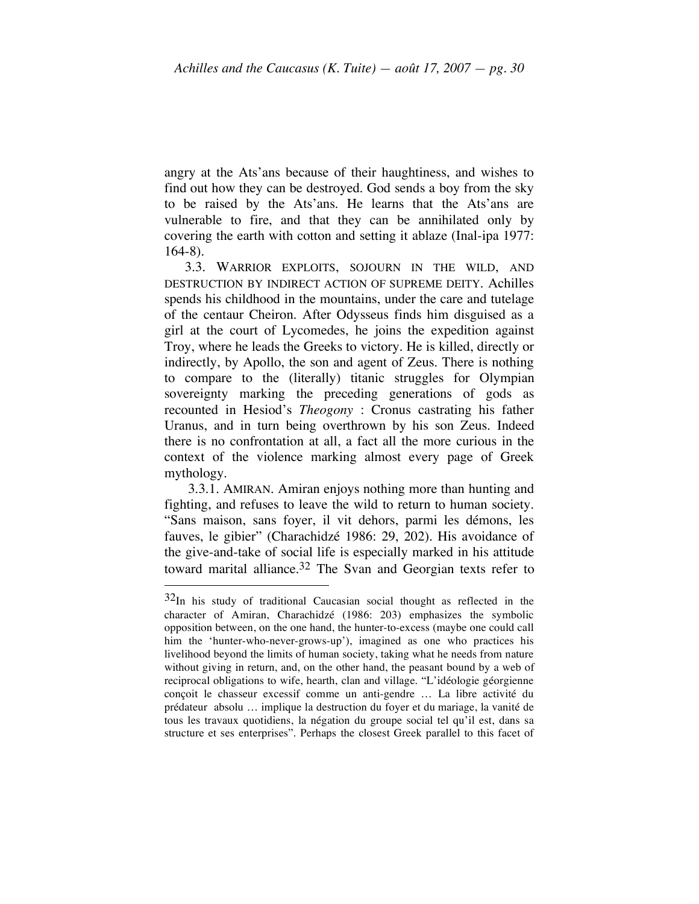angry at the Ats'ans because of their haughtiness, and wishes to find out how they can be destroyed. God sends a boy from the sky to be raised by the Ats'ans. He learns that the Ats'ans are vulnerable to fire, and that they can be annihilated only by covering the earth with cotton and setting it ablaze (Inal-ipa 1977: 164-8).

3.3. WARRIOR EXPLOITS, SOJOURN IN THE WILD, AND DESTRUCTION BY INDIRECT ACTION OF SUPREME DEITY. Achilles spends his childhood in the mountains, under the care and tutelage of the centaur Cheiron. After Odysseus finds him disguised as a girl at the court of Lycomedes, he joins the expedition against Troy, where he leads the Greeks to victory. He is killed, directly or indirectly, by Apollo, the son and agent of Zeus. There is nothing to compare to the (literally) titanic struggles for Olympian sovereignty marking the preceding generations of gods as recounted in Hesiod's *Theogony* : Cronus castrating his father Uranus, and in turn being overthrown by his son Zeus. Indeed there is no confrontation at all, a fact all the more curious in the context of the violence marking almost every page of Greek mythology.

3.3.1. AMIRAN. Amiran enjoys nothing more than hunting and fighting, and refuses to leave the wild to return to human society. "Sans maison, sans foyer, il vit dehors, parmi les démons, les fauves, le gibier" (Charachidzé 1986: 29, 202). His avoidance of the give-and-take of social life is especially marked in his attitude toward marital alliance.[32] The Svan and Georgian texts refer to

---

[32] In his study of traditional Caucasian social thought as reflected in the character of Amiran, Charachidzé (1986: 203) emphasizes the symbolic opposition between, on the one hand, the hunter-to-excess (maybe one could call him the 'hunter-who-never-grows-up'), imagined as one who practices his livelihood beyond the limits of human society, taking what he needs from nature without giving in return, and, on the other hand, the peasant bound by a web of reciprocal obligations to wife, hearth, clan and village. "L'idéologie géorgienne conçoit le chasseur excessif comme un anti-gendre … La libre activité du prédateur absolu … implique la destruction du foyer et du mariage, la vanité de tous les travaux quotidiens, la négation du groupe social tel qu'il est, dans sa structure et ses enterprises". Perhaps the closest Greek parallel to this facet of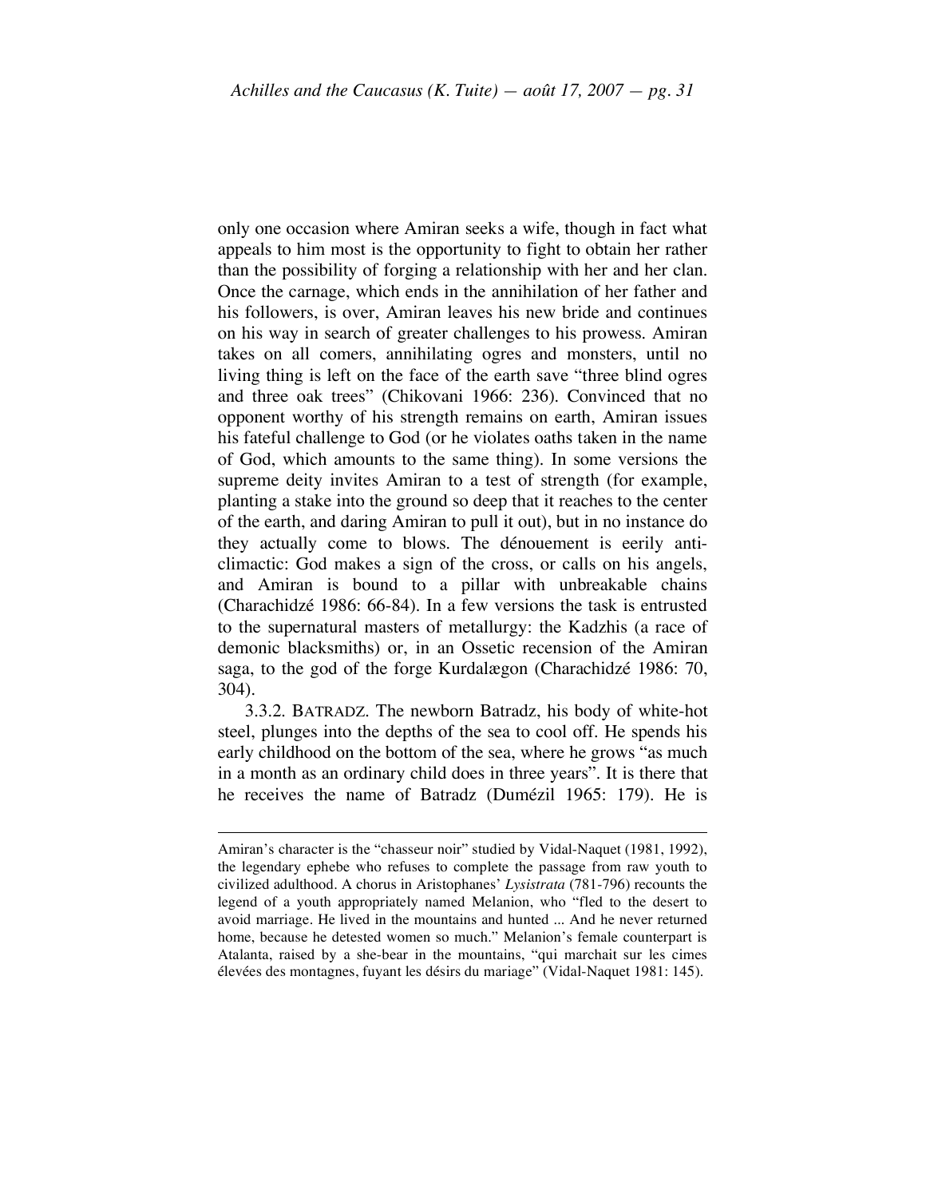only one occasion where Amiran seeks a wife, though in fact what appeals to him most is the opportunity to fight to obtain her rather than the possibility of forging a relationship with her and her clan. Once the carnage, which ends in the annihilation of her father and his followers, is over, Amiran leaves his new bride and continues on his way in search of greater challenges to his prowess. Amiran takes on all comers, annihilating ogres and monsters, until no living thing is left on the face of the earth save "three blind ogres and three oak trees" (Chikovani 1966: 236). Convinced that no opponent worthy of his strength remains on earth, Amiran issues his fateful challenge to God (or he violates oaths taken in the name of God, which amounts to the same thing). In some versions the supreme deity invites Amiran to a test of strength (for example, planting a stake into the ground so deep that it reaches to the center of the earth, and daring Amiran to pull it out), but in no instance do they actually come to blows. The dénouement is eerily anti-climactic: God makes a sign of the cross, or calls on his angels, and Amiran is bound to a pillar with unbreakable chains (Charachidzé 1986: 66-84). In a few versions the task is entrusted to the supernatural masters of metallurgy: the Kadzhis (a race of demonic blacksmiths) or, in an Ossetic recension of the Amiran saga, to the god of the forge Kurdalægon (Charachidzé 1986: 70, 304).

3.3.2. BATRADZ. The newborn Batradz, his body of white-hot steel, plunges into the depths of the sea to cool off. He spends his early childhood on the bottom of the sea, where he grows "as much in a month as an ordinary child does in three years". It is there that he receives the name of Batradz (Dumézil 1965: 179). He is

---

Amiran's character is the "chasseur noir" studied by Vidal-Naquet (1981, 1992), the legendary ephebe who refuses to complete the passage from raw youth to civilized adulthood. A chorus in Aristophanes' *Lysistrata* (781-796) recounts the legend of a youth appropriately named Melanion, who "fled to the desert to avoid marriage. He lived in the mountains and hunted ... And he never returned home, because he detested women so much." Melanion's female counterpart is Atalanta, raised by a she-bear in the mountains, "qui marchait sur les cimes élevées des montagnes, fuyant les désirs du mariage" (Vidal-Naquet 1981: 145).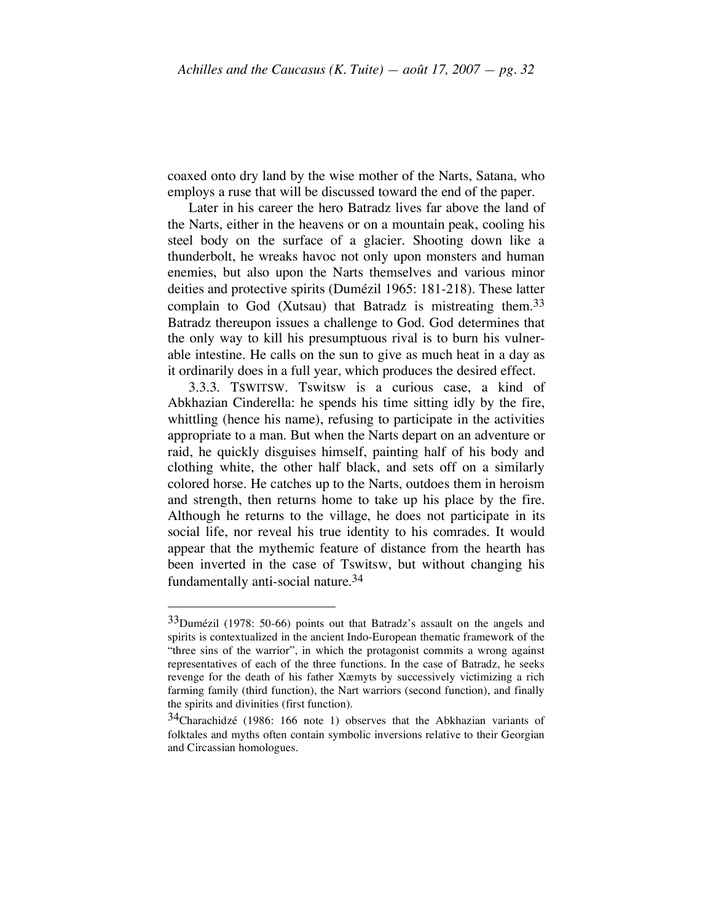coaxed onto dry land by the wise mother of the Narts, Satana, who employs a ruse that will be discussed toward the end of the paper.

Later in his career the hero Batradz lives far above the land of the Narts, either in the heavens or on a mountain peak, cooling his steel body on the surface of a glacier. Shooting down like a thunderbolt, he wreaks havoc not only upon monsters and human enemies, but also upon the Narts themselves and various minor deities and protective spirits (Dumézil 1965: 181-218). These latter complain to God (Xutsau) that Batradz is mistreating them.[33] Batradz thereupon issues a challenge to God. God determines that the only way to kill his presumptuous rival is to burn his vulnerable intestine. He calls on the sun to give as much heat in a day as it ordinarily does in a full year, which produces the desired effect.

3.3.3. TSWITSW. Tswitsw is a curious case, a kind of Abkhazian Cinderella: he spends his time sitting idly by the fire, whittling (hence his name), refusing to participate in the activities appropriate to a man. But when the Narts depart on an adventure or raid, he quickly disguises himself, painting half of his body and clothing white, the other half black, and sets off on a similarly colored horse. He catches up to the Narts, outdoes them in heroism and strength, then returns home to take up his place by the fire. Although he returns to the village, he does not participate in its social life, nor reveal his true identity to his comrades. It would appear that the mythemic feature of distance from the hearth has been inverted in the case of Tswitsw, but without changing his fundamentally anti-social nature.[34]

---

[33]Dumézil (1978: 50-66) points out that Batradz's assault on the angels and spirits is contextualized in the ancient Indo-European thematic framework of the "three sins of the warrior", in which the protagonist commits a wrong against representatives of each of the three functions. In the case of Batradz, he seeks revenge for the death of his father Xæmyts by successively victimizing a rich farming family (third function), the Nart warriors (second function), and finally the spirits and divinities (first function).

[34]Charachidzé (1986: 166 note 1) observes that the Abkhazian variants of folktales and myths often contain symbolic inversions relative to their Georgian and Circassian homologues.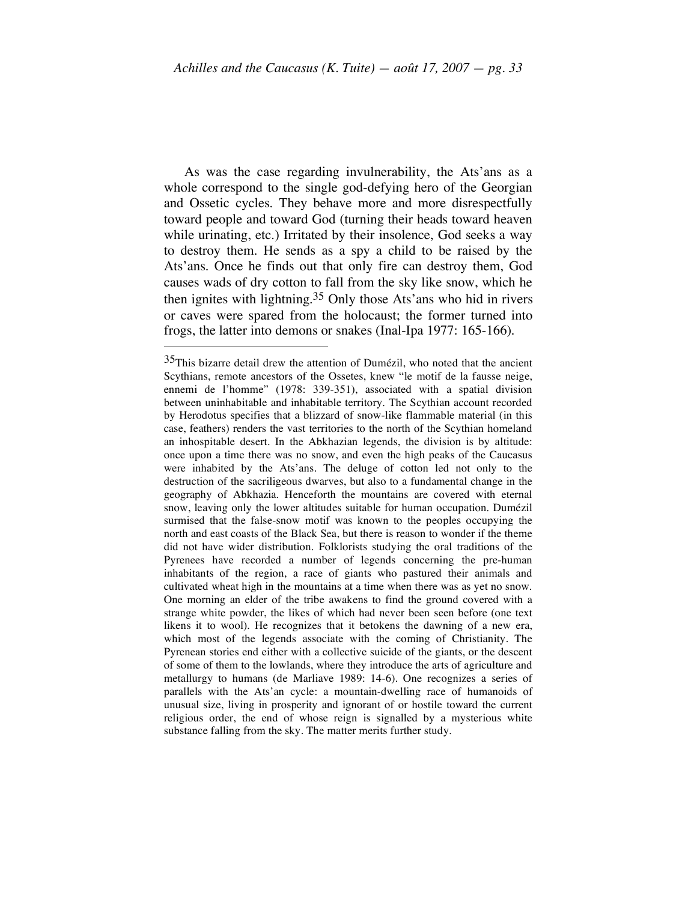As was the case regarding invulnerability, the Ats'ans as a whole correspond to the single god-defying hero of the Georgian and Ossetic cycles. They behave more and more disrespectfully toward people and toward God (turning their heads toward heaven while urinating, etc.) Irritated by their insolence, God seeks a way to destroy them. He sends as a spy a child to be raised by the Ats'ans. Once he finds out that only fire can destroy them, God causes wads of dry cotton to fall from the sky like snow, which he then ignites with lightning.[35] Only those Ats'ans who hid in rivers or caves were spared from the holocaust; the former turned into frogs, the latter into demons or snakes (Inal-Ipa 1977: 165-166).

---

[35] This bizarre detail drew the attention of Dumézil, who noted that the ancient Scythians, remote ancestors of the Ossetes, knew "le motif de la fausse neige, ennemi de l'homme" (1978: 339-351), associated with a spatial division between uninhabitable and inhabitable territory. The Scythian account recorded by Herodotus specifies that a blizzard of snow-like flammable material (in this case, feathers) renders the vast territories to the north of the Scythian homeland an inhospitable desert. In the Abkhazian legends, the division is by altitude: once upon a time there was no snow, and even the high peaks of the Caucasus were inhabited by the Ats'ans. The deluge of cotton led not only to the destruction of the sacrilegious dwarves, but also to a fundamental change in the geography of Abkhazia. Henceforth the mountains are covered with eternal snow, leaving only the lower altitudes suitable for human occupation. Dumézil surmised that the false-snow motif was known to the peoples occupying the north and east coasts of the Black Sea, but there is reason to wonder if the theme did not have wider distribution. Folklorists studying the oral traditions of the Pyrenees have recorded a number of legends concerning the pre-human inhabitants of the region, a race of giants who pastured their animals and cultivated wheat high in the mountains at a time when there was as yet no snow. One morning an elder of the tribe awakens to find the ground covered with a strange white powder, the likes of which had never been seen before (one text likens it to wool). He recognizes that it betokens the dawning of a new era, which most of the legends associate with the coming of Christianity. The Pyrenean stories end either with a collective suicide of the giants, or the descent of some of them to the lowlands, where they introduce the arts of agriculture and metallurgy to humans (de Marliave 1989: 14-6). One recognizes a series of parallels with the Ats'an cycle: a mountain-dwelling race of humanoids of unusual size, living in prosperity and ignorant of or hostile toward the current religious order, the end of whose reign is signalled by a mysterious white substance falling from the sky. The matter merits further study.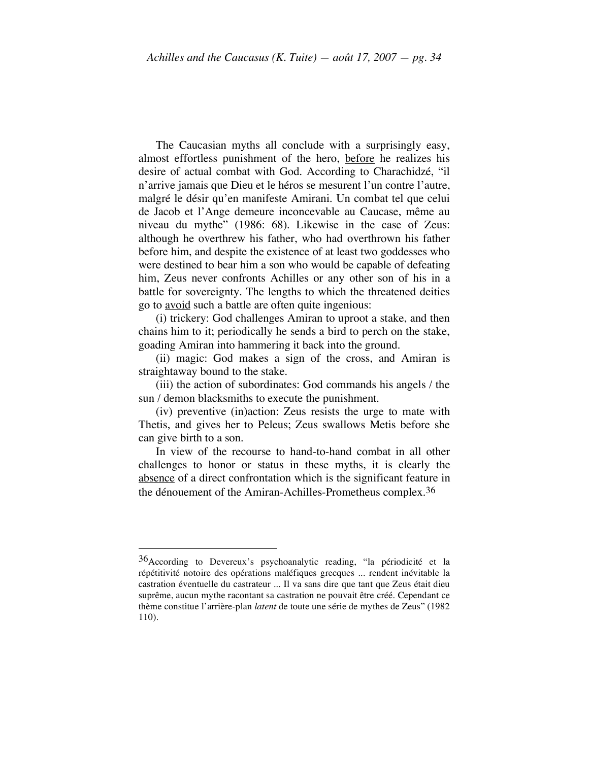The Caucasian myths all conclude with a surprisingly easy, almost effortless punishment of the hero, <u>before</u> he realizes his desire of actual combat with God. According to Charachidzé, "il n'arrive jamais que Dieu et le héros se mesurent l'un contre l'autre, malgré le désir qu'en manifeste Amirani. Un combat tel que celui de Jacob et l'Ange demeure inconcevable au Caucase, même au niveau du mythe" (1986: 68). Likewise in the case of Zeus: although he overthrew his father, who had overthrown his father before him, and despite the existence of at least two goddesses who were destined to bear him a son who would be capable of defeating him, Zeus never confronts Achilles or any other son of his in a battle for sovereignty. The lengths to which the threatened deities go to <u>avoid</u> such a battle are often quite ingenious:

(i) trickery: God challenges Amiran to uproot a stake, and then chains him to it; periodically he sends a bird to perch on the stake, goading Amiran into hammering it back into the ground.

(ii) magic: God makes a sign of the cross, and Amiran is straightaway bound to the stake.

(iii) the action of subordinates: God commands his angels / the sun / demon blacksmiths to execute the punishment.

(iv) preventive (in)action: Zeus resists the urge to mate with Thetis, and gives her to Peleus; Zeus swallows Metis before she can give birth to a son.

In view of the recourse to hand-to-hand combat in all other challenges to honor or status in these myths, it is clearly the <u>absence</u> of a direct confrontation which is the significant feature in the dénouement of the Amiran-Achilles-Prometheus complex.[36]

---

[36] According to Devereux's psychoanalytic reading, "la périodicité et la répétitivité notoire des opérations maléfiques grecques ... rendent inévitable la castration éventuelle du castrateur ... Il va sans dire que tant que Zeus était dieu suprême, aucun mythe racontant sa castration ne pouvait être créé. Cependant ce thème constitue l'arrière-plan *latent* de toute une série de mythes de Zeus" (1982 110).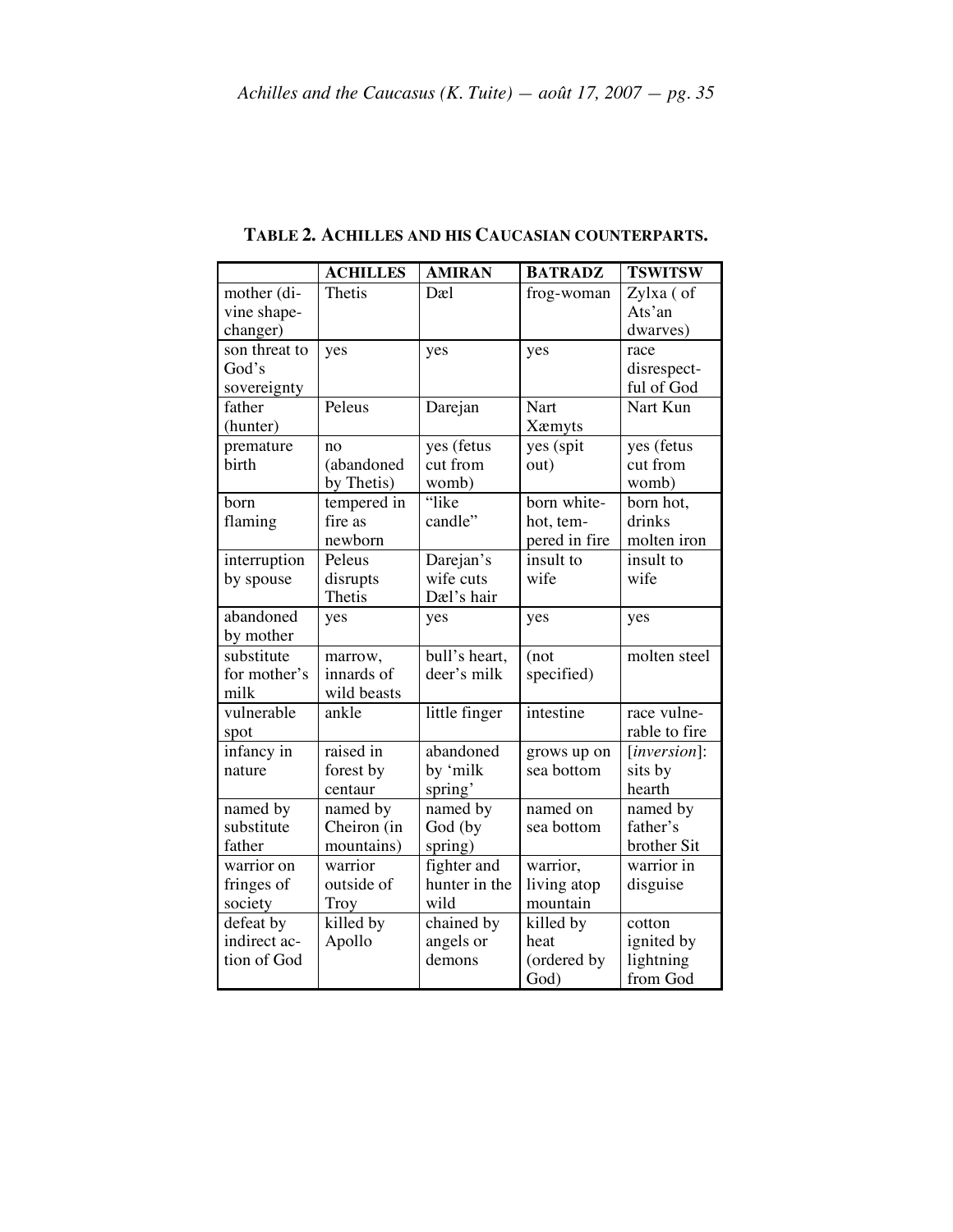**TABLE 2. ACHILLES AND HIS CAUCASIAN COUNTERPARTS.**

| | ACHILLES | AMIRAN | BATRADZ | TSWITSW |
|---|---|---|---|---|
| mother (divine shape-changer) | Thetis | Dæl | frog-woman | Zylxa ( of Ats'an dwarves) |
| son threat to God's sovereignty | yes | yes | yes | race disrespectful of God |
| father (hunter) | Peleus | Darejan | Nart Xæmyts | Nart Kun |
| premature birth | no (abandoned by Thetis) | yes (fetus cut from womb) | yes (spit out) | yes (fetus cut from womb) |
| born flaming | tempered in fire as newborn | "like candle" | born white-hot, tempered in fire | born hot, drinks molten iron |
| interruption by spouse | Peleus disrupts Thetis | Darejan's wife cuts Dæl's hair | insult to wife | insult to wife |
| abandoned by mother | yes | yes | yes | yes |
| substitute for mother's milk | marrow, innards of wild beasts | bull's heart, deer's milk | (not specified) | molten steel |
| vulnerable spot | ankle | little finger | intestine | race vulnerable to fire |
| infancy in nature | raised in forest by centaur | abandoned by 'milk spring' | grows up on sea bottom | [*inversion*]: sits by hearth |
| named by substitute father | named by Cheiron (in mountains) | named by God (by spring) | named on sea bottom | named by father's brother Sit |
| warrior on fringes of society | warrior outside of Troy | fighter and hunter in the wild | warrior, living atop mountain | warrior in disguise |
| defeat by indirect action of God | killed by Apollo | chained by angels or demons | killed by heat (ordered by God) | cotton ignited by lightning from God |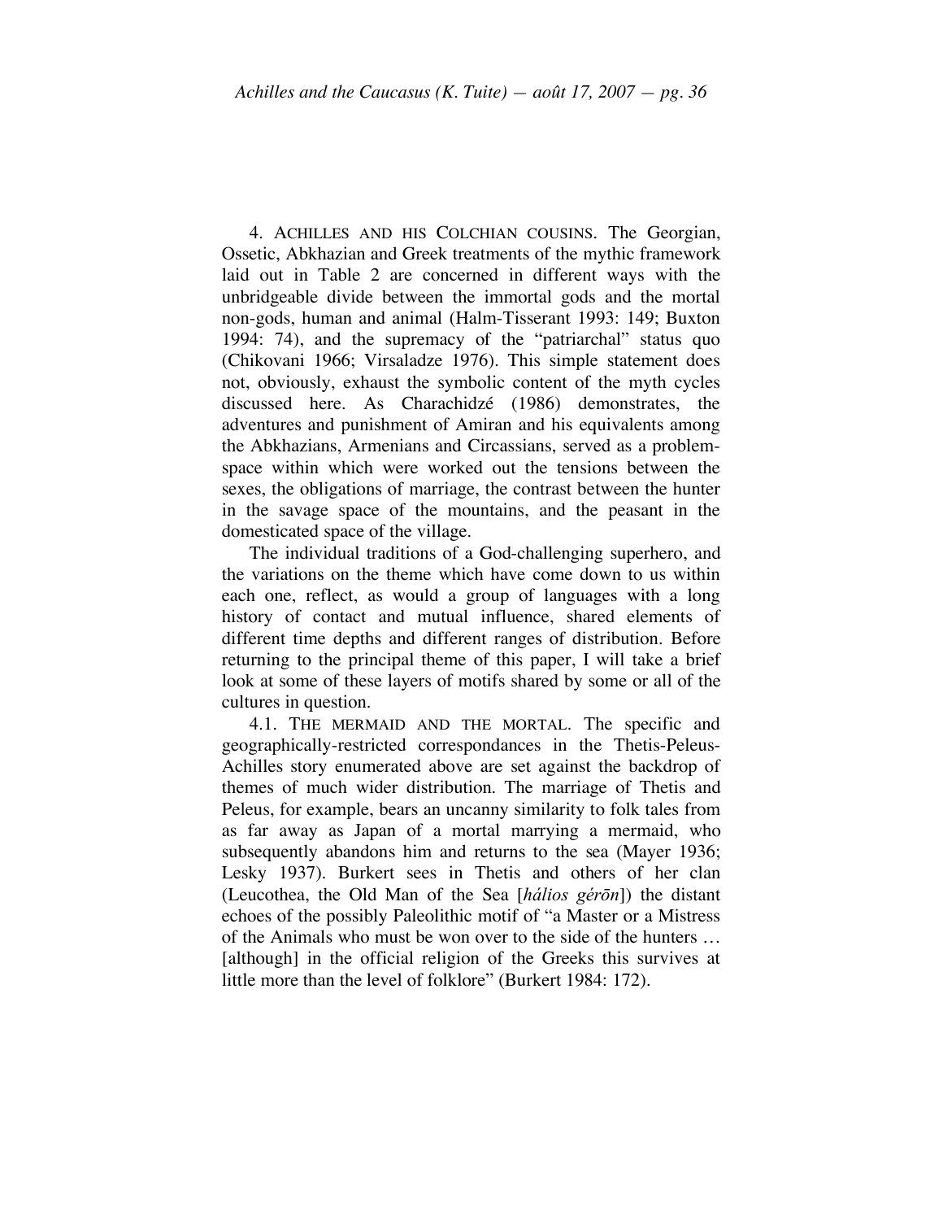4. ACHILLES AND HIS COLCHIAN COUSINS. The Georgian, Ossetic, Abkhazian and Greek treatments of the mythic framework laid out in Table 2 are concerned in different ways with the unbridgeable divide between the immortal gods and the mortal non-gods, human and animal (Halm-Tisserant 1993: 149; Buxton 1994: 74), and the supremacy of the "patriarchal" status quo (Chikovani 1966; Virsaladze 1976). This simple statement does not, obviously, exhaust the symbolic content of the myth cycles discussed here. As Charachidzé (1986) demonstrates, the adventures and punishment of Amiran and his equivalents among the Abkhazians, Armenians and Circassians, served as a problem-space within which were worked out the tensions between the sexes, the obligations of marriage, the contrast between the hunter in the savage space of the mountains, and the peasant in the domesticated space of the village.

The individual traditions of a God-challenging superhero, and the variations on the theme which have come down to us within each one, reflect, as would a group of languages with a long history of contact and mutual influence, shared elements of different time depths and different ranges of distribution. Before returning to the principal theme of this paper, I will take a brief look at some of these layers of motifs shared by some or all of the cultures in question.

4.1. THE MERMAID AND THE MORTAL. The specific and geographically-restricted correspondances in the Thetis-Peleus-Achilles story enumerated above are set against the backdrop of themes of much wider distribution. The marriage of Thetis and Peleus, for example, bears an uncanny similarity to folk tales from as far away as Japan of a mortal marrying a mermaid, who subsequently abandons him and returns to the sea (Mayer 1936; Lesky 1937). Burkert sees in Thetis and others of her clan (Leucothea, the Old Man of the Sea [*hálios gérōn*]) the distant echoes of the possibly Paleolithic motif of "a Master or a Mistress of the Animals who must be won over to the side of the hunters … [although] in the official religion of the Greeks this survives at little more than the level of folklore" (Burkert 1984: 172).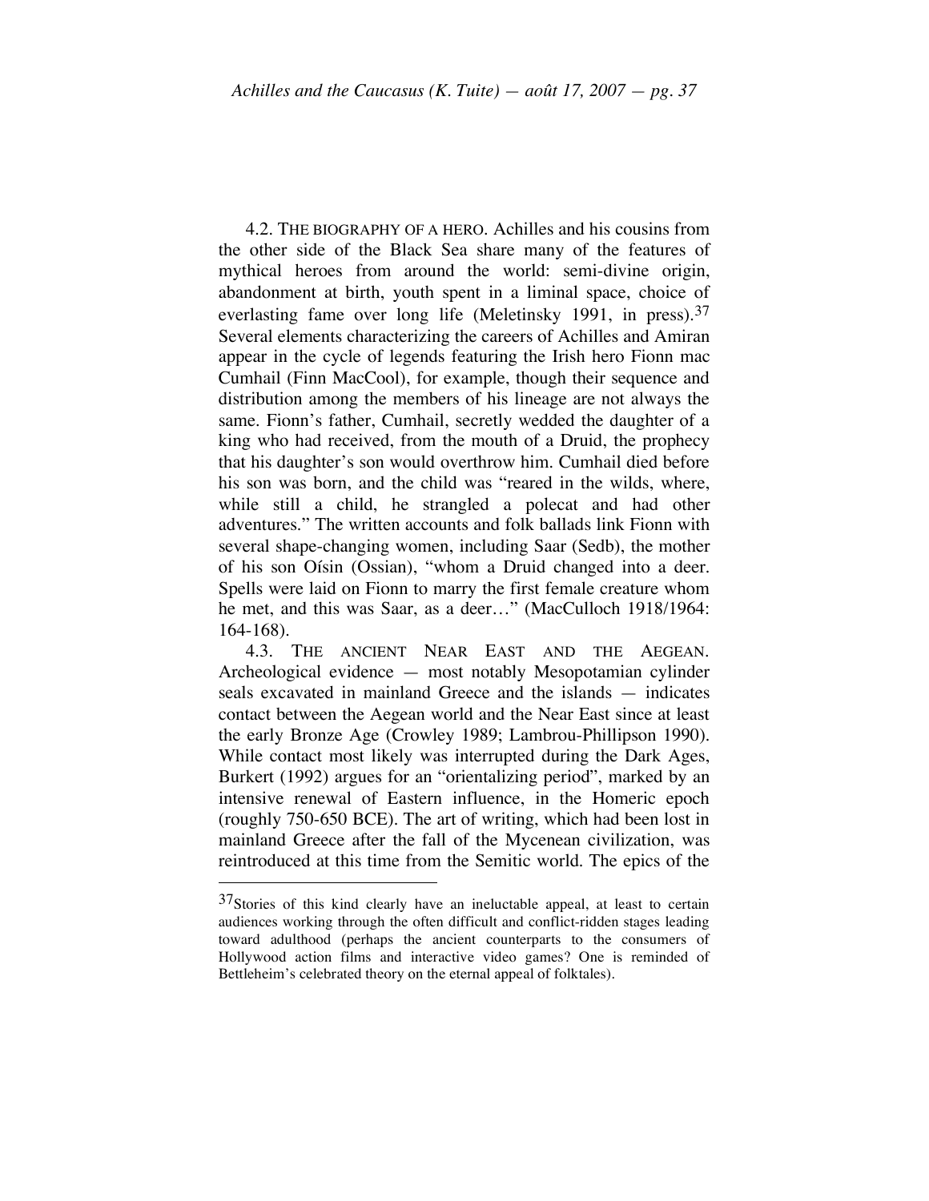4.2. THE BIOGRAPHY OF A HERO. Achilles and his cousins from the other side of the Black Sea share many of the features of mythical heroes from around the world: semi-divine origin, abandonment at birth, youth spent in a liminal space, choice of everlasting fame over long life (Meletinsky 1991, in press).[37] Several elements characterizing the careers of Achilles and Amiran appear in the cycle of legends featuring the Irish hero Fionn mac Cumhail (Finn MacCool), for example, though their sequence and distribution among the members of his lineage are not always the same. Fionn's father, Cumhail, secretly wedded the daughter of a king who had received, from the mouth of a Druid, the prophecy that his daughter's son would overthrow him. Cumhail died before his son was born, and the child was "reared in the wilds, where, while still a child, he strangled a polecat and had other adventures." The written accounts and folk ballads link Fionn with several shape-changing women, including Saar (Sedb), the mother of his son Oísin (Ossian), "whom a Druid changed into a deer. Spells were laid on Fionn to marry the first female creature whom he met, and this was Saar, as a deer…" (MacCulloch 1918/1964: 164-168).

4.3. THE ANCIENT NEAR EAST AND THE AEGEAN. Archeological evidence — most notably Mesopotamian cylinder seals excavated in mainland Greece and the islands — indicates contact between the Aegean world and the Near East since at least the early Bronze Age (Crowley 1989; Lambrou-Phillipson 1990). While contact most likely was interrupted during the Dark Ages, Burkert (1992) argues for an "orientalizing period", marked by an intensive renewal of Eastern influence, in the Homeric epoch (roughly 750-650 BCE). The art of writing, which had been lost in mainland Greece after the fall of the Mycenean civilization, was reintroduced at this time from the Semitic world. The epics of the

---

[37] Stories of this kind clearly have an ineluctable appeal, at least to certain audiences working through the often difficult and conflict-ridden stages leading toward adulthood (perhaps the ancient counterparts to the consumers of Hollywood action films and interactive video games? One is reminded of Bettleheim's celebrated theory on the eternal appeal of folktales).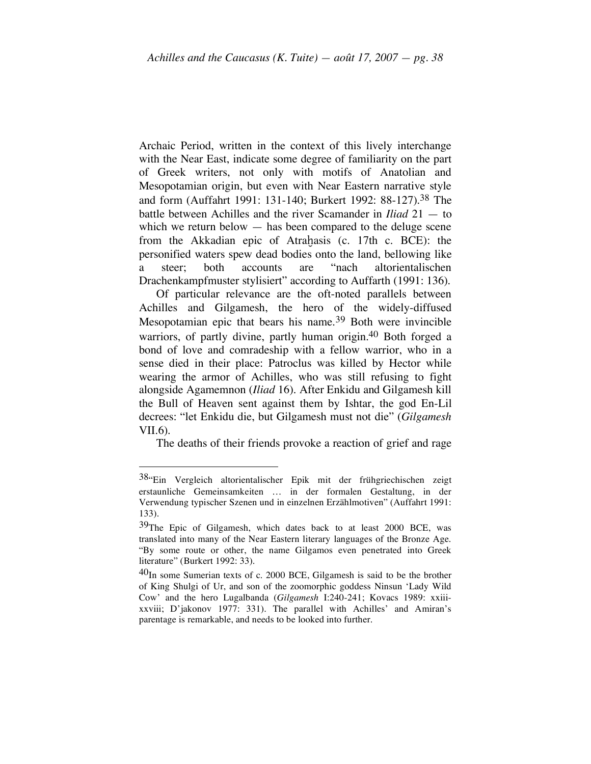Archaic Period, written in the context of this lively interchange with the Near East, indicate some degree of familiarity on the part of Greek writers, not only with motifs of Anatolian and Mesopotamian origin, but even with Near Eastern narrative style and form (Auffahrt 1991: 131-140; Burkert 1992: 88-127).[38] The battle between Achilles and the river Scamander in *Iliad* 21 — to which we return below — has been compared to the deluge scene from the Akkadian epic of Atraḫasis (c. 17th c. BCE): the personified waters spew dead bodies onto the land, bellowing like a steer; both accounts are "nach altorientalischen Drachenkampfmuster stylisiert" according to Auffarth (1991: 136).

Of particular relevance are the oft-noted parallels between Achilles and Gilgamesh, the hero of the widely-diffused Mesopotamian epic that bears his name.[39] Both were invincible warriors, of partly divine, partly human origin.[40] Both forged a bond of love and comradeship with a fellow warrior, who in a sense died in their place: Patroclus was killed by Hector while wearing the armor of Achilles, who was still refusing to fight alongside Agamemnon (*Iliad* 16). After Enkidu and Gilgamesh kill the Bull of Heaven sent against them by Ishtar, the god En-Lil decrees: "let Enkidu die, but Gilgamesh must not die" (*Gilgamesh* VII.6).

The deaths of their friends provoke a reaction of grief and rage

---

[38] "Ein Vergleich altorientalischer Epik mit der frühgriechischen zeigt erstaunliche Gemeinsamkeiten … in der formalen Gestaltung, in der Verwendung typischer Szenen und in einzelnen Erzählmotiven" (Auffahrt 1991: 133).

[39] The Epic of Gilgamesh, which dates back to at least 2000 BCE, was translated into many of the Near Eastern literary languages of the Bronze Age. "By some route or other, the name Gilgamos even penetrated into Greek literature" (Burkert 1992: 33).

[40] In some Sumerian texts of c. 2000 BCE, Gilgamesh is said to be the brother of King Shulgi of Ur, and son of the zoomorphic goddess Ninsun 'Lady Wild Cow' and the hero Lugalbanda (*Gilgamesh* I:240-241; Kovacs 1989: xxiii-xxviii; D'jakonov 1977: 331). The parallel with Achilles' and Amiran's parentage is remarkable, and needs to be looked into further.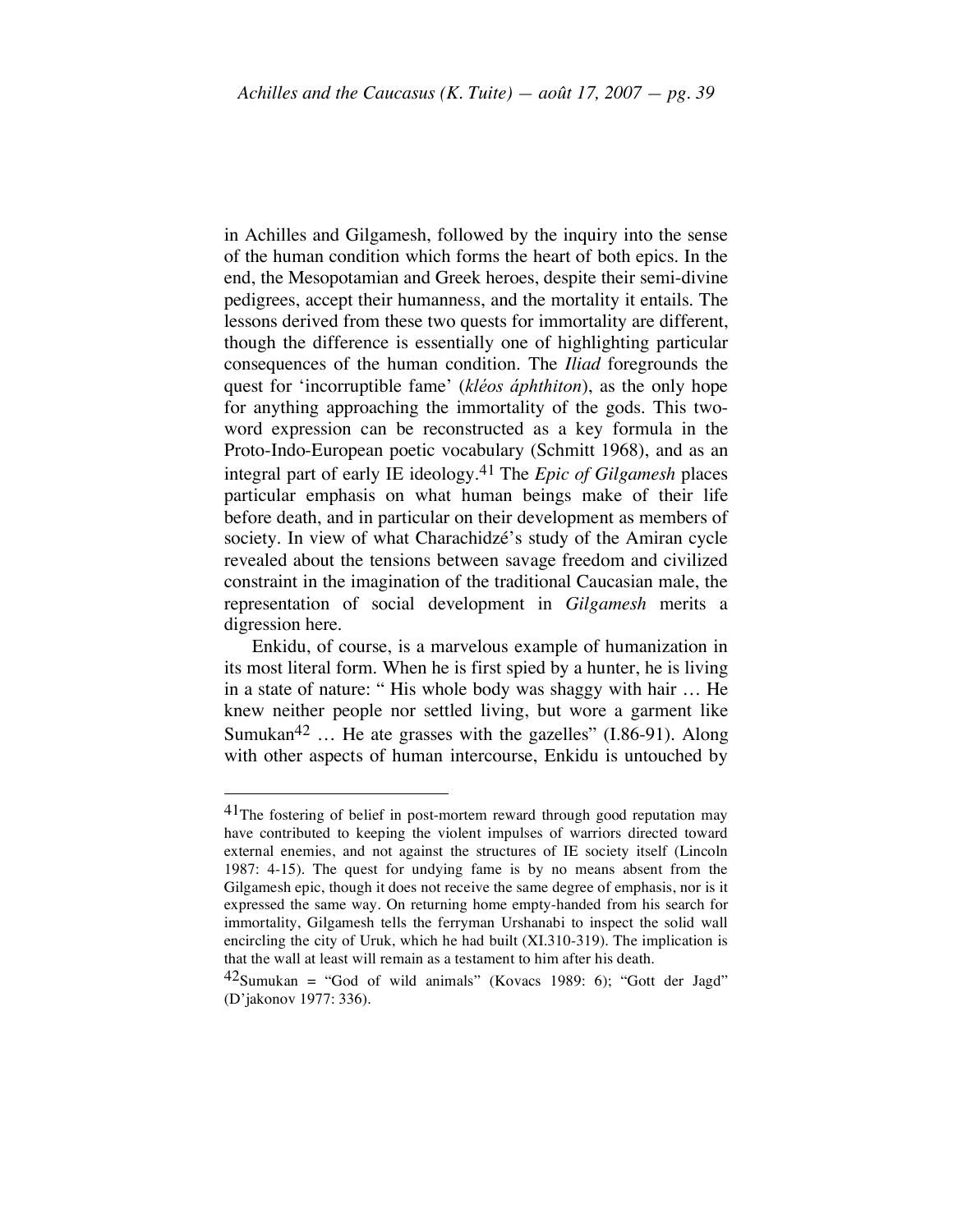in Achilles and Gilgamesh, followed by the inquiry into the sense of the human condition which forms the heart of both epics. In the end, the Mesopotamian and Greek heroes, despite their semi-divine pedigrees, accept their humanness, and the mortality it entails. The lessons derived from these two quests for immortality are different, though the difference is essentially one of highlighting particular consequences of the human condition. The *Iliad* foregrounds the quest for 'incorruptible fame' (*kléos áphthiton*), as the only hope for anything approaching the immortality of the gods. This two-word expression can be reconstructed as a key formula in the Proto-Indo-European poetic vocabulary (Schmitt 1968), and as an integral part of early IE ideology.[41] The *Epic of Gilgamesh* places particular emphasis on what human beings make of their life before death, and in particular on their development as members of society. In view of what Charachidzé's study of the Amiran cycle revealed about the tensions between savage freedom and civilized constraint in the imagination of the traditional Caucasian male, the representation of social development in *Gilgamesh* merits a digression here.

Enkidu, of course, is a marvelous example of humanization in its most literal form. When he is first spied by a hunter, he is living in a state of nature: " His whole body was shaggy with hair … He knew neither people nor settled living, but wore a garment like Sumukan[42] … He ate grasses with the gazelles" (I.86-91). Along with other aspects of human intercourse, Enkidu is untouched by

---

[41]The fostering of belief in post-mortem reward through good reputation may have contributed to keeping the violent impulses of warriors directed toward external enemies, and not against the structures of IE society itself (Lincoln 1987: 4-15). The quest for undying fame is by no means absent from the Gilgamesh epic, though it does not receive the same degree of emphasis, nor is it expressed the same way. On returning home empty-handed from his search for immortality, Gilgamesh tells the ferryman Urshanabi to inspect the solid wall encircling the city of Uruk, which he had built (XI.310-319). The implication is that the wall at least will remain as a testament to him after his death.

[42]Sumukan = "God of wild animals" (Kovacs 1989: 6); "Gott der Jagd" (D'jakonov 1977: 336).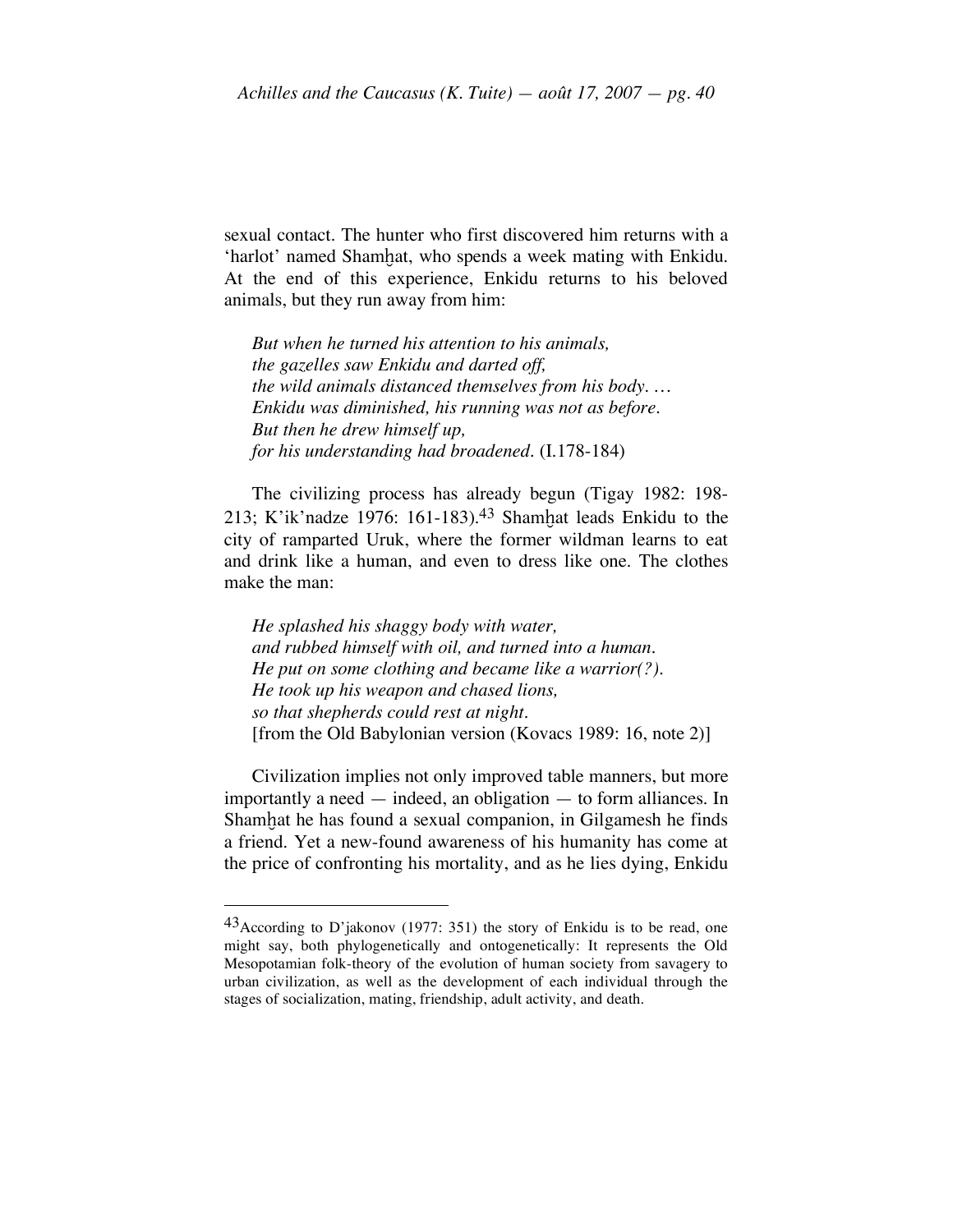sexual contact. The hunter who first discovered him returns with a 'harlot' named Shamḫat, who spends a week mating with Enkidu. At the end of this experience, Enkidu returns to his beloved animals, but they run away from him:

> *But when he turned his attention to his animals,*
> *the gazelles saw Enkidu and darted off,*
> *the wild animals distanced themselves from his body. …*
> *Enkidu was diminished, his running was not as before.*
> *But then he drew himself up,*
> *for his understanding had broadened.* (I.178-184)

The civilizing process has already begun (Tigay 1982: 198-213; K'ik'nadze 1976: 161-183).[43] Shamḫat leads Enkidu to the city of ramparted Uruk, where the former wildman learns to eat and drink like a human, and even to dress like one. The clothes make the man:

> *He splashed his shaggy body with water,*
> *and rubbed himself with oil, and turned into a human.*
> *He put on some clothing and became like a warrior(?).*
> *He took up his weapon and chased lions,*
> *so that shepherds could rest at night.*
> [from the Old Babylonian version (Kovacs 1989: 16, note 2)]

Civilization implies not only improved table manners, but more importantly a need — indeed, an obligation — to form alliances. In Shamḫat he has found a sexual companion, in Gilgamesh he finds a friend. Yet a new-found awareness of his humanity has come at the price of confronting his mortality, and as he lies dying, Enkidu

---

[43] According to D'jakonov (1977: 351) the story of Enkidu is to be read, one might say, both phylogenetically and ontogenetically: It represents the Old Mesopotamian folk-theory of the evolution of human society from savagery to urban civilization, as well as the development of each individual through the stages of socialization, mating, friendship, adult activity, and death.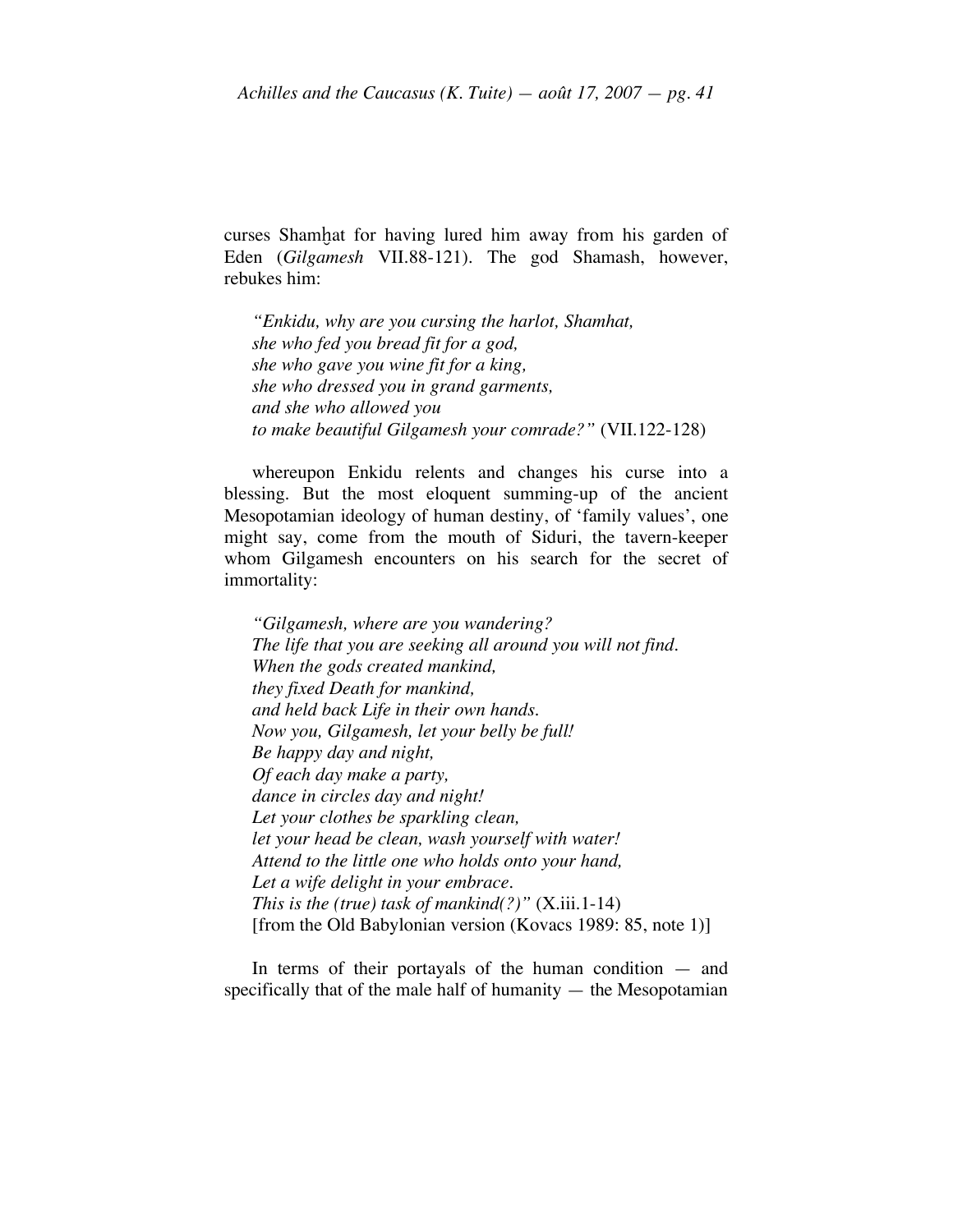curses Shamḫat for having lured him away from his garden of Eden (*Gilgamesh* VII.88-121). The god Shamash, however, rebukes him:

> *"Enkidu, why are you cursing the harlot, Shamhat,*
> *she who fed you bread fit for a god,*
> *she who gave you wine fit for a king,*
> *she who dressed you in grand garments,*
> *and she who allowed you*
> *to make beautiful Gilgamesh your comrade?"* (VII.122-128)

whereupon Enkidu relents and changes his curse into a blessing. But the most eloquent summing-up of the ancient Mesopotamian ideology of human destiny, of 'family values', one might say, come from the mouth of Siduri, the tavern-keeper whom Gilgamesh encounters on his search for the secret of immortality:

> *"Gilgamesh, where are you wandering?*
> *The life that you are seeking all around you will not find.*
> *When the gods created mankind,*
> *they fixed Death for mankind,*
> *and held back Life in their own hands.*
> *Now you, Gilgamesh, let your belly be full!*
> *Be happy day and night,*
> *Of each day make a party,*
> *dance in circles day and night!*
> *Let your clothes be sparkling clean,*
> *let your head be clean, wash yourself with water!*
> *Attend to the little one who holds onto your hand,*
> *Let a wife delight in your embrace.*
> *This is the (true) task of mankind(?)"* (X.iii.1-14)
> [from the Old Babylonian version (Kovacs 1989: 85, note 1)]

In terms of their portayals of the human condition — and specifically that of the male half of humanity — the Mesopotamian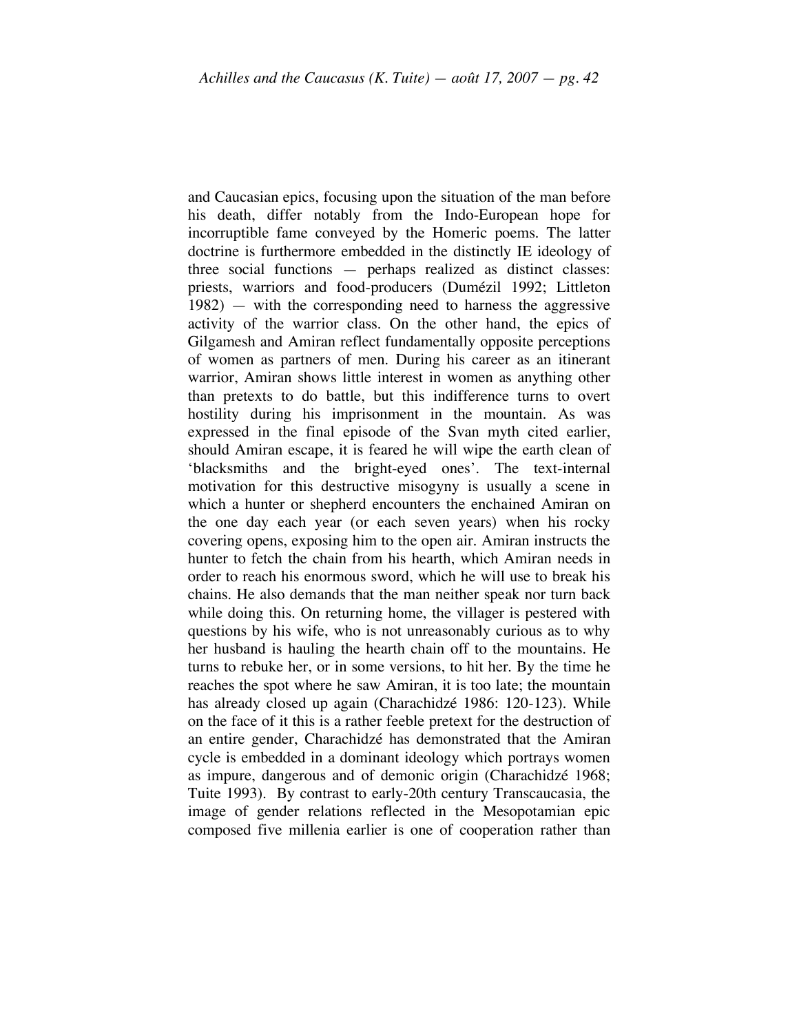and Caucasian epics, focusing upon the situation of the man before his death, differ notably from the Indo-European hope for incorruptible fame conveyed by the Homeric poems. The latter doctrine is furthermore embedded in the distinctly IE ideology of three social functions — perhaps realized as distinct classes: priests, warriors and food-producers (Dumézil 1992; Littleton 1982) — with the corresponding need to harness the aggressive activity of the warrior class. On the other hand, the epics of Gilgamesh and Amiran reflect fundamentally opposite perceptions of women as partners of men. During his career as an itinerant warrior, Amiran shows little interest in women as anything other than pretexts to do battle, but this indifference turns to overt hostility during his imprisonment in the mountain. As was expressed in the final episode of the Svan myth cited earlier, should Amiran escape, it is feared he will wipe the earth clean of 'blacksmiths and the bright-eyed ones'. The text-internal motivation for this destructive misogyny is usually a scene in which a hunter or shepherd encounters the enchained Amiran on the one day each year (or each seven years) when his rocky covering opens, exposing him to the open air. Amiran instructs the hunter to fetch the chain from his hearth, which Amiran needs in order to reach his enormous sword, which he will use to break his chains. He also demands that the man neither speak nor turn back while doing this. On returning home, the villager is pestered with questions by his wife, who is not unreasonably curious as to why her husband is hauling the hearth chain off to the mountains. He turns to rebuke her, or in some versions, to hit her. By the time he reaches the spot where he saw Amiran, it is too late; the mountain has already closed up again (Charachidzé 1986: 120-123). While on the face of it this is a rather feeble pretext for the destruction of an entire gender, Charachidzé has demonstrated that the Amiran cycle is embedded in a dominant ideology which portrays women as impure, dangerous and of demonic origin (Charachidzé 1968; Tuite 1993). By contrast to early-20th century Transcaucasia, the image of gender relations reflected in the Mesopotamian epic composed five millenia earlier is one of cooperation rather than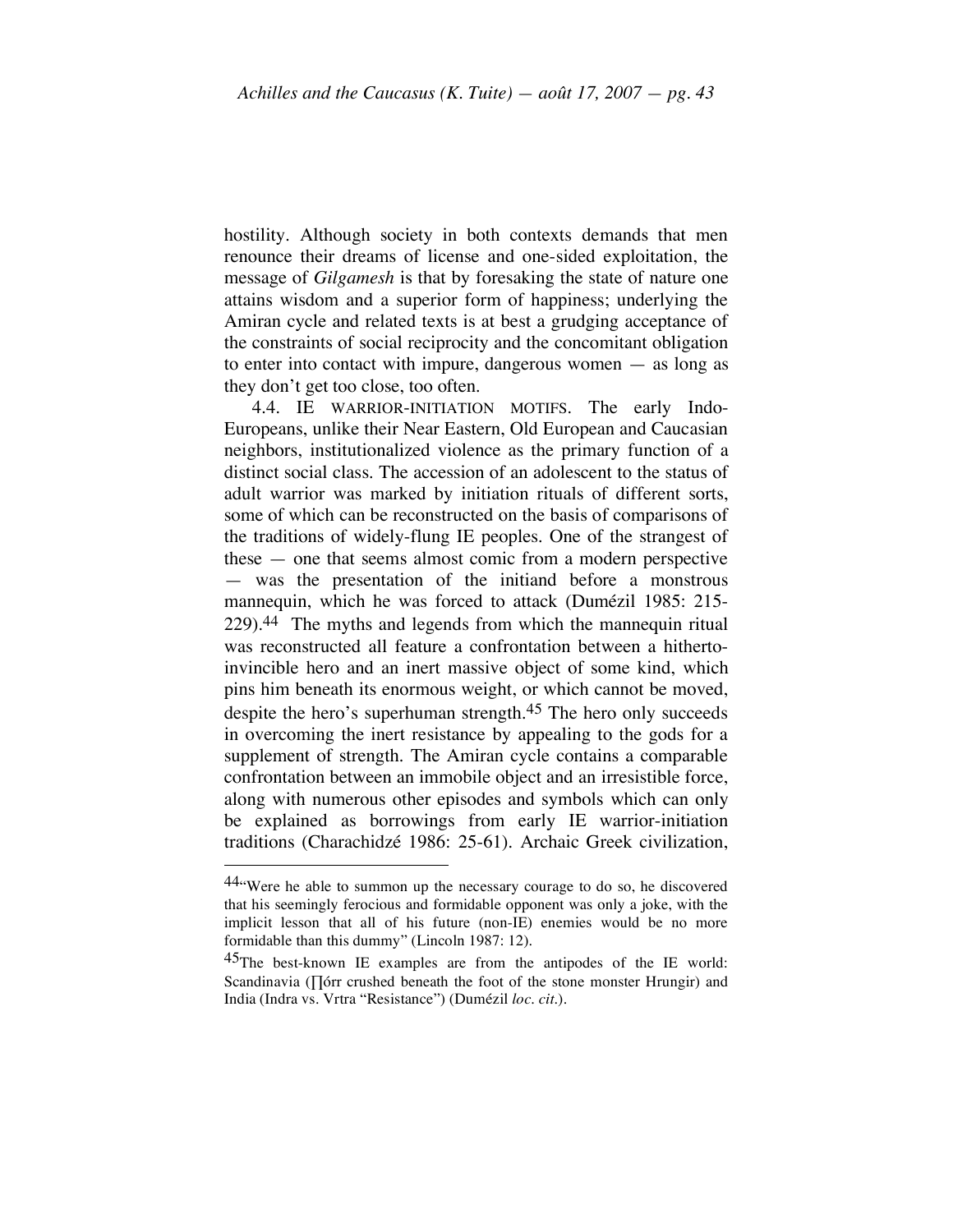hostility. Although society in both contexts demands that men renounce their dreams of license and one-sided exploitation, the message of *Gilgamesh* is that by foresaking the state of nature one attains wisdom and a superior form of happiness; underlying the Amiran cycle and related texts is at best a grudging acceptance of the constraints of social reciprocity and the concomitant obligation to enter into contact with impure, dangerous women — as long as they don't get too close, too often.

4.4. IE WARRIOR-INITIATION MOTIFS. The early Indo-Europeans, unlike their Near Eastern, Old European and Caucasian neighbors, institutionalized violence as the primary function of a distinct social class. The accession of an adolescent to the status of adult warrior was marked by initiation rituals of different sorts, some of which can be reconstructed on the basis of comparisons of the traditions of widely-flung IE peoples. One of the strangest of these — one that seems almost comic from a modern perspective — was the presentation of the initiand before a monstrous mannequin, which he was forced to attack (Dumézil 1985: 215-229).[44] The myths and legends from which the mannequin ritual was reconstructed all feature a confrontation between a hitherto-invincible hero and an inert massive object of some kind, which pins him beneath its enormous weight, or which cannot be moved, despite the hero's superhuman strength.[45] The hero only succeeds in overcoming the inert resistance by appealing to the gods for a supplement of strength. The Amiran cycle contains a comparable confrontation between an immobile object and an irresistible force, along with numerous other episodes and symbols which can only be explained as borrowings from early IE warrior-initiation traditions (Charachidzé 1986: 25-61). Archaic Greek civilization,

---

[44] "Were he able to summon up the necessary courage to do so, he discovered that his seemingly ferocious and formidable opponent was only a joke, with the implicit lesson that all of his future (non-IE) enemies would be no more formidable than this dummy" (Lincoln 1987: 12).

[45] The best-known IE examples are from the antipodes of the IE world: Scandinavia (∏órr crushed beneath the foot of the stone monster Hrungir) and India (Indra vs. Vrtra "Resistance") (Dumézil *loc. cit.*).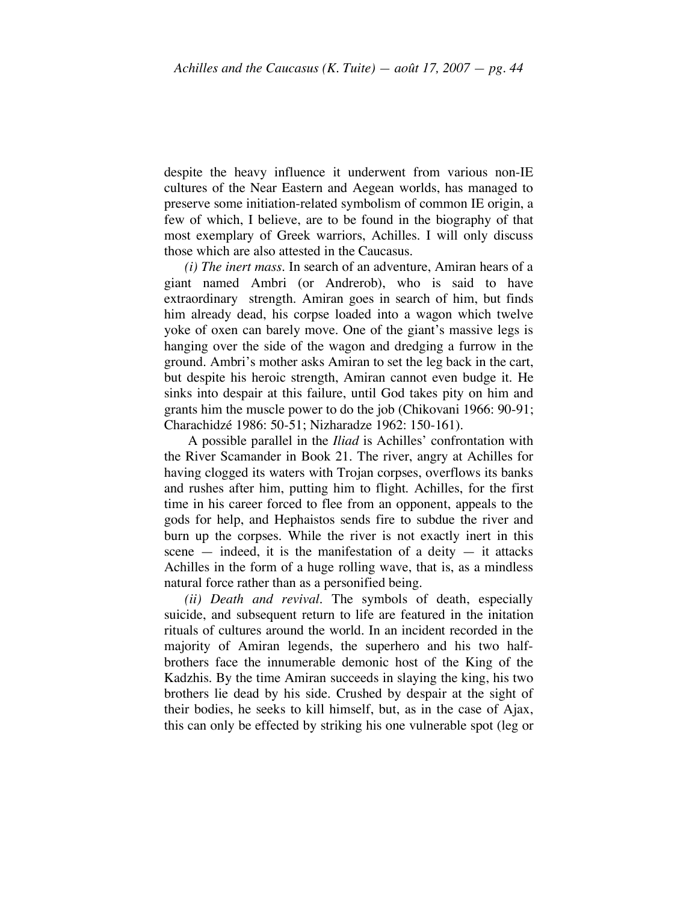despite the heavy influence it underwent from various non-IE cultures of the Near Eastern and Aegean worlds, has managed to preserve some initiation-related symbolism of common IE origin, a few of which, I believe, are to be found in the biography of that most exemplary of Greek warriors, Achilles. I will only discuss those which are also attested in the Caucasus.

*(i) The inert mass.* In search of an adventure, Amiran hears of a giant named Ambri (or Andrerob), who is said to have extraordinary strength. Amiran goes in search of him, but finds him already dead, his corpse loaded into a wagon which twelve yoke of oxen can barely move. One of the giant's massive legs is hanging over the side of the wagon and dredging a furrow in the ground. Ambri's mother asks Amiran to set the leg back in the cart, but despite his heroic strength, Amiran cannot even budge it. He sinks into despair at this failure, until God takes pity on him and grants him the muscle power to do the job (Chikovani 1966: 90-91; Charachidzé 1986: 50-51; Nizharadze 1962: 150-161).

A possible parallel in the *Iliad* is Achilles' confrontation with the River Scamander in Book 21. The river, angry at Achilles for having clogged its waters with Trojan corpses, overflows its banks and rushes after him, putting him to flight. Achilles, for the first time in his career forced to flee from an opponent, appeals to the gods for help, and Hephaistos sends fire to subdue the river and burn up the corpses. While the river is not exactly inert in this scene — indeed, it is the manifestation of a deity — it attacks Achilles in the form of a huge rolling wave, that is, as a mindless natural force rather than as a personified being.

*(ii) Death and revival.* The symbols of death, especially suicide, and subsequent return to life are featured in the initation rituals of cultures around the world. In an incident recorded in the majority of Amiran legends, the superhero and his two half-brothers face the innumerable demonic host of the King of the Kadzhis. By the time Amiran succeeds in slaying the king, his two brothers lie dead by his side. Crushed by despair at the sight of their bodies, he seeks to kill himself, but, as in the case of Ajax, this can only be effected by striking his one vulnerable spot (leg or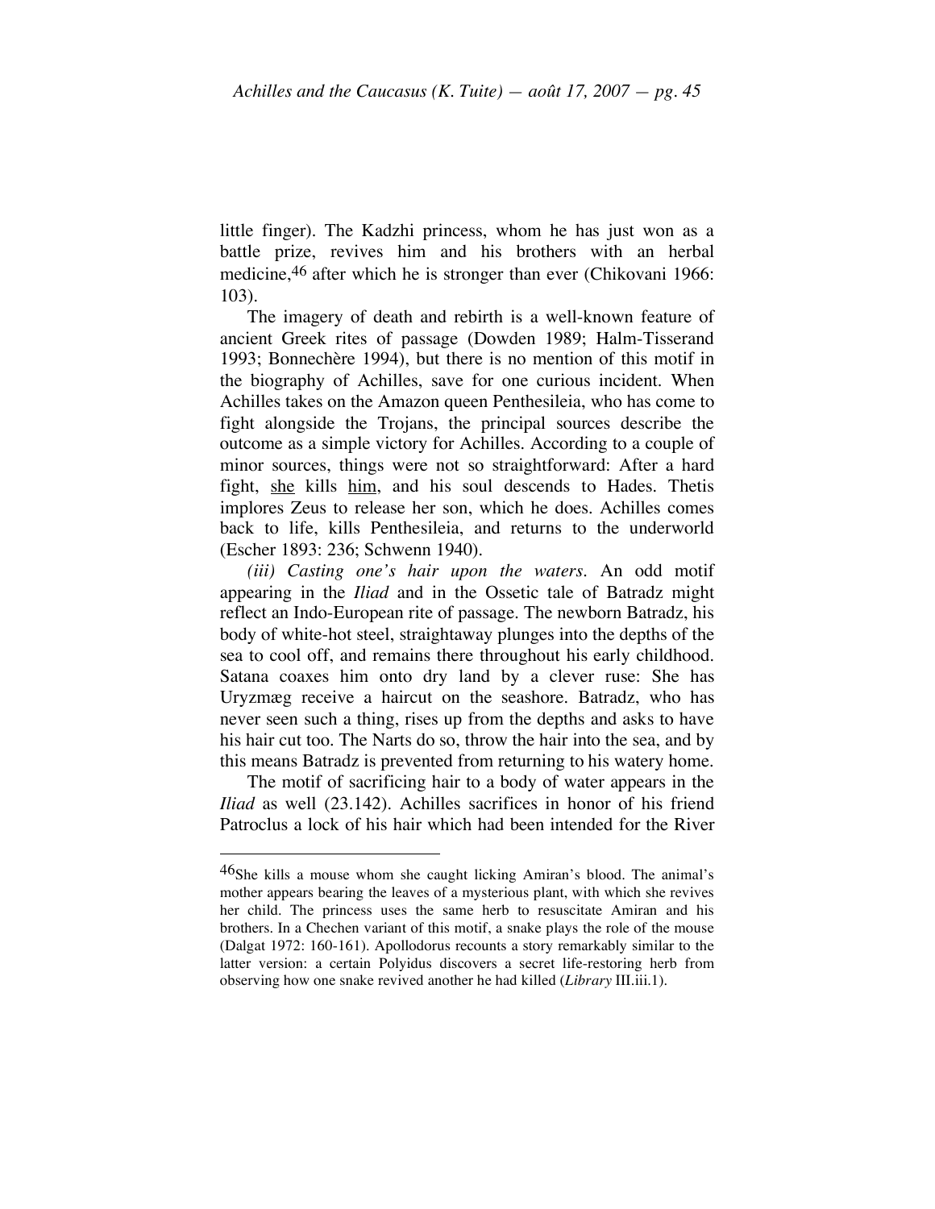little finger). The Kadzhi princess, whom he has just won as a battle prize, revives him and his brothers with an herbal medicine,[46] after which he is stronger than ever (Chikovani 1966: 103).

The imagery of death and rebirth is a well-known feature of ancient Greek rites of passage (Dowden 1989; Halm-Tisserand 1993; Bonnechère 1994), but there is no mention of this motif in the biography of Achilles, save for one curious incident. When Achilles takes on the Amazon queen Penthesileia, who has come to fight alongside the Trojans, the principal sources describe the outcome as a simple victory for Achilles. According to a couple of minor sources, things were not so straightforward: After a hard fight, <u>she</u> kills <u>him</u>, and his soul descends to Hades. Thetis implores Zeus to release her son, which he does. Achilles comes back to life, kills Penthesileia, and returns to the underworld (Escher 1893: 236; Schwenn 1940).

*(iii) Casting one's hair upon the waters*. An odd motif appearing in the *Iliad* and in the Ossetic tale of Batradz might reflect an Indo-European rite of passage. The newborn Batradz, his body of white-hot steel, straightaway plunges into the depths of the sea to cool off, and remains there throughout his early childhood. Satana coaxes him onto dry land by a clever ruse: She has Uryzmæg receive a haircut on the seashore. Batradz, who has never seen such a thing, rises up from the depths and asks to have his hair cut too. The Narts do so, throw the hair into the sea, and by this means Batradz is prevented from returning to his watery home.

The motif of sacrificing hair to a body of water appears in the *Iliad* as well (23.142). Achilles sacrifices in honor of his friend Patroclus a lock of his hair which had been intended for the River

---

[46] She kills a mouse whom she caught licking Amiran's blood. The animal's mother appears bearing the leaves of a mysterious plant, with which she revives her child. The princess uses the same herb to resuscitate Amiran and his brothers. In a Chechen variant of this motif, a snake plays the role of the mouse (Dalgat 1972: 160-161). Apollodorus recounts a story remarkably similar to the latter version: a certain Polyidus discovers a secret life-restoring herb from observing how one snake revived another he had killed (*Library* III.iii.1).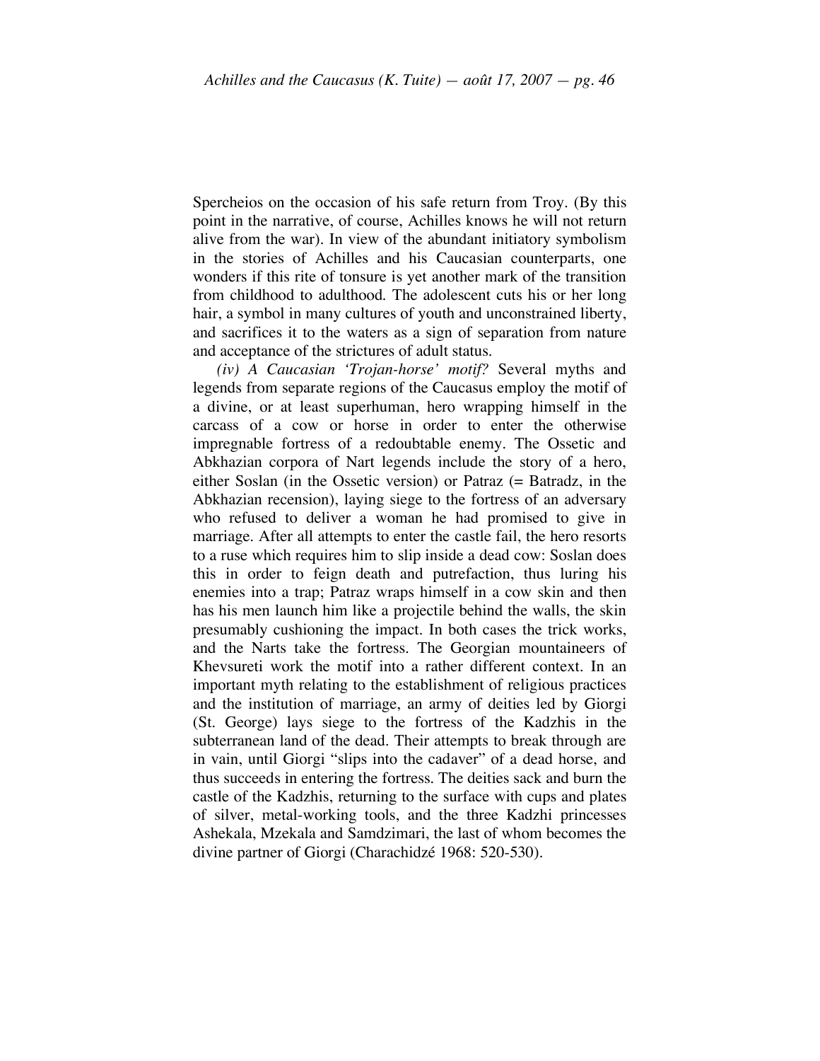Spercheios on the occasion of his safe return from Troy. (By this point in the narrative, of course, Achilles knows he will not return alive from the war). In view of the abundant initiatory symbolism in the stories of Achilles and his Caucasian counterparts, one wonders if this rite of tonsure is yet another mark of the transition from childhood to adulthood. The adolescent cuts his or her long hair, a symbol in many cultures of youth and unconstrained liberty, and sacrifices it to the waters as a sign of separation from nature and acceptance of the strictures of adult status.

*(iv) A Caucasian 'Trojan-horse' motif?* Several myths and legends from separate regions of the Caucasus employ the motif of a divine, or at least superhuman, hero wrapping himself in the carcass of a cow or horse in order to enter the otherwise impregnable fortress of a redoubtable enemy. The Ossetic and Abkhazian corpora of Nart legends include the story of a hero, either Soslan (in the Ossetic version) or Patraz (= Batradz, in the Abkhazian recension), laying siege to the fortress of an adversary who refused to deliver a woman he had promised to give in marriage. After all attempts to enter the castle fail, the hero resorts to a ruse which requires him to slip inside a dead cow: Soslan does this in order to feign death and putrefaction, thus luring his enemies into a trap; Patraz wraps himself in a cow skin and then has his men launch him like a projectile behind the walls, the skin presumably cushioning the impact. In both cases the trick works, and the Narts take the fortress. The Georgian mountaineers of Khevsureti work the motif into a rather different context. In an important myth relating to the establishment of religious practices and the institution of marriage, an army of deities led by Giorgi (St. George) lays siege to the fortress of the Kadzhis in the subterranean land of the dead. Their attempts to break through are in vain, until Giorgi "slips into the cadaver" of a dead horse, and thus succeeds in entering the fortress. The deities sack and burn the castle of the Kadzhis, returning to the surface with cups and plates of silver, metal-working tools, and the three Kadzhi princesses Ashekala, Mzekala and Samdzimari, the last of whom becomes the divine partner of Giorgi (Charachidzé 1968: 520-530).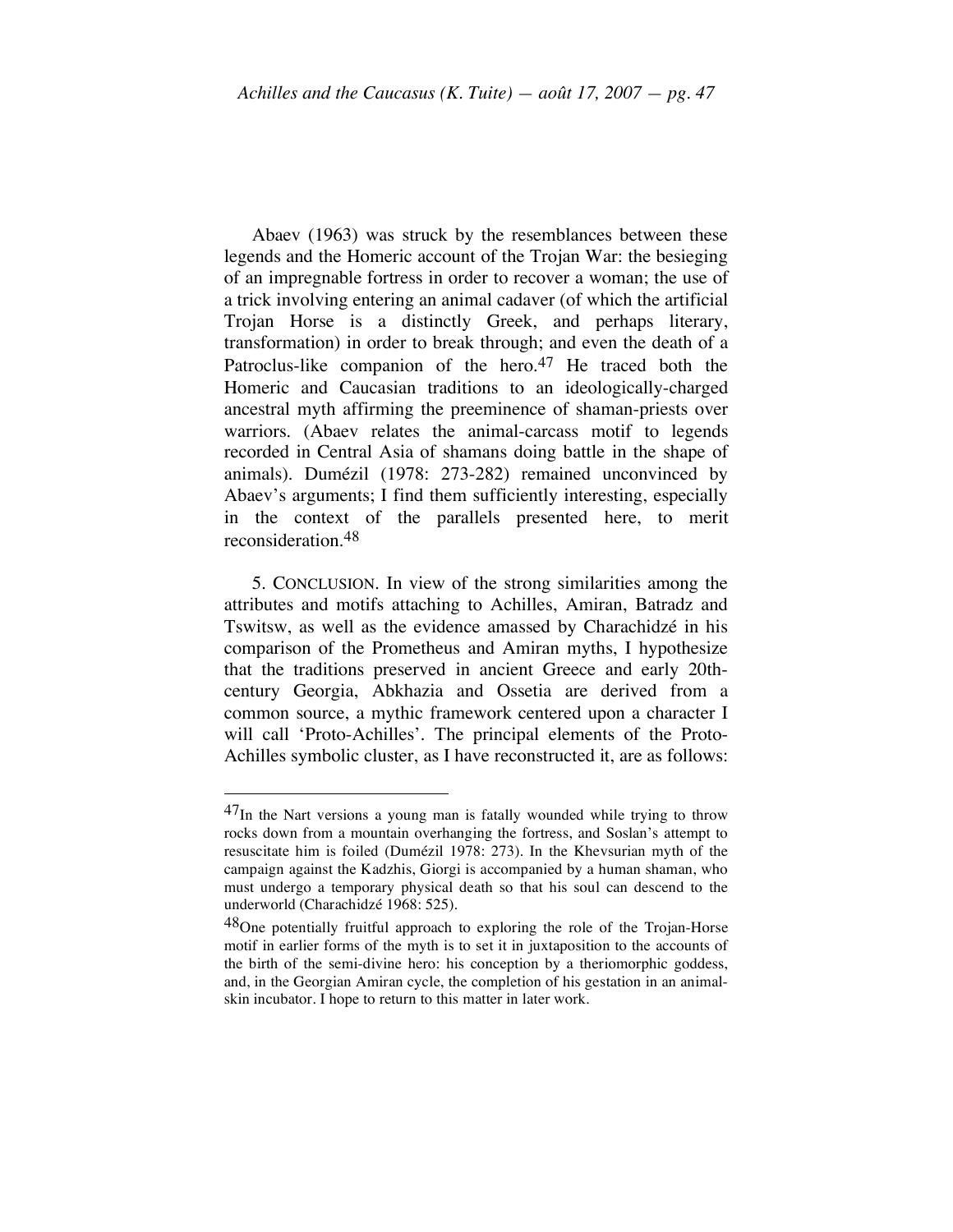Abaev (1963) was struck by the resemblances between these legends and the Homeric account of the Trojan War: the besieging of an impregnable fortress in order to recover a woman; the use of a trick involving entering an animal cadaver (of which the artificial Trojan Horse is a distinctly Greek, and perhaps literary, transformation) in order to break through; and even the death of a Patroclus-like companion of the hero.[47] He traced both the Homeric and Caucasian traditions to an ideologically-charged ancestral myth affirming the preeminence of shaman-priests over warriors. (Abaev relates the animal-carcass motif to legends recorded in Central Asia of shamans doing battle in the shape of animals). Dumézil (1978: 273-282) remained unconvinced by Abaev's arguments; I find them sufficiently interesting, especially in the context of the parallels presented here, to merit reconsideration.[48]

5. CONCLUSION. In view of the strong similarities among the attributes and motifs attaching to Achilles, Amiran, Batradz and Tswitsw, as well as the evidence amassed by Charachidzé in his comparison of the Prometheus and Amiran myths, I hypothesize that the traditions preserved in ancient Greece and early 20th-century Georgia, Abkhazia and Ossetia are derived from a common source, a mythic framework centered upon a character I will call 'Proto-Achilles'. The principal elements of the Proto-Achilles symbolic cluster, as I have reconstructed it, are as follows:

---

[47] In the Nart versions a young man is fatally wounded while trying to throw rocks down from a mountain overhanging the fortress, and Soslan's attempt to resuscitate him is foiled (Dumézil 1978: 273). In the Khevsurian myth of the campaign against the Kadzhis, Giorgi is accompanied by a human shaman, who must undergo a temporary physical death so that his soul can descend to the underworld (Charachidzé 1968: 525).

[48] One potentially fruitful approach to exploring the role of the Trojan-Horse motif in earlier forms of the myth is to set it in juxtaposition to the accounts of the birth of the semi-divine hero: his conception by a theriomorphic goddess, and, in the Georgian Amiran cycle, the completion of his gestation in an animal-skin incubator. I hope to return to this matter in later work.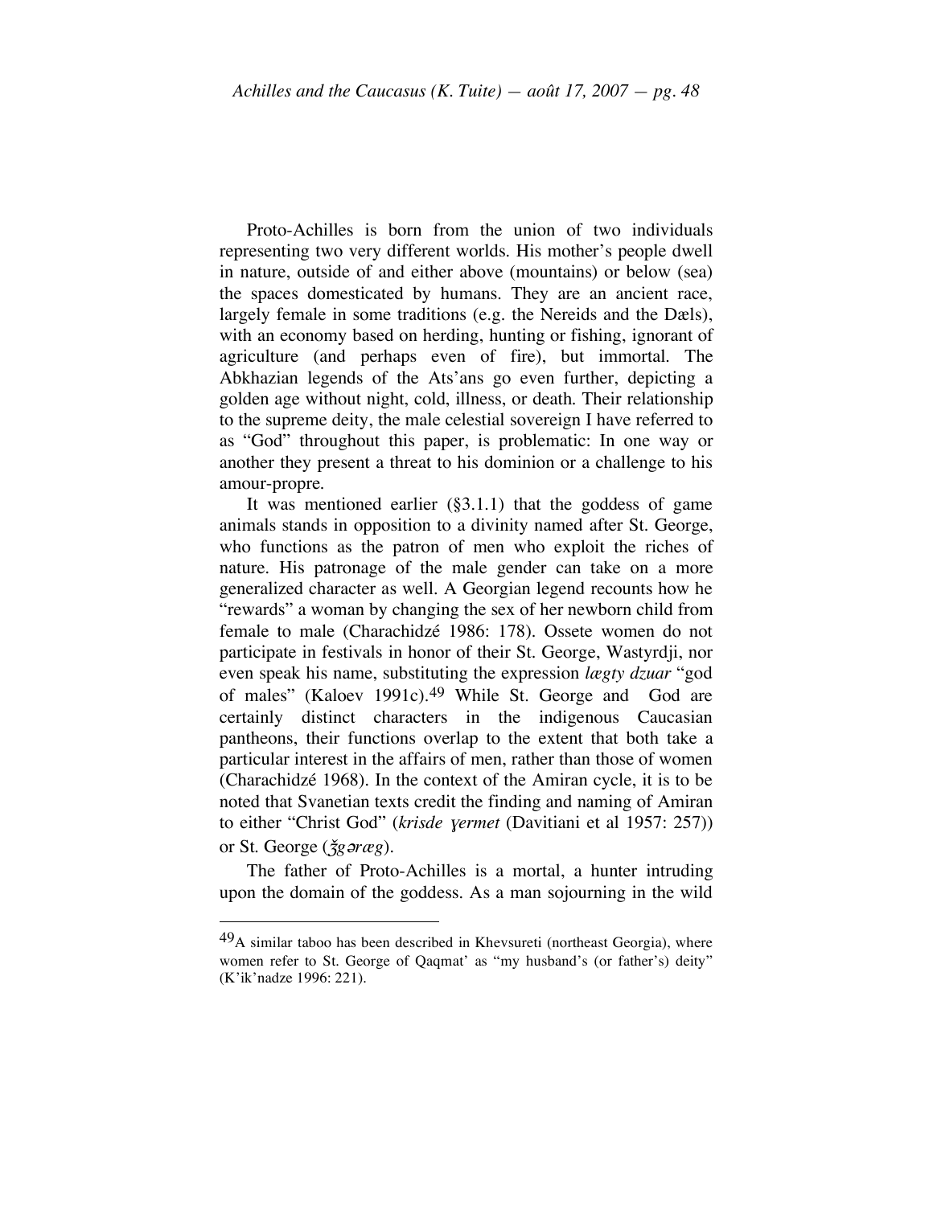Proto-Achilles is born from the union of two individuals representing two very different worlds. His mother's people dwell in nature, outside of and either above (mountains) or below (sea) the spaces domesticated by humans. They are an ancient race, largely female in some traditions (e.g. the Nereids and the Dæls), with an economy based on herding, hunting or fishing, ignorant of agriculture (and perhaps even of fire), but immortal. The Abkhazian legends of the Ats'ans go even further, depicting a golden age without night, cold, illness, or death. Their relationship to the supreme deity, the male celestial sovereign I have referred to as "God" throughout this paper, is problematic: In one way or another they present a threat to his dominion or a challenge to his amour-propre.

It was mentioned earlier (§3.1.1) that the goddess of game animals stands in opposition to a divinity named after St. George, who functions as the patron of men who exploit the riches of nature. His patronage of the male gender can take on a more generalized character as well. A Georgian legend recounts how he "rewards" a woman by changing the sex of her newborn child from female to male (Charachidzé 1986: 178). Ossete women do not participate in festivals in honor of their St. George, Wastyrdji, nor even speak his name, substituting the expression *lægty dzuar* "god of males" (Kaloev 1991c).[49] While St. George and God are certainly distinct characters in the indigenous Caucasian pantheons, their functions overlap to the extent that both take a particular interest in the affairs of men, rather than those of women (Charachidzé 1968). In the context of the Amiran cycle, it is to be noted that Svanetian texts credit the finding and naming of Amiran to either "Christ God" (*krisde ɣermet* (Davitiani et al 1957: 257)) or St. George (*ǯgəræg*).

The father of Proto-Achilles is a mortal, a hunter intruding upon the domain of the goddess. As a man sojourning in the wild

[49] A similar taboo has been described in Khevsureti (northeast Georgia), where women refer to St. George of Qaqmat' as "my husband's (or father's) deity" (K'ik'nadze 1996: 221).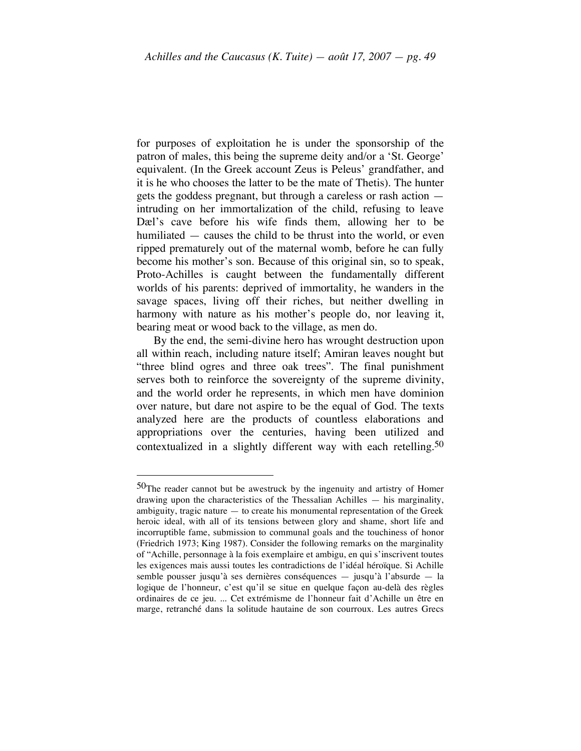for purposes of exploitation he is under the sponsorship of the patron of males, this being the supreme deity and/or a 'St. George' equivalent. (In the Greek account Zeus is Peleus' grandfather, and it is he who chooses the latter to be the mate of Thetis). The hunter gets the goddess pregnant, but through a careless or rash action — intruding on her immortalization of the child, refusing to leave Dæl's cave before his wife finds them, allowing her to be humiliated — causes the child to be thrust into the world, or even ripped prematurely out of the maternal womb, before he can fully become his mother's son. Because of this original sin, so to speak, Proto-Achilles is caught between the fundamentally different worlds of his parents: deprived of immortality, he wanders in the savage spaces, living off their riches, but neither dwelling in harmony with nature as his mother's people do, nor leaving it, bearing meat or wood back to the village, as men do.

By the end, the semi-divine hero has wrought destruction upon all within reach, including nature itself; Amiran leaves nought but "three blind ogres and three oak trees". The final punishment serves both to reinforce the sovereignty of the supreme divinity, and the world order he represents, in which men have dominion over nature, but dare not aspire to be the equal of God. The texts analyzed here are the products of countless elaborations and appropriations over the centuries, having been utilized and contextualized in a slightly different way with each retelling.[50]

---

[50]The reader cannot but be awestruck by the ingenuity and artistry of Homer drawing upon the characteristics of the Thessalian Achilles — his marginality, ambiguity, tragic nature — to create his monumental representation of the Greek heroic ideal, with all of its tensions between glory and shame, short life and incorruptible fame, submission to communal goals and the touchiness of honor (Friedrich 1973; King 1987). Consider the following remarks on the marginality of "Achille, personnage à la fois exemplaire et ambigu, en qui s'inscrivent toutes les exigences mais aussi toutes les contradictions de l'idéal héroïque. Si Achille semble pousser jusqu'à ses dernières conséquences — jusqu'à l'absurde — la logique de l'honneur, c'est qu'il se situe en quelque façon au-delà des règles ordinaires de ce jeu. ... Cet extrémisme de l'honneur fait d'Achille un être en marge, retranché dans la solitude hautaine de son courroux. Les autres Grecs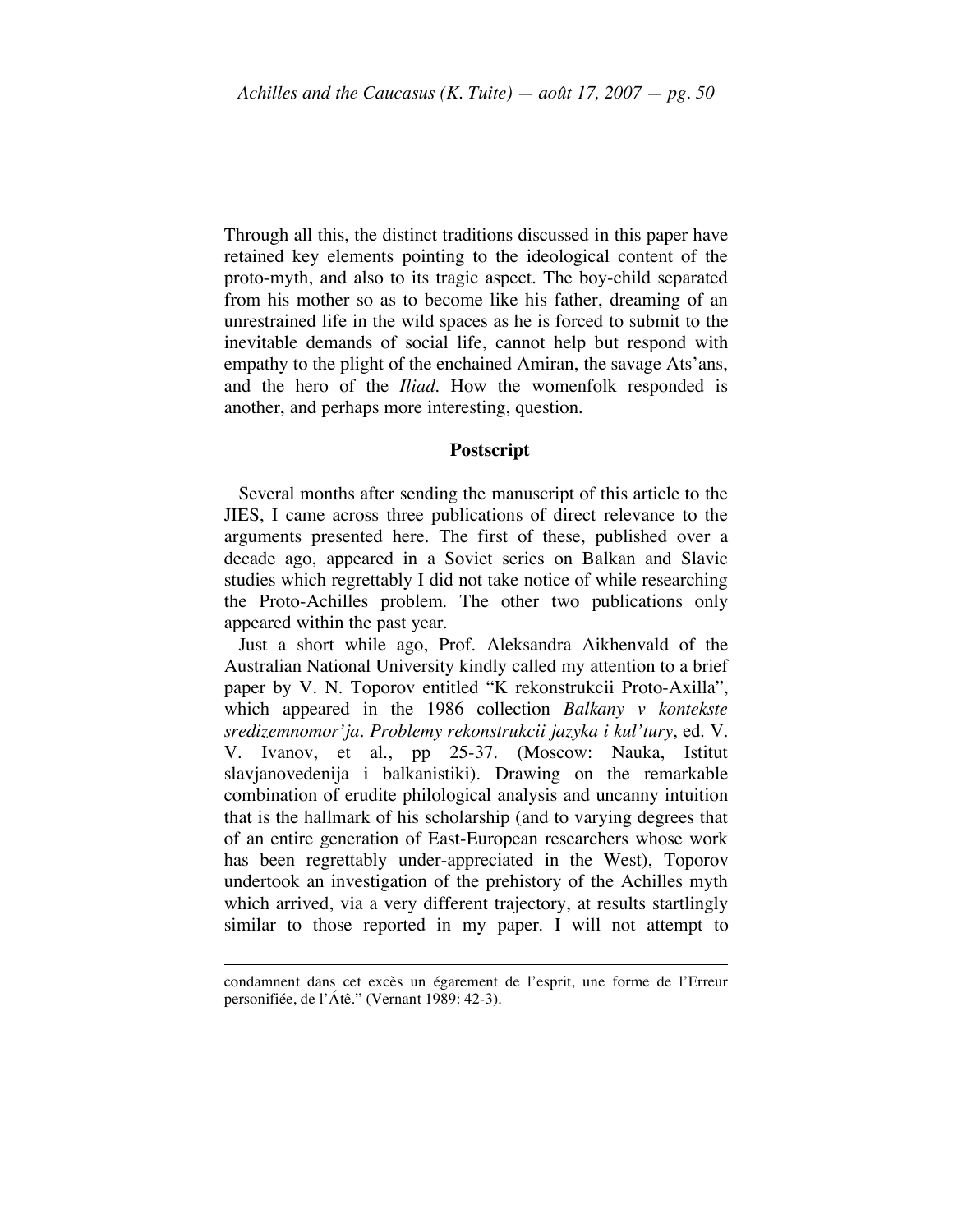Through all this, the distinct traditions discussed in this paper have retained key elements pointing to the ideological content of the proto-myth, and also to its tragic aspect. The boy-child separated from his mother so as to become like his father, dreaming of an unrestrained life in the wild spaces as he is forced to submit to the inevitable demands of social life, cannot help but respond with empathy to the plight of the enchained Amiran, the savage Ats'ans, and the hero of the *Iliad*. How the womenfolk responded is another, and perhaps more interesting, question.

## Postscript

Several months after sending the manuscript of this article to the JIES, I came across three publications of direct relevance to the arguments presented here. The first of these, published over a decade ago, appeared in a Soviet series on Balkan and Slavic studies which regrettably I did not take notice of while researching the Proto-Achilles problem. The other two publications only appeared within the past year.

Just a short while ago, Prof. Aleksandra Aikhenvald of the Australian National University kindly called my attention to a brief paper by V. N. Toporov entitled "K rekonstrukcii Proto-Axilla", which appeared in the 1986 collection *Balkany v kontekste sredizemnomor'ja. Problemy rekonstrukcii jazyka i kul'tury*, ed. V. V. Ivanov, et al., pp 25-37. (Moscow: Nauka, Istitut slavjanovedenija i balkanistiki). Drawing on the remarkable combination of erudite philological analysis and uncanny intuition that is the hallmark of his scholarship (and to varying degrees that of an entire generation of East-European researchers whose work has been regrettably under-appreciated in the West), Toporov undertook an investigation of the prehistory of the Achilles myth which arrived, via a very different trajectory, at results startlingly similar to those reported in my paper. I will not attempt to

---

condamnent dans cet excès un égarement de l'esprit, une forme de l'Erreur personifiée, de l'Átê." (Vernant 1989: 42-3).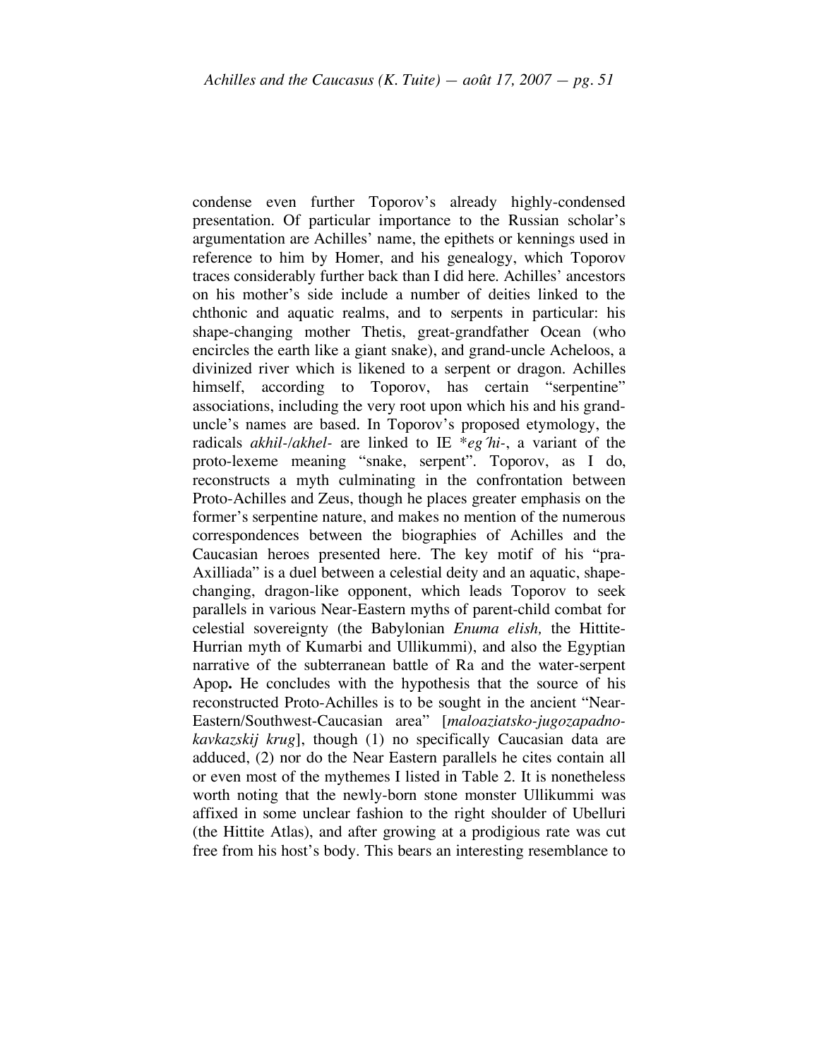condense even further Toporov's already highly-condensed presentation. Of particular importance to the Russian scholar's argumentation are Achilles' name, the epithets or kennings used in reference to him by Homer, and his genealogy, which Toporov traces considerably further back than I did here. Achilles' ancestors on his mother's side include a number of deities linked to the chthonic and aquatic realms, and to serpents in particular: his shape-changing mother Thetis, great-grandfather Ocean (who encircles the earth like a giant snake), and grand-uncle Acheloos, a divinized river which is likened to a serpent or dragon. Achilles himself, according to Toporov, has certain "serpentine" associations, including the very root upon which his and his grand-uncle's names are based. In Toporov's proposed etymology, the radicals *akhil-/akhel-* are linked to IE \**eg´hi-*, a variant of the proto-lexeme meaning "snake, serpent". Toporov, as I do, reconstructs a myth culminating in the confrontation between Proto-Achilles and Zeus, though he places greater emphasis on the former's serpentine nature, and makes no mention of the numerous correspondences between the biographies of Achilles and the Caucasian heroes presented here. The key motif of his "pra-Axilliada" is a duel between a celestial deity and an aquatic, shape-changing, dragon-like opponent, which leads Toporov to seek parallels in various Near-Eastern myths of parent-child combat for celestial sovereignty (the Babylonian *Enuma elish,* the Hittite-Hurrian myth of Kumarbi and Ullikummi), and also the Egyptian narrative of the subterranean battle of Ra and the water-serpent Apop**.** He concludes with the hypothesis that the source of his reconstructed Proto-Achilles is to be sought in the ancient "Near-Eastern/Southwest-Caucasian area" [*maloaziatsko-jugozapadno-kavkazskij krug*], though (1) no specifically Caucasian data are adduced, (2) nor do the Near Eastern parallels he cites contain all or even most of the mythemes I listed in Table 2. It is nonetheless worth noting that the newly-born stone monster Ullikummi was affixed in some unclear fashion to the right shoulder of Ubelluri (the Hittite Atlas), and after growing at a prodigious rate was cut free from his host's body. This bears an interesting resemblance to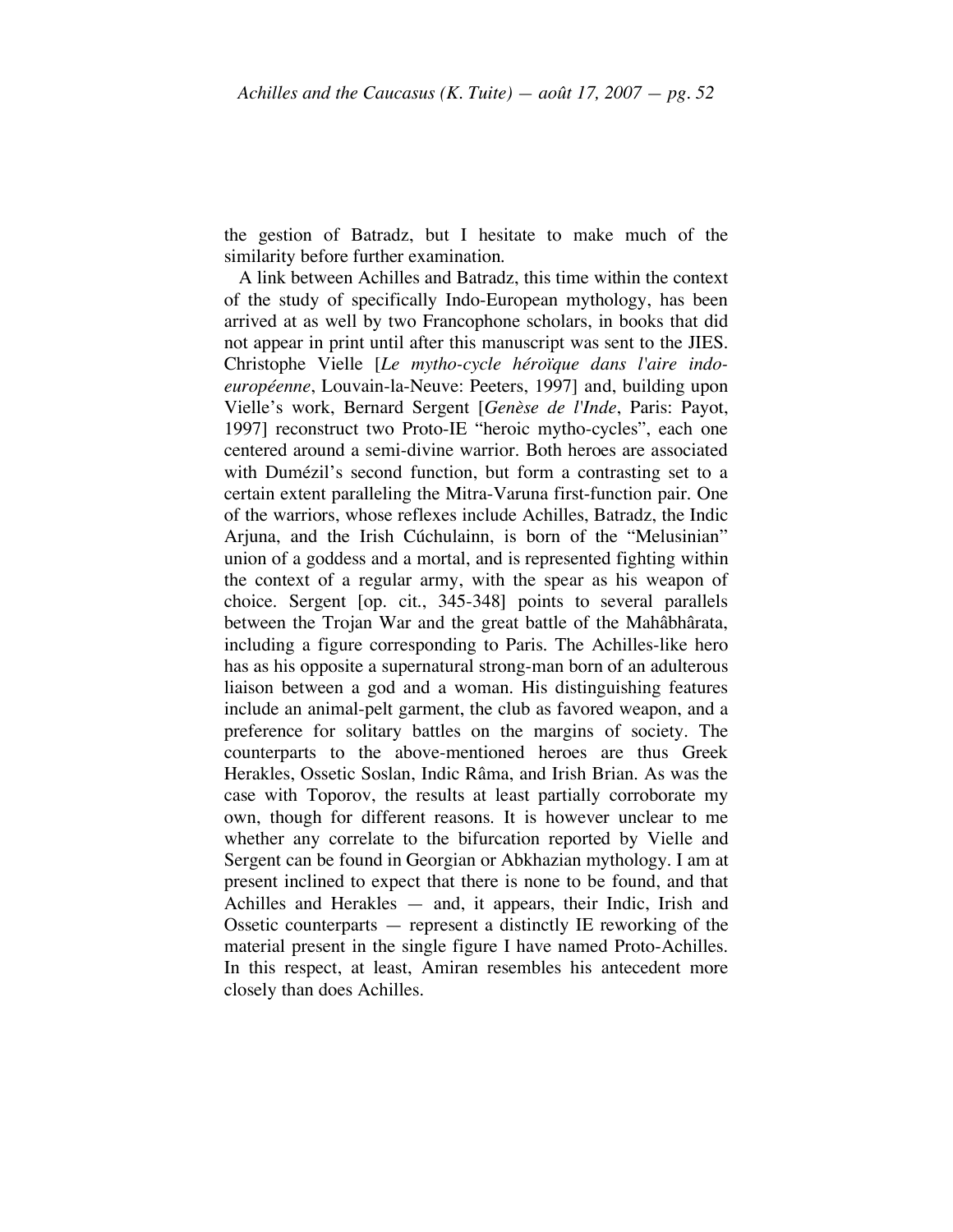the gestion of Batradz, but I hesitate to make much of the similarity before further examination.

A link between Achilles and Batradz, this time within the context of the study of specifically Indo-European mythology, has been arrived at as well by two Francophone scholars, in books that did not appear in print until after this manuscript was sent to the JIES. Christophe Vielle [*Le mytho-cycle héroïque dans l'aire indo-européenne*, Louvain-la-Neuve: Peeters, 1997] and, building upon Vielle's work, Bernard Sergent [*Genèse de l'Inde*, Paris: Payot, 1997] reconstruct two Proto-IE "heroic mytho-cycles", each one centered around a semi-divine warrior. Both heroes are associated with Dumézil's second function, but form a contrasting set to a certain extent paralleling the Mitra-Varuna first-function pair. One of the warriors, whose reflexes include Achilles, Batradz, the Indic Arjuna, and the Irish Cúchulainn, is born of the "Melusinian" union of a goddess and a mortal, and is represented fighting within the context of a regular army, with the spear as his weapon of choice. Sergent [op. cit., 345-348] points to several parallels between the Trojan War and the great battle of the Mahâbhârata, including a figure corresponding to Paris. The Achilles-like hero has as his opposite a supernatural strong-man born of an adulterous liaison between a god and a woman. His distinguishing features include an animal-pelt garment, the club as favored weapon, and a preference for solitary battles on the margins of society. The counterparts to the above-mentioned heroes are thus Greek Herakles, Ossetic Soslan, Indic Râma, and Irish Brian. As was the case with Toporov, the results at least partially corroborate my own, though for different reasons. It is however unclear to me whether any correlate to the bifurcation reported by Vielle and Sergent can be found in Georgian or Abkhazian mythology. I am at present inclined to expect that there is none to be found, and that Achilles and Herakles — and, it appears, their Indic, Irish and Ossetic counterparts — represent a distinctly IE reworking of the material present in the single figure I have named Proto-Achilles. In this respect, at least, Amiran resembles his antecedent more closely than does Achilles.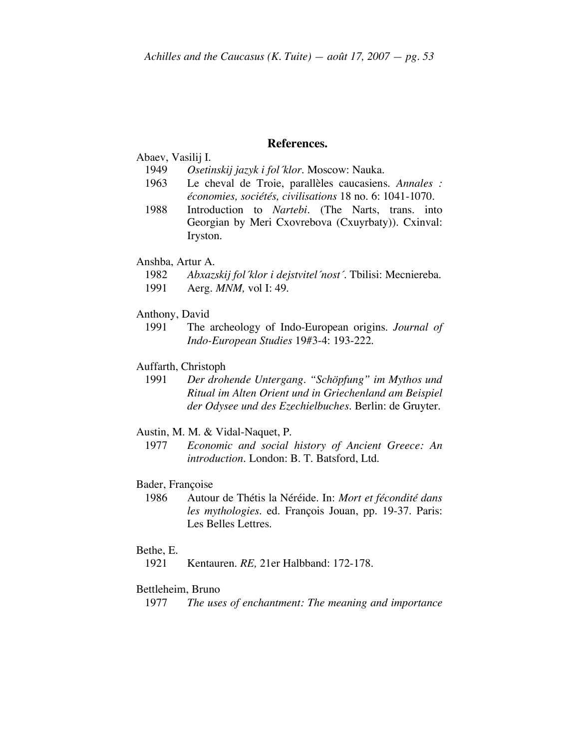## References.

Abaev, Vasilij I.

1949 *Osetinskij jazyk i fol´klor*. Moscow: Nauka.

1963 Le cheval de Troie, parallèles caucasiens. *Annales : économies, sociétés, civilisations* 18 no. 6: 1041-1070.

1988 Introduction to *Nartebi*. (The Narts, trans. into Georgian by Meri Cxovrebova (Cxuyrbaty)). Cxinval: Iryston.

Anshba, Artur A.

1982 *Abxazskij fol´klor i dejstvitel´nost´*. Tbilisi: Mecniereba.

1991 Aerg. *MNM,* vol I: 49.

Anthony, David

1991 The archeology of Indo-European origins. *Journal of Indo-European Studies* 19#3-4: 193-222.

Auffarth, Christoph

1991 *Der drohende Untergang. "Schöpfung" im Mythos und Ritual im Alten Orient und in Griechenland am Beispiel der Odysee und des Ezechielbuches*. Berlin: de Gruyter.

Austin, M. M. & Vidal-Naquet, P.

1977 *Economic and social history of Ancient Greece: An introduction*. London: B. T. Batsford, Ltd.

Bader, Françoise

1986 Autour de Thétis la Néréide. In: *Mort et fécondité dans les mythologies*. ed. François Jouan, pp. 19-37. Paris: Les Belles Lettres.

Bethe, E.

1921 Kentauren. *RE,* 21er Halbband: 172-178.

Bettleheim, Bruno

1977 *The uses of enchantment: The meaning and importance*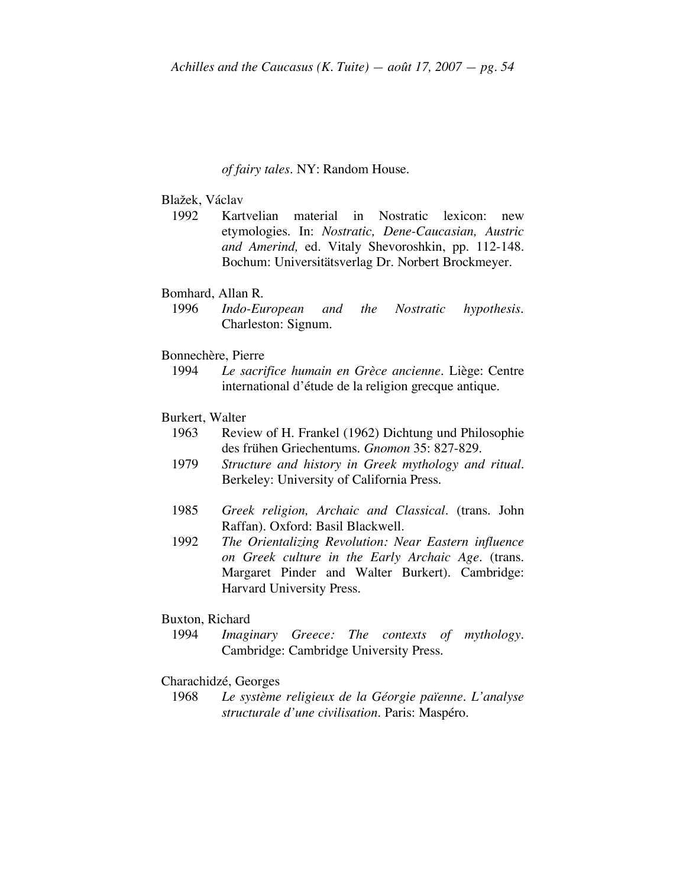*of fairy tales*. NY: Random House.

Blažek, Václav

1992 Kartvelian material in Nostratic lexicon: new etymologies. In: *Nostratic, Dene-Caucasian, Austric and Amerind,* ed. Vitaly Shevoroshkin, pp. 112-148. Bochum: Universitätsverlag Dr. Norbert Brockmeyer.

Bomhard, Allan R.

1996 *Indo-European and the Nostratic hypothesis*. Charleston: Signum.

Bonnechère, Pierre

1994 *Le sacrifice humain en Grèce ancienne*. Liège: Centre international d'étude de la religion grecque antique.

Burkert, Walter

1963 Review of H. Frankel (1962) Dichtung und Philosophie des frühen Griechentums. *Gnomon* 35: 827-829.

1979 *Structure and history in Greek mythology and ritual*. Berkeley: University of California Press.

1985 *Greek religion, Archaic and Classical*. (trans. John Raffan). Oxford: Basil Blackwell.

1992 *The Orientalizing Revolution: Near Eastern influence on Greek culture in the Early Archaic Age*. (trans. Margaret Pinder and Walter Burkert). Cambridge: Harvard University Press.

Buxton, Richard

1994 *Imaginary Greece: The contexts of mythology*. Cambridge: Cambridge University Press.

Charachidzé, Georges

1968 *Le système religieux de la Géorgie païenne. L'analyse structurale d'une civilisation*. Paris: Maspéro.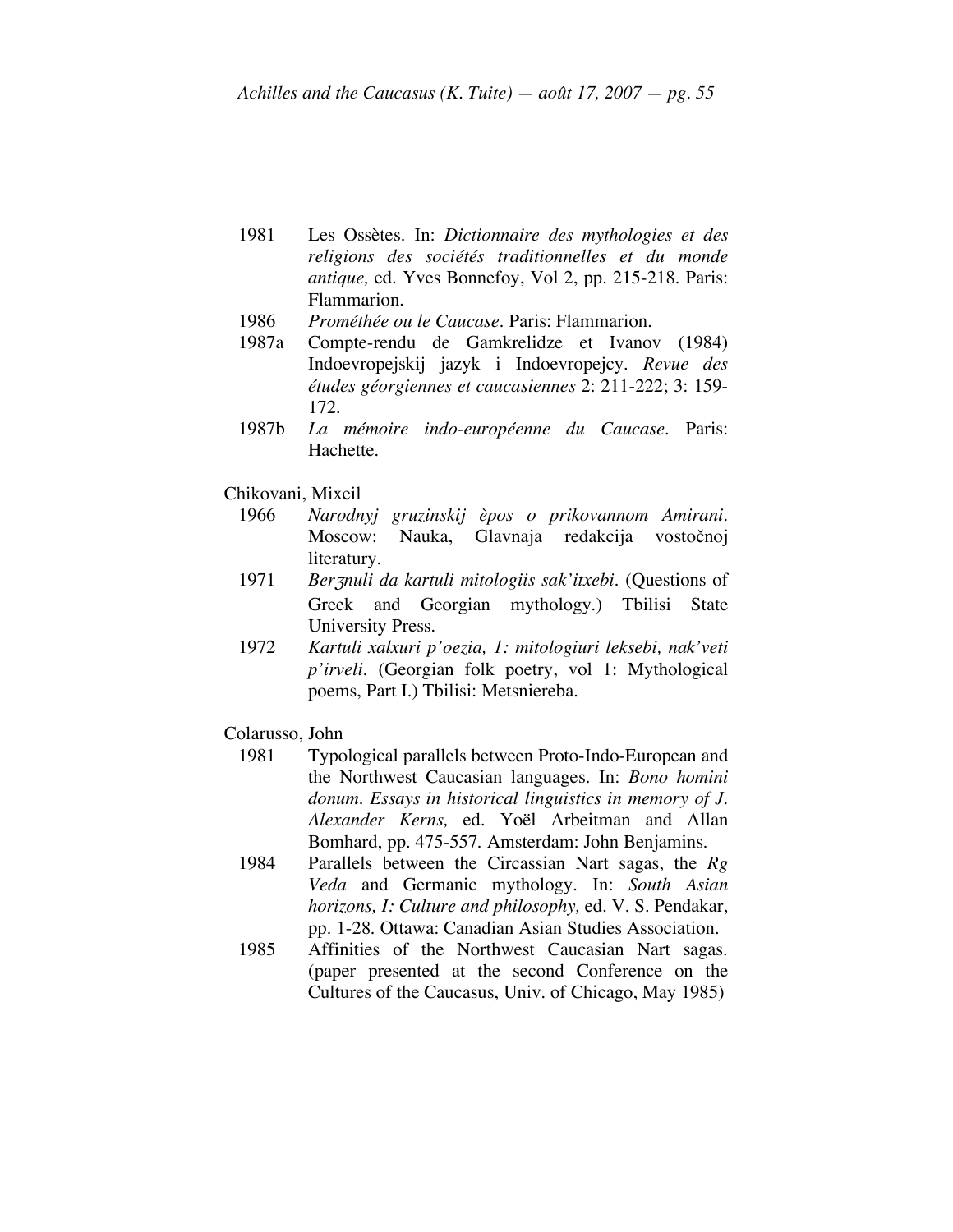1981 Les Ossètes. In: *Dictionnaire des mythologies et des religions des sociétés traditionnelles et du monde antique,* ed. Yves Bonnefoy, Vol 2, pp. 215-218. Paris: Flammarion.

1986 *Prométhée ou le Caucase*. Paris: Flammarion.

1987a Compte-rendu de Gamkrelidze et Ivanov (1984) Indoevropejskij jazyk i Indoevropejcy. *Revue des études géorgiennes et caucasiennes* 2: 211-222; 3: 159-172.

1987b *La mémoire indo-européenne du Caucase*. Paris: Hachette.

Chikovani, Mixeil

1966 *Narodnyj gruzinskij èpos o prikovannom Amirani*. Moscow: Nauka, Glavnaja redakcija vostočnoj literatury.

1971 *Berʒnuli da kartuli mitologiis sak'itxebi*. (Questions of Greek and Georgian mythology.) Tbilisi State University Press.

1972 *Kartuli xalxuri p'oezia, 1: mitologiuri leksebi, nak'veti p'irveli*. (Georgian folk poetry, vol 1: Mythological poems, Part I.) Tbilisi: Metsniereba.

Colarusso, John

1981 Typological parallels between Proto-Indo-European and the Northwest Caucasian languages. In: *Bono homini donum. Essays in historical linguistics in memory of J. Alexander Kerns,* ed. Yoël Arbeitman and Allan Bomhard, pp. 475-557. Amsterdam: John Benjamins.

1984 Parallels between the Circassian Nart sagas, the *Rg Veda* and Germanic mythology. In: *South Asian horizons, I: Culture and philosophy,* ed. V. S. Pendakar, pp. 1-28. Ottawa: Canadian Asian Studies Association.

1985 Affinities of the Northwest Caucasian Nart sagas. (paper presented at the second Conference on the Cultures of the Caucasus, Univ. of Chicago, May 1985)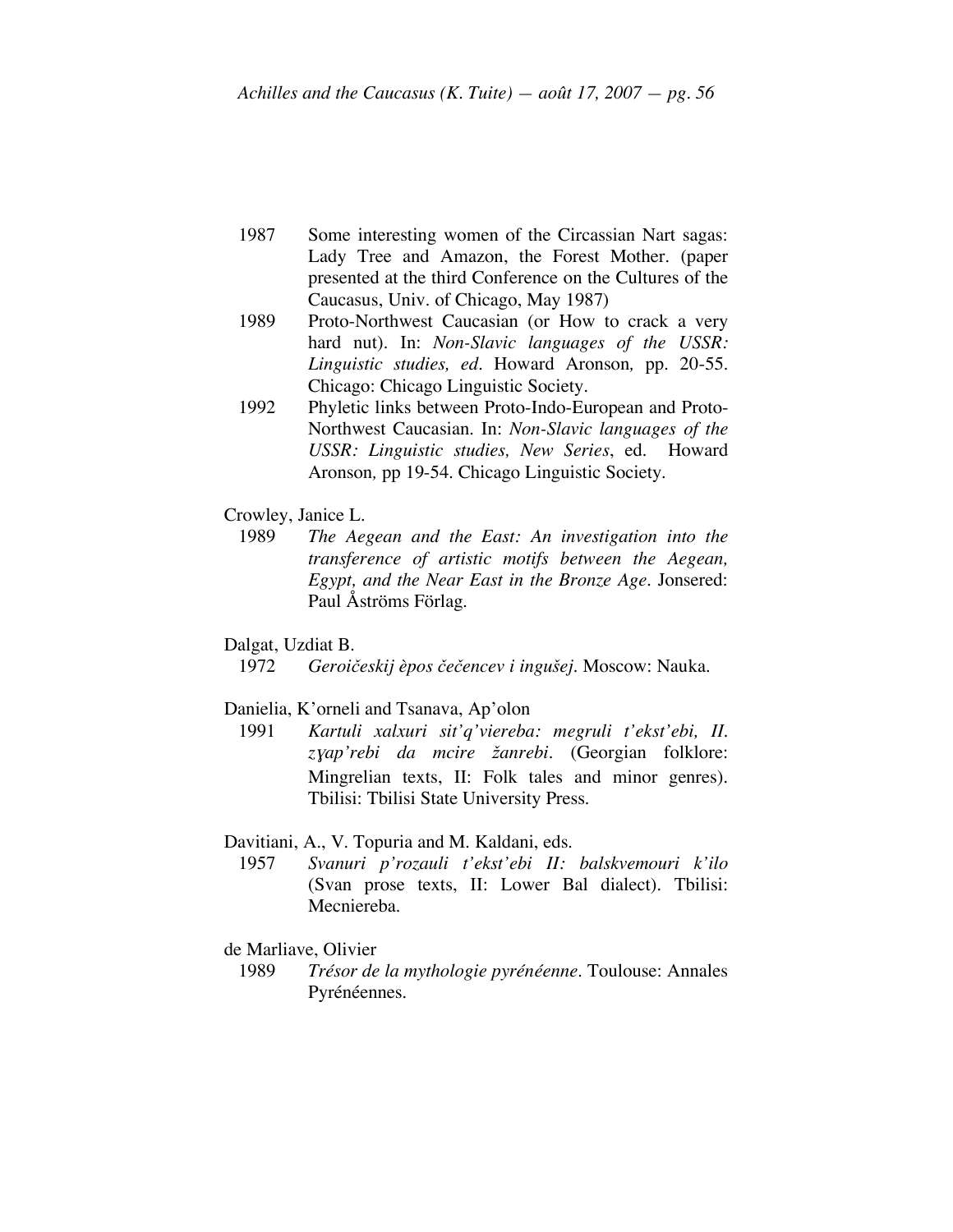1987 Some interesting women of the Circassian Nart sagas: Lady Tree and Amazon, the Forest Mother. (paper presented at the third Conference on the Cultures of the Caucasus, Univ. of Chicago, May 1987)

1989 Proto-Northwest Caucasian (or How to crack a very hard nut). In: *Non-Slavic languages of the USSR: Linguistic studies, ed*. Howard Aronson*,* pp. 20-55. Chicago: Chicago Linguistic Society.

1992 Phyletic links between Proto-Indo-European and Proto-Northwest Caucasian. In: *Non-Slavic languages of the USSR: Linguistic studies, New Series*, ed. Howard Aronson*,* pp 19-54. Chicago Linguistic Society.

Crowley, Janice L.

1989 *The Aegean and the East: An investigation into the transference of artistic motifs between the Aegean, Egypt, and the Near East in the Bronze Age*. Jonsered: Paul Åströms Förlag.

Dalgat, Uzdiat B.

1972 *Geroičeskij èpos čečencev i ingušej*. Moscow: Nauka.

Danielia, K'orneli and Tsanava, Ap'olon

1991 *Kartuli xalxuri sit'q'viereba: megruli t'ekst'ebi, II. zɣap'rebi da mcire žanrebi*. (Georgian folklore: Mingrelian texts, II: Folk tales and minor genres). Tbilisi: Tbilisi State University Press.

Davitiani, A., V. Topuria and M. Kaldani, eds.

1957 *Svanuri p'rozauli t'ekst'ebi II: balskvemouri k'ilo* (Svan prose texts, II: Lower Bal dialect). Tbilisi: Mecniereba.

de Marliave, Olivier

1989 *Trésor de la mythologie pyrénéenne*. Toulouse: Annales Pyrénéennes.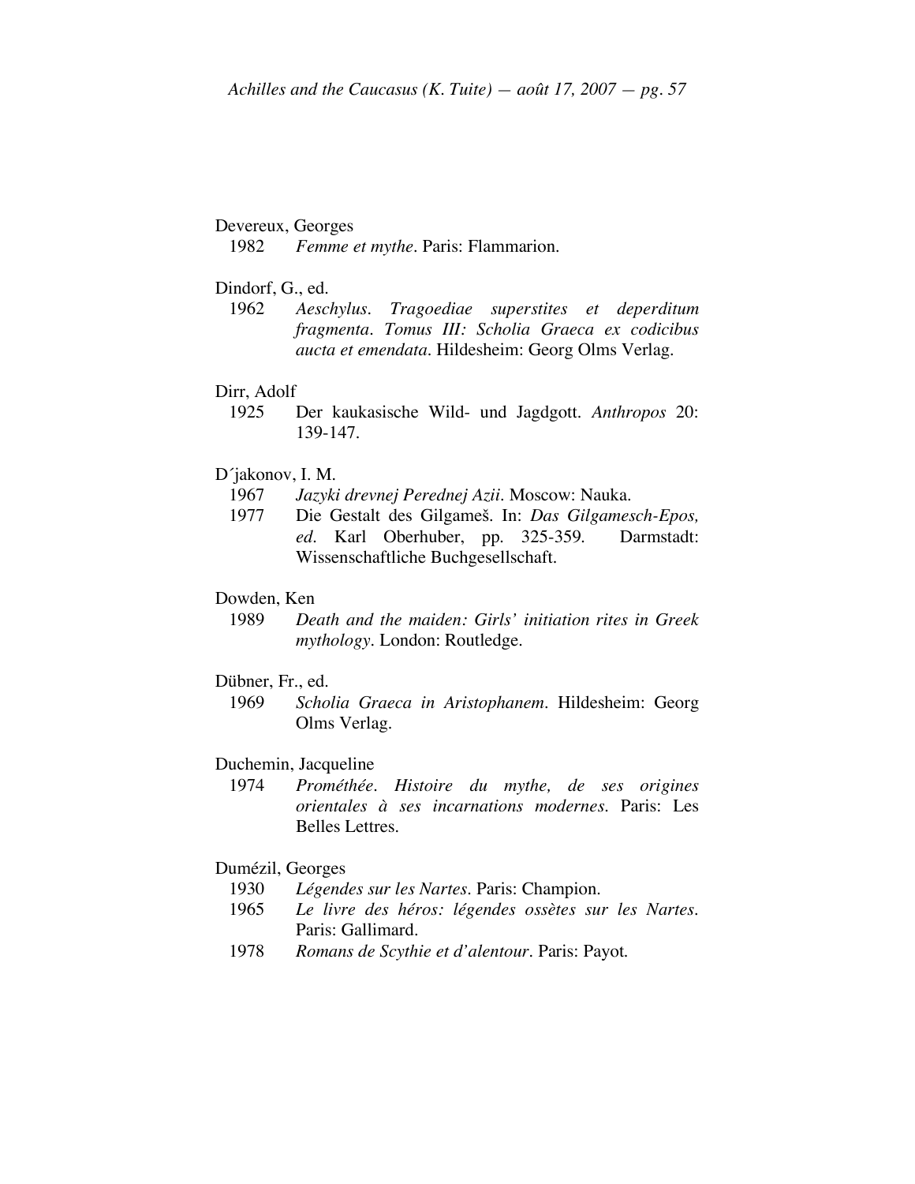Devereux, Georges

1982 *Femme et mythe*. Paris: Flammarion.

Dindorf, G., ed.

1962 *Aeschylus. Tragoediae superstites et deperditum fragmenta. Tomus III: Scholia Graeca ex codicibus aucta et emendata*. Hildesheim: Georg Olms Verlag.

Dirr, Adolf

1925 Der kaukasische Wild- und Jagdgott. *Anthropos* 20: 139-147.

D´jakonov, I. M.

1967 *Jazyki drevnej Perednej Azii*. Moscow: Nauka.

1977 Die Gestalt des Gilgameš. In: *Das Gilgamesch-Epos, ed.* Karl Oberhuber, pp. 325-359. Darmstadt: Wissenschaftliche Buchgesellschaft.

Dowden, Ken

1989 *Death and the maiden: Girls' initiation rites in Greek mythology*. London: Routledge.

Dübner, Fr., ed.

1969 *Scholia Graeca in Aristophanem*. Hildesheim: Georg Olms Verlag.

Duchemin, Jacqueline

1974 *Prométhée. Histoire du mythe, de ses origines orientales à ses incarnations modernes*. Paris: Les Belles Lettres.

Dumézil, Georges

1930 *Légendes sur les Nartes*. Paris: Champion.

1965 *Le livre des héros: légendes ossètes sur les Nartes*. Paris: Gallimard.

1978 *Romans de Scythie et d'alentour*. Paris: Payot.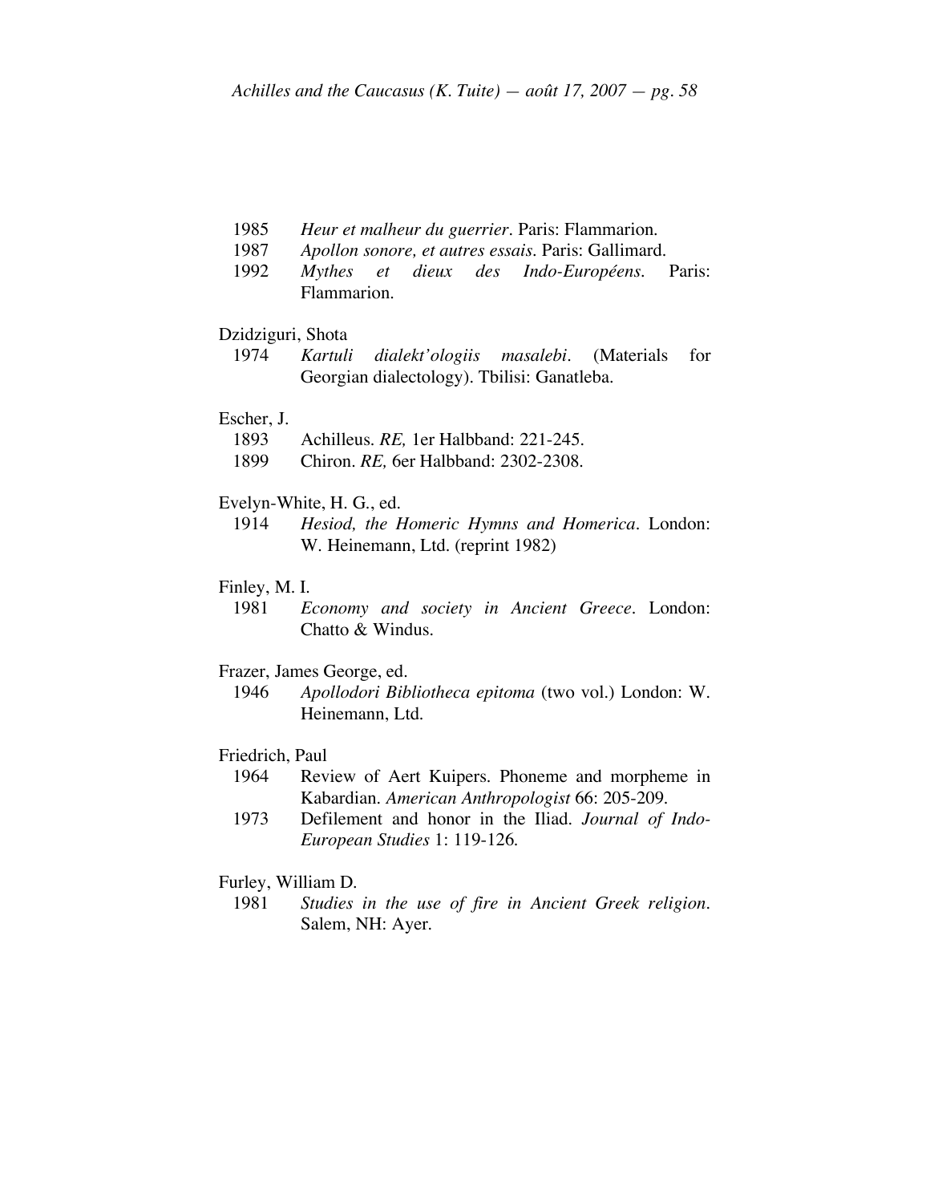1985 *Heur et malheur du guerrier*. Paris: Flammarion.
1987 *Apollon sonore, et autres essais*. Paris: Gallimard.
1992 *Mythes et dieux des Indo-Européens*. Paris: Flammarion.

Dzidziguri, Shota
1974 *Kartuli dialekt'ologiis masalebi*. (Materials for Georgian dialectology). Tbilisi: Ganatleba.

Escher, J.
1893 Achilleus. *RE,* 1er Halbband: 221-245.
1899 Chiron. *RE,* 6er Halbband: 2302-2308.

Evelyn-White, H. G., ed.
1914 *Hesiod, the Homeric Hymns and Homerica*. London: W. Heinemann, Ltd. (reprint 1982)

Finley, M. I.
1981 *Economy and society in Ancient Greece*. London: Chatto & Windus.

Frazer, James George, ed.
1946 *Apollodori Bibliotheca epitoma* (two vol.) London: W. Heinemann, Ltd.

Friedrich, Paul
1964 Review of Aert Kuipers. Phoneme and morpheme in Kabardian. *American Anthropologist* 66: 205-209.
1973 Defilement and honor in the Iliad. *Journal of Indo-European Studies* 1: 119-126.

Furley, William D.
1981 *Studies in the use of fire in Ancient Greek religion*. Salem, NH: Ayer.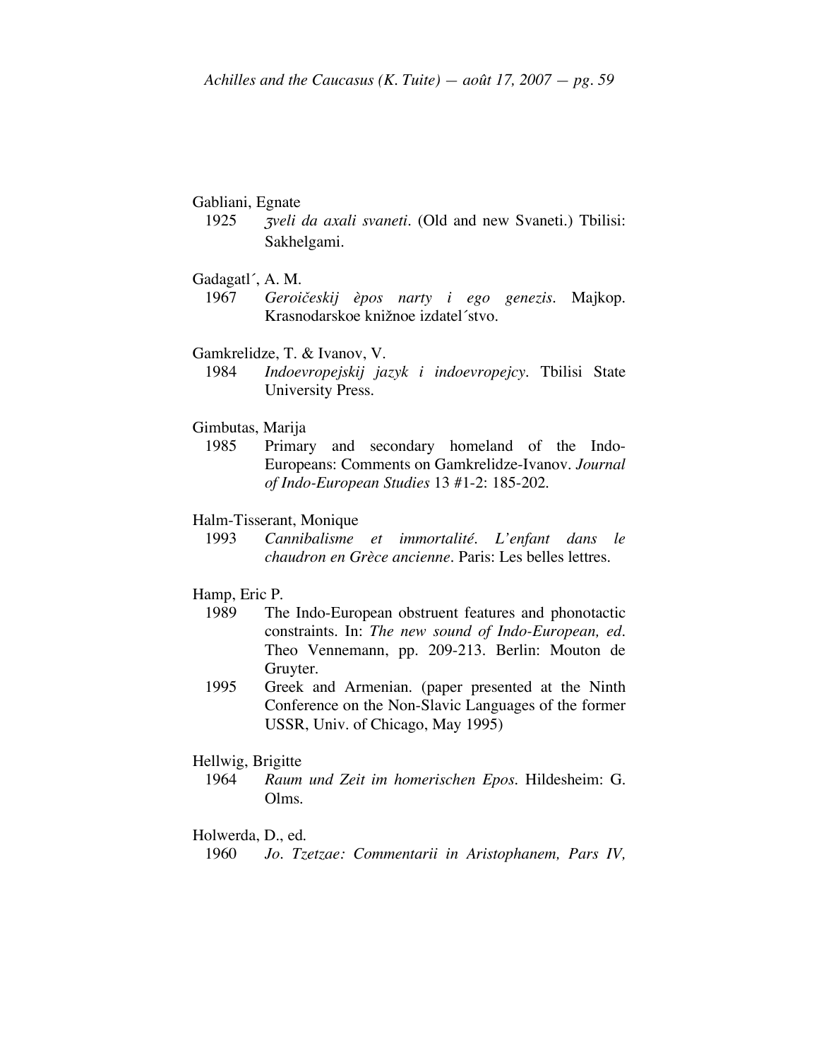Gabliani, Egnate

1925 *ʒveli da axali svaneti*. (Old and new Svaneti.) Tbilisi: Sakhelgami.

Gadagatl´, A. M.

1967 *Geroičeskij èpos narty i ego genezis*. Majkop. Krasnodarskoe knižnoe izdatel´stvo.

Gamkrelidze, T. & Ivanov, V.

1984 *Indoevropejskij jazyk i indoevropejcy*. Tbilisi State University Press.

Gimbutas, Marija

1985 Primary and secondary homeland of the Indo-Europeans: Comments on Gamkrelidze-Ivanov. *Journal of Indo-European Studies* 13 #1-2: 185-202.

Halm-Tisserant, Monique

1993 *Cannibalisme et immortalité. L'enfant dans le chaudron en Grèce ancienne*. Paris: Les belles lettres.

Hamp, Eric P.

1989 The Indo-European obstruent features and phonotactic constraints. In: *The new sound of Indo-European, ed*. Theo Vennemann, pp. 209-213. Berlin: Mouton de Gruyter.

1995 Greek and Armenian. (paper presented at the Ninth Conference on the Non-Slavic Languages of the former USSR, Univ. of Chicago, May 1995)

Hellwig, Brigitte

1964 *Raum und Zeit im homerischen Epos*. Hildesheim: G. Olms.

Holwerda, D., ed.

1960 *Jo. Tzetzae: Commentarii in Aristophanem, Pars IV,*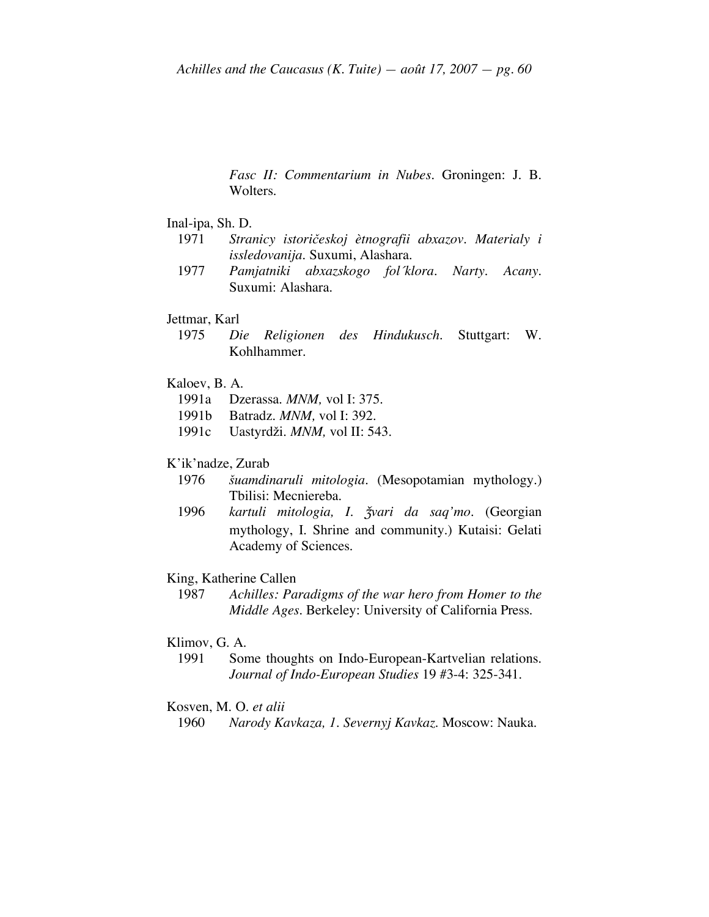*Fasc II: Commentarium in Nubes*. Groningen: J. B. Wolters.

Inal-ipa, Sh. D.

1971 *Stranicy istoričeskoj ètnografii abxazov. Materialy i issledovanija*. Suxumi, Alashara.

1977 *Pamjatniki abxazskogo fol´klora. Narty. Acany*. Suxumi: Alashara.

Jettmar, Karl

1975 *Die Religionen des Hindukusch*. Stuttgart: W. Kohlhammer.

Kaloev, B. A.

1991a Dzerassa. *MNM,* vol I: 375.

1991b Batradz. *MNM,* vol I: 392.

1991c Uastyrdži. *MNM,* vol II: 543.

K'ik'nadze, Zurab

1976 *šuamdinaruli mitologia*. (Mesopotamian mythology.) Tbilisi: Mecniereba.

1996 *kartuli mitologia, I. ǯvari da saq'mo*. (Georgian mythology, I. Shrine and community.) Kutaisi: Gelati Academy of Sciences.

King, Katherine Callen

1987 *Achilles: Paradigms of the war hero from Homer to the Middle Ages*. Berkeley: University of California Press.

Klimov, G. A.

1991 Some thoughts on Indo-European-Kartvelian relations. *Journal of Indo-European Studies* 19 #3-4: 325-341.

Kosven, M. O. *et alii*

1960 *Narody Kavkaza, 1. Severnyj Kavkaz.* Moscow: Nauka.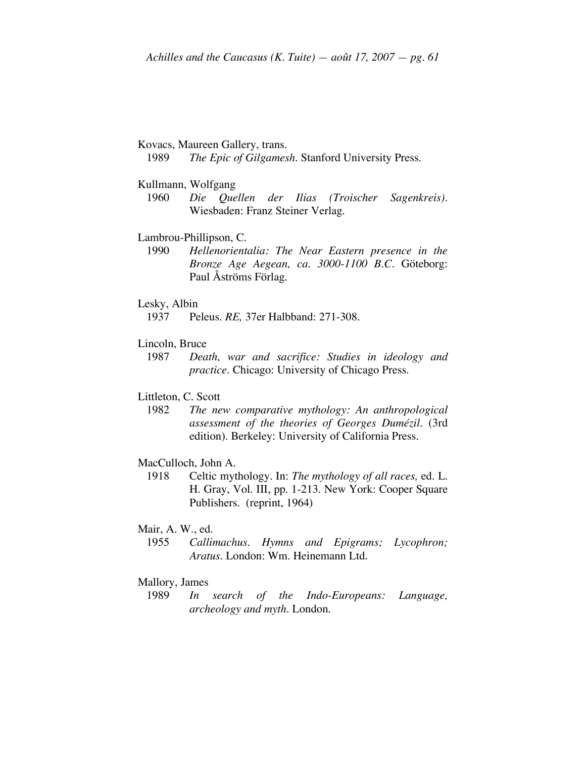Kovacs, Maureen Gallery, trans.

1989 *The Epic of Gilgamesh*. Stanford University Press.

Kullmann, Wolfgang

1960 *Die Quellen der Ilias (Troischer Sagenkreis)*. Wiesbaden: Franz Steiner Verlag.

Lambrou-Phillipson, C.

1990 *Hellenorientalia: The Near Eastern presence in the Bronze Age Aegean, ca. 3000-1100 B.C*. Göteborg: Paul Åströms Förlag.

Lesky, Albin

1937 Peleus. *RE,* 37er Halbband: 271-308.

Lincoln, Bruce

1987 *Death, war and sacrifice: Studies in ideology and practice*. Chicago: University of Chicago Press.

Littleton, C. Scott

1982 *The new comparative mythology: An anthropological assessment of the theories of Georges Dumézil*. (3rd edition). Berkeley: University of California Press.

MacCulloch, John A.

1918 Celtic mythology. In: *The mythology of all races,* ed. L. H. Gray, Vol. III, pp. 1-213. New York: Cooper Square Publishers. (reprint, 1964)

Mair, A. W., ed.

1955 *Callimachus. Hymns and Epigrams; Lycophron; Aratus*. London: Wm. Heinemann Ltd.

Mallory, James

1989 *In search of the Indo-Europeans: Language, archeology and myth*. London.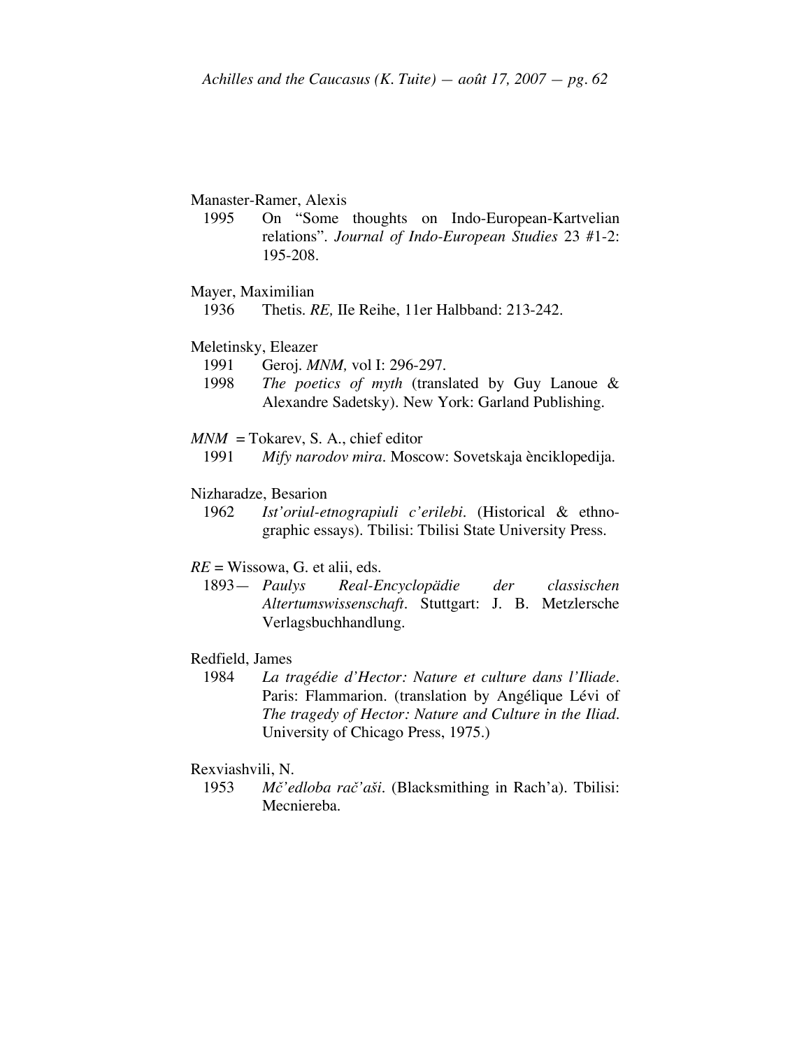Manaster-Ramer, Alexis

1995 On "Some thoughts on Indo-European-Kartvelian relations". *Journal of Indo-European Studies* 23 #1-2: 195-208.

Mayer, Maximilian

1936 Thetis. *RE,* IIe Reihe, 11er Halbband: 213-242.

Meletinsky, Eleazer

1991 Geroj. *MNM,* vol I: 296-297.

1998 *The poetics of myth* (translated by Guy Lanoue & Alexandre Sadetsky). New York: Garland Publishing.

*MNM* = Tokarev, S. A., chief editor

1991 *Mify narodov mira*. Moscow: Sovetskaja ènciklopedija.

Nizharadze, Besarion

1962 *Ist'oriul-etnograpiuli c'erilebi*. (Historical & ethnographic essays). Tbilisi: Tbilisi State University Press.

*RE* = Wissowa, G. et alii, eds.

1893— *Paulys Real-Encyclopädie der classischen Altertumswissenschaft*. Stuttgart: J. B. Metzlersche Verlagsbuchhandlung.

Redfield, James

1984 *La tragédie d'Hector: Nature et culture dans l'Iliade*. Paris: Flammarion. (translation by Angélique Lévi of *The tragedy of Hector: Nature and Culture in the Iliad*. University of Chicago Press, 1975.)

Rexviashvili, N.

1953 *Mč'edloba rač'aši*. (Blacksmithing in Rach'a). Tbilisi: Mecniereba.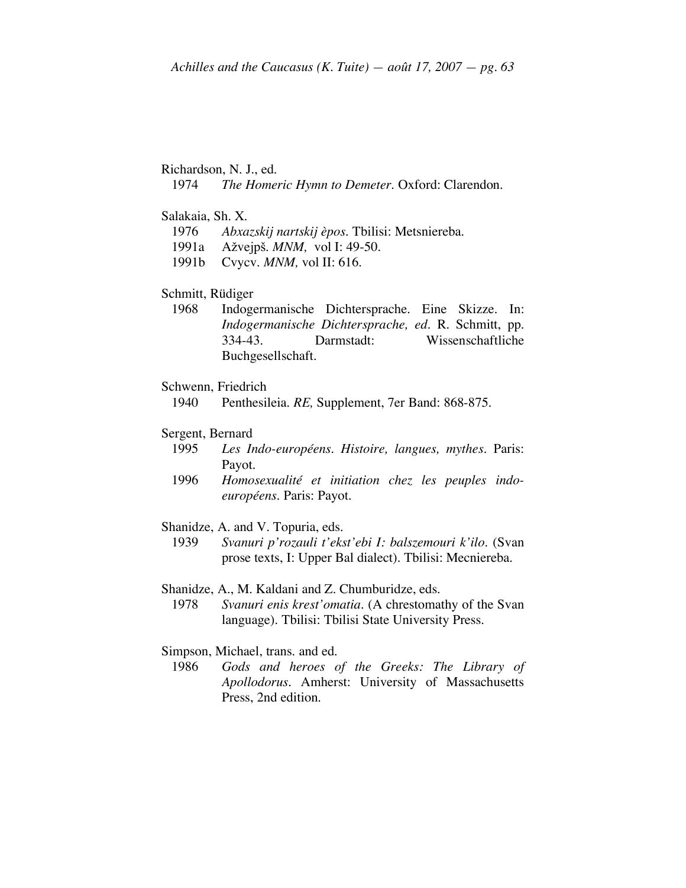Richardson, N. J., ed.

1974 *The Homeric Hymn to Demeter*. Oxford: Clarendon.

Salakaia, Sh. X.

1976 *Abxazskij nartskij èpos*. Tbilisi: Metsniereba.

1991a Ažvejpš. *MNM,* vol I: 49-50.

1991b Cvycv. *MNM,* vol II: 616.

Schmitt, Rüdiger

1968 Indogermanische Dichtersprache. Eine Skizze. In: *Indogermanische Dichtersprache, ed*. R. Schmitt, pp. 334-43. Darmstadt: Wissenschaftliche Buchgesellschaft.

Schwenn, Friedrich

1940 Penthesileia. *RE,* Supplement, 7er Band: 868-875.

Sergent, Bernard

1995 *Les Indo-européens. Histoire, langues, mythes*. Paris: Payot.

1996 *Homosexualité et initiation chez les peuples indo-européens*. Paris: Payot.

Shanidze, A. and V. Topuria, eds.

1939 *Svanuri p'rozauli t'ekst'ebi I: balszemouri k'ilo*. (Svan prose texts, I: Upper Bal dialect). Tbilisi: Mecniereba.

Shanidze, A., M. Kaldani and Z. Chumburidze, eds.

1978 *Svanuri enis krest'omatia*. (A chrestomathy of the Svan language). Tbilisi: Tbilisi State University Press.

Simpson, Michael, trans. and ed.

1986 *Gods and heroes of the Greeks: The Library of Apollodorus*. Amherst: University of Massachusetts Press, 2nd edition.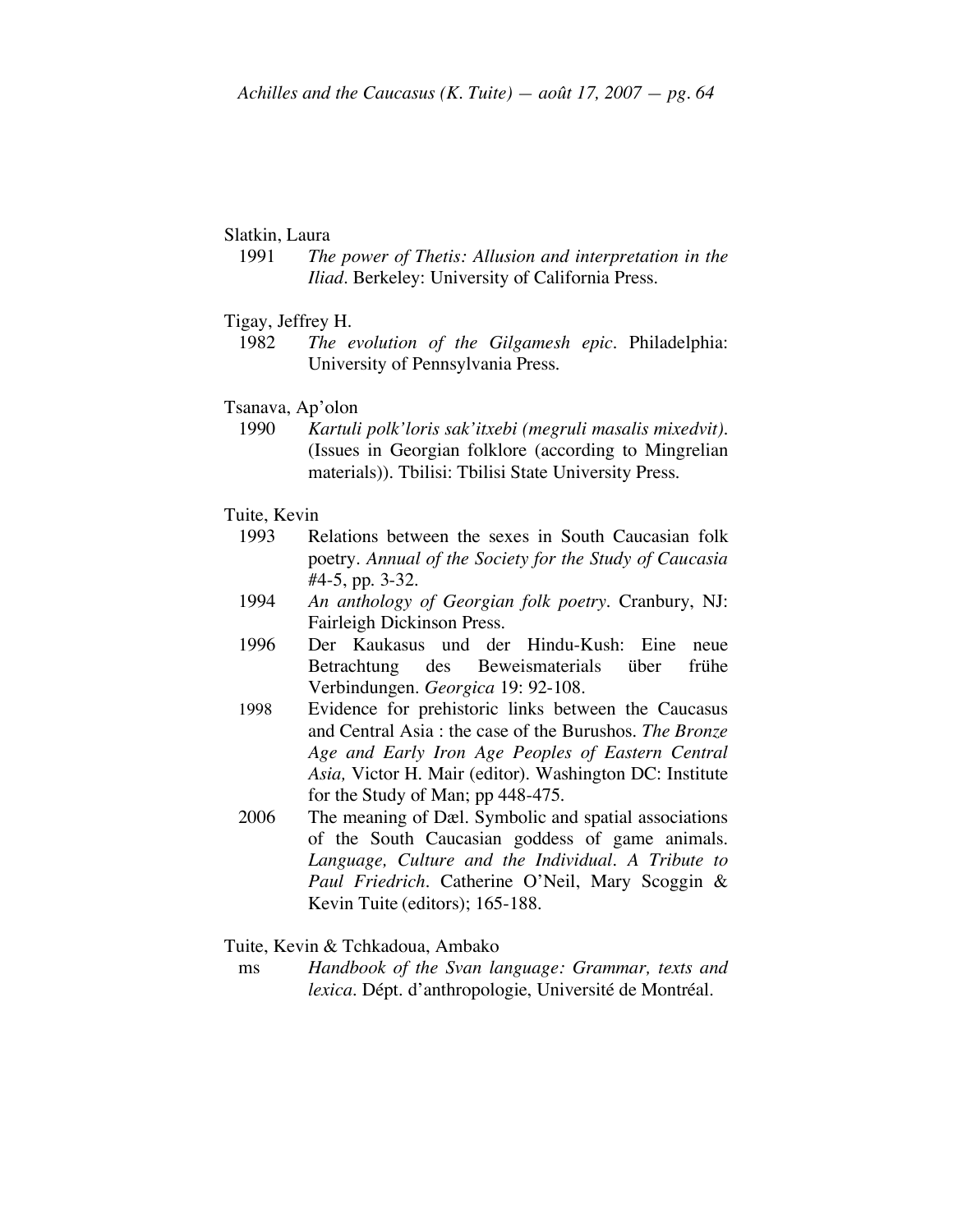Slatkin, Laura

1991 *The power of Thetis: Allusion and interpretation in the Iliad*. Berkeley: University of California Press.

Tigay, Jeffrey H.

1982 *The evolution of the Gilgamesh epic*. Philadelphia: University of Pennsylvania Press.

Tsanava, Ap'olon

1990 *Kartuli polk'loris sak'itxebi (megruli masalis mixedvit)*. (Issues in Georgian folklore (according to Mingrelian materials)). Tbilisi: Tbilisi State University Press.

Tuite, Kevin

1993 Relations between the sexes in South Caucasian folk poetry. *Annual of the Society for the Study of Caucasia* #4-5, pp. 3-32.

1994 *An anthology of Georgian folk poetry*. Cranbury, NJ: Fairleigh Dickinson Press.

1996 Der Kaukasus und der Hindu-Kush: Eine neue Betrachtung des Beweismaterials über frühe Verbindungen. *Georgica* 19: 92-108.

1998 Evidence for prehistoric links between the Caucasus and Central Asia : the case of the Burushos. *The Bronze Age and Early Iron Age Peoples of Eastern Central Asia,* Victor H. Mair (editor). Washington DC: Institute for the Study of Man; pp 448-475.

2006 The meaning of Dæl. Symbolic and spatial associations of the South Caucasian goddess of game animals. *Language, Culture and the Individual. A Tribute to Paul Friedrich*. Catherine O'Neil, Mary Scoggin & Kevin Tuite (editors); 165-188.

Tuite, Kevin & Tchkadoua, Ambako

ms *Handbook of the Svan language: Grammar, texts and lexica*. Dépt. d'anthropologie, Université de Montréal.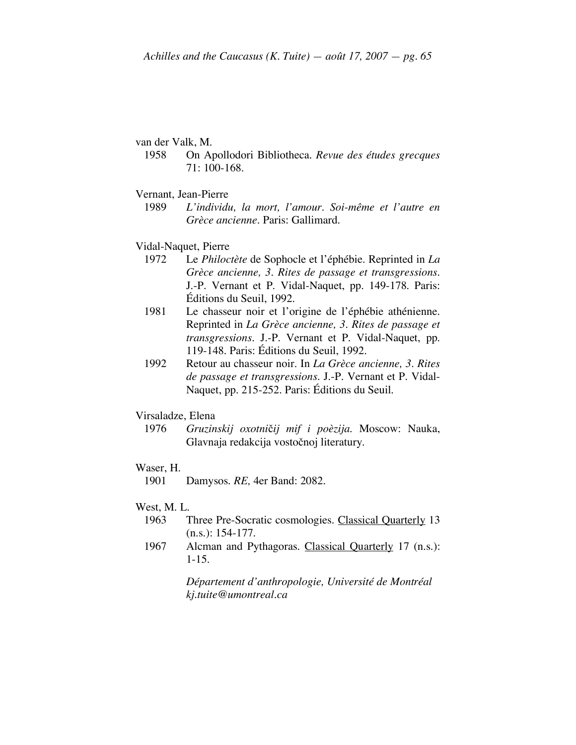van der Valk, M.

1958 On Apollodori Bibliotheca. *Revue des études grecques* 71: 100-168.

Vernant, Jean-Pierre

1989 *L'individu, la mort, l'amour. Soi-même et l'autre en Grèce ancienne*. Paris: Gallimard.

Vidal-Naquet, Pierre

1972 Le *Philoctète* de Sophocle et l'éphébie. Reprinted in *La Grèce ancienne, 3. Rites de passage et transgressions*. J.-P. Vernant et P. Vidal-Naquet, pp. 149-178. Paris: Éditions du Seuil, 1992.

1981 Le chasseur noir et l'origine de l'éphébie athénienne. Reprinted in *La Grèce ancienne, 3. Rites de passage et transgressions*. J.-P. Vernant et P. Vidal-Naquet, pp. 119-148. Paris: Éditions du Seuil, 1992.

1992 Retour au chasseur noir. In *La Grèce ancienne, 3. Rites de passage et transgressions*. J.-P. Vernant et P. Vidal-Naquet, pp. 215-252. Paris: Éditions du Seuil.

Virsaladze, Elena

1976 *Gruzinskij oxotničij mif i poèzija.* Moscow: Nauka, Glavnaja redakcija vostočnoj literatury.

Waser, H.

1901 Damysos. *RE,* 4er Band: 2082.

West, M. L.

1963 Three Pre-Socratic cosmologies. Classical Quarterly 13 (n.s.): 154-177.

1967 Alcman and Pythagoras. Classical Quarterly 17 (n.s.): 1-15.

*Département d'anthropologie, Université de Montréal*
*kj.tuite@umontreal.ca*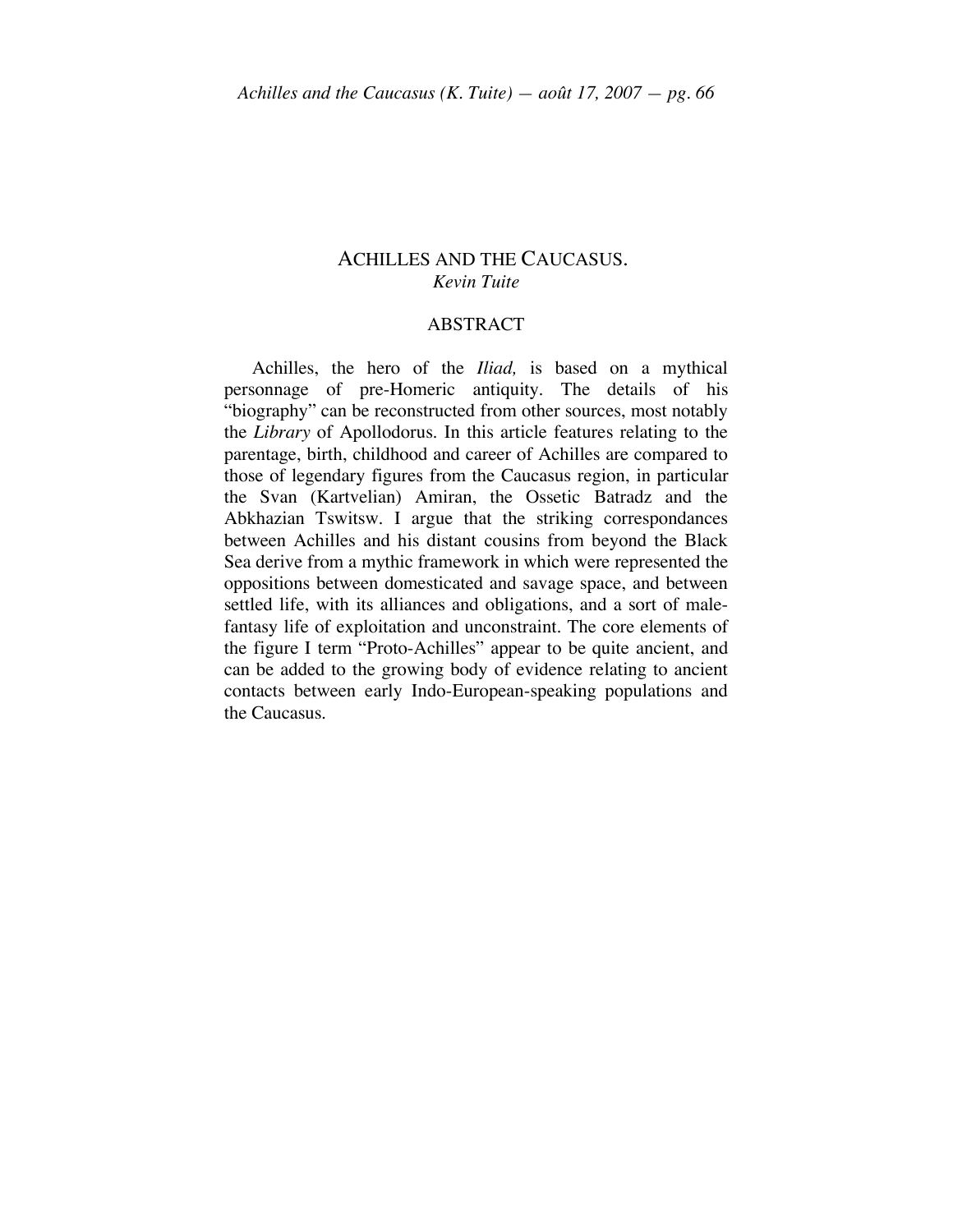# ACHILLES AND THE CAUCASUS.

*Kevin Tuite*

## ABSTRACT

Achilles, the hero of the *Iliad,* is based on a mythical personnage of pre-Homeric antiquity. The details of his "biography" can be reconstructed from other sources, most notably the *Library* of Apollodorus. In this article features relating to the parentage, birth, childhood and career of Achilles are compared to those of legendary figures from the Caucasus region, in particular the Svan (Kartvelian) Amiran, the Ossetic Batradz and the Abkhazian Tswitsw. I argue that the striking correspondances between Achilles and his distant cousins from beyond the Black Sea derive from a mythic framework in which were represented the oppositions between domesticated and savage space, and between settled life, with its alliances and obligations, and a sort of male-fantasy life of exploitation and unconstraint. The core elements of the figure I term "Proto-Achilles" appear to be quite ancient, and can be added to the growing body of evidence relating to ancient contacts between early Indo-European-speaking populations and the Caucasus.